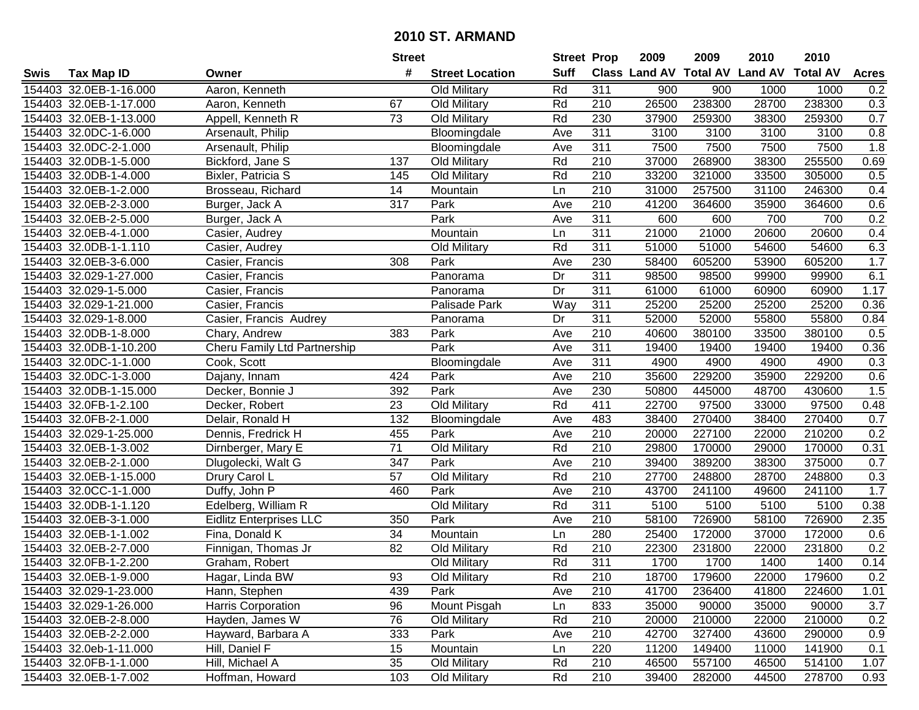# 2010 ST. ARMAND

| Swis | Tax Map ID | Owner | Street # | Street Location | Street Suff | Prop Class | 2009 Land AV | 2009 Total AV | 2010 Land AV | 2010 Total AV | Acres |
|---|---|---|---|---|---|---|---|---|---|---|---|
| 154403 | 32.0EB-1-16.000 | Aaron, Kenneth | | Old Military | Rd | 311 | 900 | 900 | 1000 | 1000 | 0.2 |
| 154403 | 32.0EB-1-17.000 | Aaron, Kenneth | 67 | Old Military | Rd | 210 | 26500 | 238300 | 28700 | 238300 | 0.3 |
| 154403 | 32.0EB-1-13.000 | Appell, Kenneth R | 73 | Old Military | Rd | 230 | 37900 | 259300 | 38300 | 259300 | 0.7 |
| 154403 | 32.0DC-1-6.000 | Arsenault, Philip | | Bloomingdale | Ave | 311 | 3100 | 3100 | 3100 | 3100 | 0.8 |
| 154403 | 32.0DC-2-1.000 | Arsenault, Philip | | Bloomingdale | Ave | 311 | 7500 | 7500 | 7500 | 7500 | 1.8 |
| 154403 | 32.0DB-1-5.000 | Bickford, Jane S | 137 | Old Military | Rd | 210 | 37000 | 268900 | 38300 | 255500 | 0.69 |
| 154403 | 32.0DB-1-4.000 | Bixler, Patricia S | 145 | Old Military | Rd | 210 | 33200 | 321000 | 33500 | 305000 | 0.5 |
| 154403 | 32.0EB-1-2.000 | Brosseau, Richard | 14 | Mountain | Ln | 210 | 31000 | 257500 | 31100 | 246300 | 0.4 |
| 154403 | 32.0EB-2-3.000 | Burger, Jack A | 317 | Park | Ave | 210 | 41200 | 364600 | 35900 | 364600 | 0.6 |
| 154403 | 32.0EB-2-5.000 | Burger, Jack A | | Park | Ave | 311 | 600 | 600 | 700 | 700 | 0.2 |
| 154403 | 32.0EB-4-1.000 | Casier, Audrey | | Mountain | Ln | 311 | 21000 | 21000 | 20600 | 20600 | 0.4 |
| 154403 | 32.0DB-1-1.110 | Casier, Audrey | | Old Military | Rd | 311 | 51000 | 51000 | 54600 | 54600 | 6.3 |
| 154403 | 32.0EB-3-6.000 | Casier, Francis | 308 | Park | Ave | 230 | 58400 | 605200 | 53900 | 605200 | 1.7 |
| 154403 | 32.029-1-27.000 | Casier, Francis | | Panorama | Dr | 311 | 98500 | 98500 | 99900 | 99900 | 6.1 |
| 154403 | 32.029-1-5.000 | Casier, Francis | | Panorama | Dr | 311 | 61000 | 61000 | 60900 | 60900 | 1.17 |
| 154403 | 32.029-1-21.000 | Casier, Francis | | Palisade Park | Way | 311 | 25200 | 25200 | 25200 | 25200 | 0.36 |
| 154403 | 32.029-1-8.000 | Casier, Francis Audrey | | Panorama | Dr | 311 | 52000 | 52000 | 55800 | 55800 | 0.84 |
| 154403 | 32.0DB-1-8.000 | Chary, Andrew | 383 | Park | Ave | 210 | 40600 | 380100 | 33500 | 380100 | 0.5 |
| 154403 | 32.0DB-1-10.200 | Cheru Family Ltd Partnership | | Park | Ave | 311 | 19400 | 19400 | 19400 | 19400 | 0.36 |
| 154403 | 32.0DC-1-1.000 | Cook, Scott | | Bloomingdale | Ave | 311 | 4900 | 4900 | 4900 | 4900 | 0.3 |
| 154403 | 32.0DC-1-3.000 | Dajany, Innam | 424 | Park | Ave | 210 | 35600 | 229200 | 35900 | 229200 | 0.6 |
| 154403 | 32.0DB-1-15.000 | Decker, Bonnie J | 392 | Park | Ave | 230 | 50800 | 445000 | 48700 | 430600 | 1.5 |
| 154403 | 32.0FB-1-2.100 | Decker, Robert | 23 | Old Military | Rd | 411 | 22700 | 97500 | 33000 | 97500 | 0.48 |
| 154403 | 32.0FB-2-1.000 | Delair, Ronald H | 132 | Bloomingdale | Ave | 483 | 38400 | 270400 | 38400 | 270400 | 0.7 |
| 154403 | 32.029-1-25.000 | Dennis, Fredrick H | 455 | Park | Ave | 210 | 20000 | 227100 | 22000 | 210200 | 0.2 |
| 154403 | 32.0EB-1-3.002 | Dirnberger, Mary E | 71 | Old Military | Rd | 210 | 29800 | 170000 | 29000 | 170000 | 0.31 |
| 154403 | 32.0EB-2-1.000 | Dlugolecki, Walt G | 347 | Park | Ave | 210 | 39400 | 389200 | 38300 | 375000 | 0.7 |
| 154403 | 32.0EB-1-15.000 | Drury Carol L | 57 | Old Military | Rd | 210 | 27700 | 248800 | 28700 | 248800 | 0.3 |
| 154403 | 32.0CC-1-1.000 | Duffy, John P | 460 | Park | Ave | 210 | 43700 | 241100 | 49600 | 241100 | 1.7 |
| 154403 | 32.0DB-1-1.120 | Edelberg, William R | | Old Military | Rd | 311 | 5100 | 5100 | 5100 | 5100 | 0.38 |
| 154403 | 32.0EB-3-1.000 | Eidlitz Enterprises LLC | 350 | Park | Ave | 210 | 58100 | 726900 | 58100 | 726900 | 2.35 |
| 154403 | 32.0EB-1-1.002 | Fina, Donald K | 34 | Mountain | Ln | 280 | 25400 | 172000 | 37000 | 172000 | 0.6 |
| 154403 | 32.0EB-2-7.000 | Finnigan, Thomas Jr | 82 | Old Military | Rd | 210 | 22300 | 231800 | 22000 | 231800 | 0.2 |
| 154403 | 32.0FB-1-2.200 | Graham, Robert | | Old Military | Rd | 311 | 1700 | 1700 | 1400 | 1400 | 0.14 |
| 154403 | 32.0EB-1-9.000 | Hagar, Linda BW | 93 | Old Military | Rd | 210 | 18700 | 179600 | 22000 | 179600 | 0.2 |
| 154403 | 32.029-1-23.000 | Hann, Stephen | 439 | Park | Ave | 210 | 41700 | 236400 | 41800 | 224600 | 1.01 |
| 154403 | 32.029-1-26.000 | Harris Corporation | 96 | Mount Pisgah | Ln | 833 | 35000 | 90000 | 35000 | 90000 | 3.7 |
| 154403 | 32.0EB-2-8.000 | Hayden, James W | 76 | Old Military | Rd | 210 | 20000 | 210000 | 22000 | 210000 | 0.2 |
| 154403 | 32.0EB-2-2.000 | Hayward, Barbara A | 333 | Park | Ave | 210 | 42700 | 327400 | 43600 | 290000 | 0.9 |
| 154403 | 32.0eb-1-11.000 | Hill, Daniel F | 15 | Mountain | Ln | 220 | 11200 | 149400 | 11000 | 141900 | 0.1 |
| 154403 | 32.0FB-1-1.000 | Hill, Michael A | 35 | Old Military | Rd | 210 | 46500 | 557100 | 46500 | 514100 | 1.07 |
| 154403 | 32.0EB-1-7.002 | Hoffman, Howard | 103 | Old Military | Rd | 210 | 39400 | 282000 | 44500 | 278700 | 0.93 |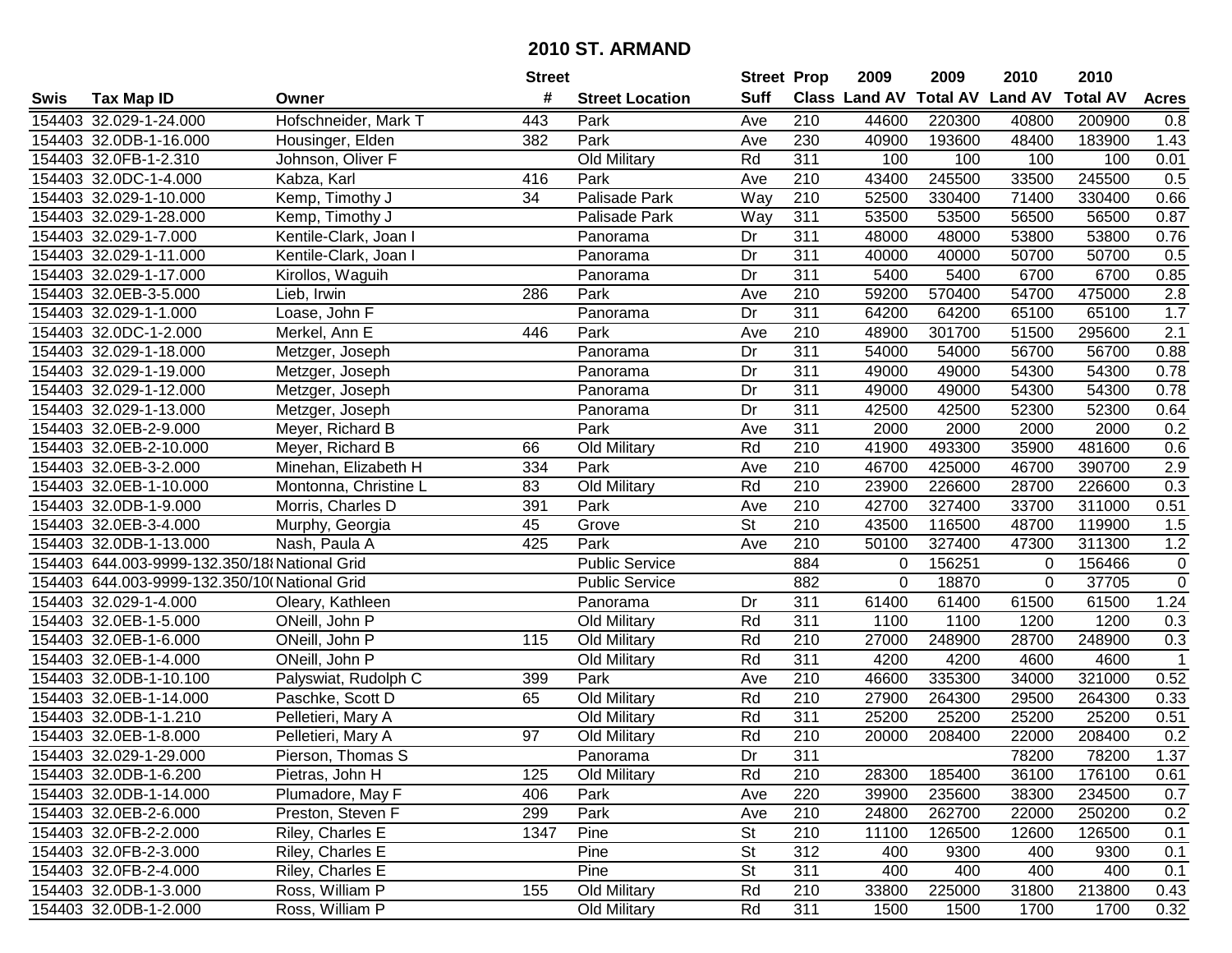# 2010 ST. ARMAND

| Swis | Tax Map ID | Owner | Street # | Street Location | Street Suff | Prop Class | 2009 Land AV | 2009 Total AV | 2010 Land AV | 2010 Total AV | Acres |
|---|---|---|---|---|---|---|---|---|---|---|---|
| 154403 | 32.029-1-24.000 | Hofschneider, Mark T | 443 | Park | Ave | 210 | 44600 | 220300 | 40800 | 200900 | 0.8 |
| 154403 | 32.0DB-1-16.000 | Housinger, Elden | 382 | Park | Ave | 230 | 40900 | 193600 | 48400 | 183900 | 1.43 |
| 154403 | 32.0FB-1-2.310 | Johnson, Oliver F | | Old Military | Rd | 311 | 100 | 100 | 100 | 100 | 0.01 |
| 154403 | 32.0DC-1-4.000 | Kabza, Karl | 416 | Park | Ave | 210 | 43400 | 245500 | 33500 | 245500 | 0.5 |
| 154403 | 32.029-1-10.000 | Kemp, Timothy J | 34 | Palisade Park | Way | 210 | 52500 | 330400 | 71400 | 330400 | 0.66 |
| 154403 | 32.029-1-28.000 | Kemp, Timothy J | | Palisade Park | Way | 311 | 53500 | 53500 | 56500 | 56500 | 0.87 |
| 154403 | 32.029-1-7.000 | Kentile-Clark, Joan I | | Panorama | Dr | 311 | 48000 | 48000 | 53800 | 53800 | 0.76 |
| 154403 | 32.029-1-11.000 | Kentile-Clark, Joan I | | Panorama | Dr | 311 | 40000 | 40000 | 50700 | 50700 | 0.5 |
| 154403 | 32.029-1-17.000 | Kirollos, Waguih | | Panorama | Dr | 311 | 5400 | 5400 | 6700 | 6700 | 0.85 |
| 154403 | 32.0EB-3-5.000 | Lieb, Irwin | 286 | Park | Ave | 210 | 59200 | 570400 | 54700 | 475000 | 2.8 |
| 154403 | 32.029-1-1.000 | Loase, John F | | Panorama | Dr | 311 | 64200 | 64200 | 65100 | 65100 | 1.7 |
| 154403 | 32.0DC-1-2.000 | Merkel, Ann E | 446 | Park | Ave | 210 | 48900 | 301700 | 51500 | 295600 | 2.1 |
| 154403 | 32.029-1-18.000 | Metzger, Joseph | | Panorama | Dr | 311 | 54000 | 54000 | 56700 | 56700 | 0.88 |
| 154403 | 32.029-1-19.000 | Metzger, Joseph | | Panorama | Dr | 311 | 49000 | 49000 | 54300 | 54300 | 0.78 |
| 154403 | 32.029-1-12.000 | Metzger, Joseph | | Panorama | Dr | 311 | 49000 | 49000 | 54300 | 54300 | 0.78 |
| 154403 | 32.029-1-13.000 | Metzger, Joseph | | Panorama | Dr | 311 | 42500 | 42500 | 52300 | 52300 | 0.64 |
| 154403 | 32.0EB-2-9.000 | Meyer, Richard B | | Park | Ave | 311 | 2000 | 2000 | 2000 | 2000 | 0.2 |
| 154403 | 32.0EB-2-10.000 | Meyer, Richard B | 66 | Old Military | Rd | 210 | 41900 | 493300 | 35900 | 481600 | 0.6 |
| 154403 | 32.0EB-3-2.000 | Minehan, Elizabeth H | 334 | Park | Ave | 210 | 46700 | 425000 | 46700 | 390700 | 2.9 |
| 154403 | 32.0EB-1-10.000 | Montonna, Christine L | 83 | Old Military | Rd | 210 | 23900 | 226600 | 28700 | 226600 | 0.3 |
| 154403 | 32.0DB-1-9.000 | Morris, Charles D | 391 | Park | Ave | 210 | 42700 | 327400 | 33700 | 311000 | 0.51 |
| 154403 | 32.0EB-3-4.000 | Murphy, Georgia | 45 | Grove | St | 210 | 43500 | 116500 | 48700 | 119900 | 1.5 |
| 154403 | 32.0DB-1-13.000 | Nash, Paula A | 425 | Park | Ave | 210 | 50100 | 327400 | 47300 | 311300 | 1.2 |
| 154403 | 644.003-9999-132.350/18( | National Grid | | Public Service | | 884 | 0 | 156251 | 0 | 156466 | 0 |
| 154403 | 644.003-9999-132.350/10( | National Grid | | Public Service | | 882 | 0 | 18870 | 0 | 37705 | 0 |
| 154403 | 32.029-1-4.000 | Oleary, Kathleen | | Panorama | Dr | 311 | 61400 | 61400 | 61500 | 61500 | 1.24 |
| 154403 | 32.0EB-1-5.000 | ONeill, John P | | Old Military | Rd | 311 | 1100 | 1100 | 1200 | 1200 | 0.3 |
| 154403 | 32.0EB-1-6.000 | ONeill, John P | 115 | Old Military | Rd | 210 | 27000 | 248900 | 28700 | 248900 | 0.3 |
| 154403 | 32.0EB-1-4.000 | ONeill, John P | | Old Military | Rd | 311 | 4200 | 4200 | 4600 | 4600 | 1 |
| 154403 | 32.0DB-1-10.100 | Palyswiat, Rudolph C | 399 | Park | Ave | 210 | 46600 | 335300 | 34000 | 321000 | 0.52 |
| 154403 | 32.0EB-1-14.000 | Paschke, Scott D | 65 | Old Military | Rd | 210 | 27900 | 264300 | 29500 | 264300 | 0.33 |
| 154403 | 32.0DB-1-1.210 | Pelletieri, Mary A | | Old Military | Rd | 311 | 25200 | 25200 | 25200 | 25200 | 0.51 |
| 154403 | 32.0EB-1-8.000 | Pelletieri, Mary A | 97 | Old Military | Rd | 210 | 20000 | 208400 | 22000 | 208400 | 0.2 |
| 154403 | 32.029-1-29.000 | Pierson, Thomas S | | Panorama | Dr | 311 | | | 78200 | 78200 | 1.37 |
| 154403 | 32.0DB-1-6.200 | Pietras, John H | 125 | Old Military | Rd | 210 | 28300 | 185400 | 36100 | 176100 | 0.61 |
| 154403 | 32.0DB-1-14.000 | Plumadore, May F | 406 | Park | Ave | 220 | 39900 | 235600 | 38300 | 234500 | 0.7 |
| 154403 | 32.0EB-2-6.000 | Preston, Steven F | 299 | Park | Ave | 210 | 24800 | 262700 | 22000 | 250200 | 0.2 |
| 154403 | 32.0FB-2-2.000 | Riley, Charles E | 1347 | Pine | St | 210 | 11100 | 126500 | 12600 | 126500 | 0.1 |
| 154403 | 32.0FB-2-3.000 | Riley, Charles E | | Pine | St | 312 | 400 | 9300 | 400 | 9300 | 0.1 |
| 154403 | 32.0FB-2-4.000 | Riley, Charles E | | Pine | St | 311 | 400 | 400 | 400 | 400 | 0.1 |
| 154403 | 32.0DB-1-3.000 | Ross, William P | 155 | Old Military | Rd | 210 | 33800 | 225000 | 31800 | 213800 | 0.43 |
| 154403 | 32.0DB-1-2.000 | Ross, William P | | Old Military | Rd | 311 | 1500 | 1500 | 1700 | 1700 | 0.32 |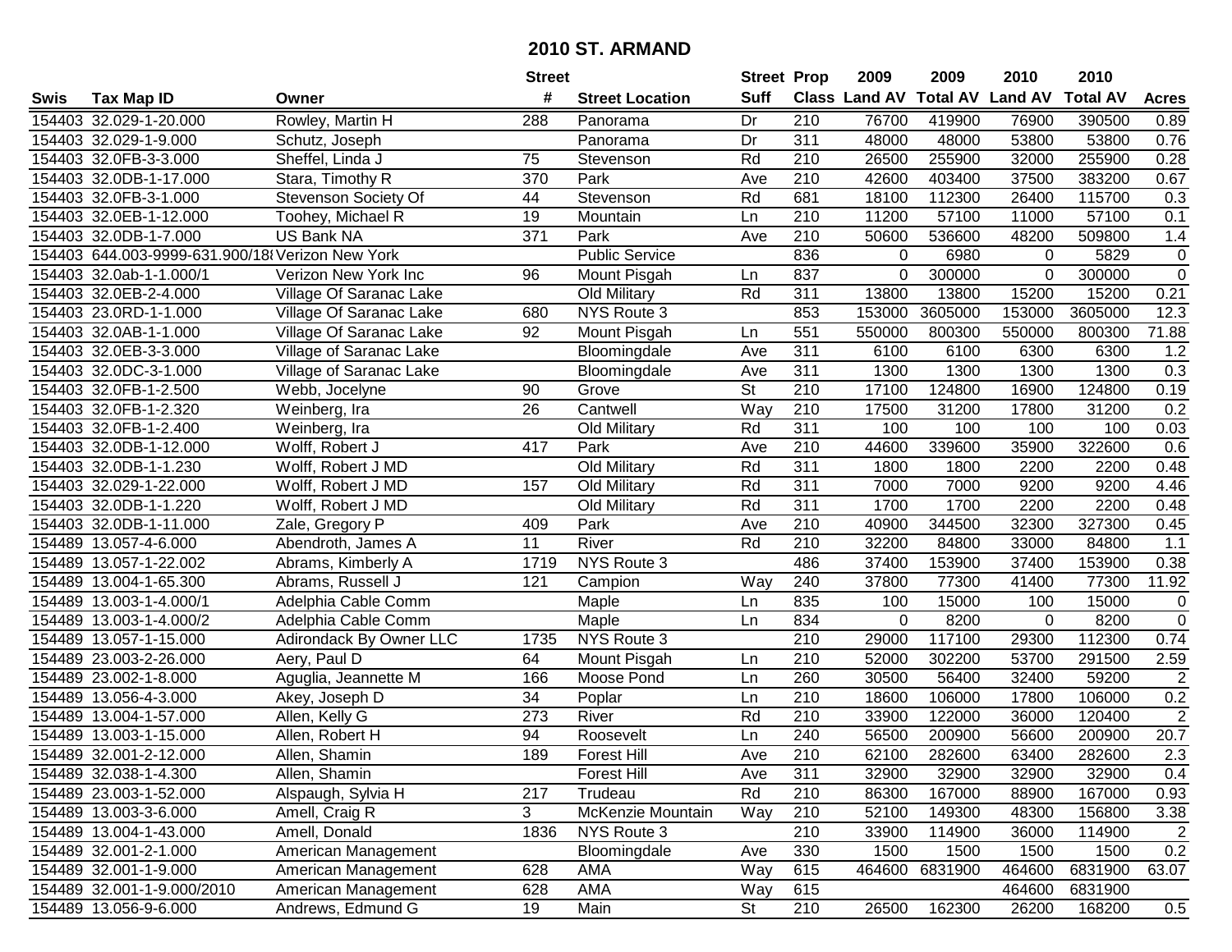# 2010 ST. ARMAND

| Swis | Tax Map ID | Owner | Street # | Street Location | Street Suff | Prop Class | 2009 Land AV | 2009 Total AV | 2010 Land AV | 2010 Total AV | Acres |
|---|---|---|---|---|---|---|---|---|---|---|---|
| 154403 | 32.029-1-20.000 | Rowley, Martin H | 288 | Panorama | Dr | 210 | 76700 | 419900 | 76900 | 390500 | 0.89 |
| 154403 | 32.029-1-9.000 | Schutz, Joseph | | Panorama | Dr | 311 | 48000 | 48000 | 53800 | 53800 | 0.76 |
| 154403 | 32.0FB-3-3.000 | Sheffel, Linda J | 75 | Stevenson | Rd | 210 | 26500 | 255900 | 32000 | 255900 | 0.28 |
| 154403 | 32.0DB-1-17.000 | Stara, Timothy R | 370 | Park | Ave | 210 | 42600 | 403400 | 37500 | 383200 | 0.67 |
| 154403 | 32.0FB-3-1.000 | Stevenson Society Of | 44 | Stevenson | Rd | 681 | 18100 | 112300 | 26400 | 115700 | 0.3 |
| 154403 | 32.0EB-1-12.000 | Toohey, Michael R | 19 | Mountain | Ln | 210 | 11200 | 57100 | 11000 | 57100 | 0.1 |
| 154403 | 32.0DB-1-7.000 | US Bank NA | 371 | Park | Ave | 210 | 50600 | 536600 | 48200 | 509800 | 1.4 |
| 154403 | 644.003-9999-631.900/18 | Verizon New York | | Public Service | | 836 | 0 | 6980 | 0 | 5829 | 0 |
| 154403 | 32.0ab-1-1.000/1 | Verizon New York Inc | 96 | Mount Pisgah | Ln | 837 | 0 | 300000 | 0 | 300000 | 0 |
| 154403 | 32.0EB-2-4.000 | Village Of Saranac Lake | | Old Military | Rd | 311 | 13800 | 13800 | 15200 | 15200 | 0.21 |
| 154403 | 23.0RD-1-1.000 | Village Of Saranac Lake | 680 | NYS Route 3 | | 853 | 153000 | 3605000 | 153000 | 3605000 | 12.3 |
| 154403 | 32.0AB-1-1.000 | Village Of Saranac Lake | 92 | Mount Pisgah | Ln | 551 | 550000 | 800300 | 550000 | 800300 | 71.88 |
| 154403 | 32.0EB-3-3.000 | Village of Saranac Lake | | Bloomingdale | Ave | 311 | 6100 | 6100 | 6300 | 6300 | 1.2 |
| 154403 | 32.0DC-3-1.000 | Village of Saranac Lake | | Bloomingdale | Ave | 311 | 1300 | 1300 | 1300 | 1300 | 0.3 |
| 154403 | 32.0FB-1-2.500 | Webb, Jocelyne | 90 | Grove | St | 210 | 17100 | 124800 | 16900 | 124800 | 0.19 |
| 154403 | 32.0FB-1-2.320 | Weinberg, Ira | 26 | Cantwell | Way | 210 | 17500 | 31200 | 17800 | 31200 | 0.2 |
| 154403 | 32.0FB-1-2.400 | Weinberg, Ira | | Old Military | Rd | 311 | 100 | 100 | 100 | 100 | 0.03 |
| 154403 | 32.0DB-1-12.000 | Wolff, Robert J | 417 | Park | Ave | 210 | 44600 | 339600 | 35900 | 322600 | 0.6 |
| 154403 | 32.0DB-1-1.230 | Wolff, Robert J MD | | Old Military | Rd | 311 | 1800 | 1800 | 2200 | 2200 | 0.48 |
| 154403 | 32.029-1-22.000 | Wolff, Robert J MD | 157 | Old Military | Rd | 311 | 7000 | 7000 | 9200 | 9200 | 4.46 |
| 154403 | 32.0DB-1-1.220 | Wolff, Robert J MD | | Old Military | Rd | 311 | 1700 | 1700 | 2200 | 2200 | 0.48 |
| 154403 | 32.0DB-1-11.000 | Zale, Gregory P | 409 | Park | Ave | 210 | 40900 | 344500 | 32300 | 327300 | 0.45 |
| 154489 | 13.057-4-6.000 | Abendroth, James A | 11 | River | Rd | 210 | 32200 | 84800 | 33000 | 84800 | 1.1 |
| 154489 | 13.057-1-22.002 | Abrams, Kimberly A | 1719 | NYS Route 3 | | 486 | 37400 | 153900 | 37400 | 153900 | 0.38 |
| 154489 | 13.004-1-65.300 | Abrams, Russell J | 121 | Campion | Way | 240 | 37800 | 77300 | 41400 | 77300 | 11.92 |
| 154489 | 13.003-1-4.000/1 | Adelphia Cable Comm | | Maple | Ln | 835 | 100 | 15000 | 100 | 15000 | 0 |
| 154489 | 13.003-1-4.000/2 | Adelphia Cable Comm | | Maple | Ln | 834 | 0 | 8200 | 0 | 8200 | 0 |
| 154489 | 13.057-1-15.000 | Adirondack By Owner LLC | 1735 | NYS Route 3 | | 210 | 29000 | 117100 | 29300 | 112300 | 0.74 |
| 154489 | 23.003-2-26.000 | Aery, Paul D | 64 | Mount Pisgah | Ln | 210 | 52000 | 302200 | 53700 | 291500 | 2.59 |
| 154489 | 23.002-1-8.000 | Aguglia, Jeannette M | 166 | Moose Pond | Ln | 260 | 30500 | 56400 | 32400 | 59200 | 2 |
| 154489 | 13.056-4-3.000 | Akey, Joseph D | 34 | Poplar | Ln | 210 | 18600 | 106000 | 17800 | 106000 | 0.2 |
| 154489 | 13.004-1-57.000 | Allen, Kelly G | 273 | River | Rd | 210 | 33900 | 122000 | 36000 | 120400 | 2 |
| 154489 | 13.003-1-15.000 | Allen, Robert H | 94 | Roosevelt | Ln | 240 | 56500 | 200900 | 56600 | 200900 | 20.7 |
| 154489 | 32.001-2-12.000 | Allen, Shamin | 189 | Forest Hill | Ave | 210 | 62100 | 282600 | 63400 | 282600 | 2.3 |
| 154489 | 32.038-1-4.300 | Allen, Shamin | | Forest Hill | Ave | 311 | 32900 | 32900 | 32900 | 32900 | 0.4 |
| 154489 | 23.003-1-52.000 | Alspaugh, Sylvia H | 217 | Trudeau | Rd | 210 | 86300 | 167000 | 88900 | 167000 | 0.93 |
| 154489 | 13.003-3-6.000 | Amell, Craig R | 3 | McKenzie Mountain | Way | 210 | 52100 | 149300 | 48300 | 156800 | 3.38 |
| 154489 | 13.004-1-43.000 | Amell, Donald | 1836 | NYS Route 3 | | 210 | 33900 | 114900 | 36000 | 114900 | 2 |
| 154489 | 32.001-2-1.000 | American Management | | Bloomingdale | Ave | 330 | 1500 | 1500 | 1500 | 1500 | 0.2 |
| 154489 | 32.001-1-9.000 | American Management | 628 | AMA | Way | 615 | 464600 | 6831900 | 464600 | 6831900 | 63.07 |
| 154489 | 32.001-1-9.000/2010 | American Management | 628 | AMA | Way | 615 | | | 464600 | 6831900 | |
| 154489 | 13.056-9-6.000 | Andrews, Edmund G | 19 | Main | St | 210 | 26500 | 162300 | 26200 | 168200 | 0.5 |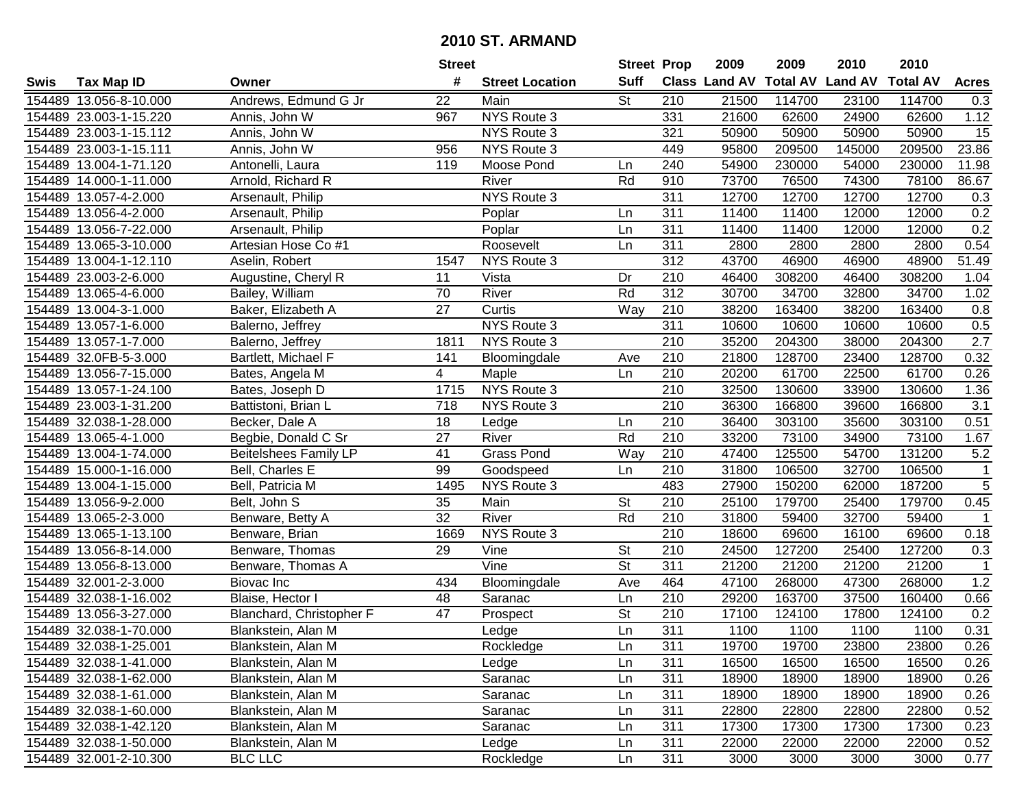# 2010 ST. ARMAND

| Swis | Tax Map ID | Owner | Street # | Street Location | Street Suff | Prop Class | 2009 Land AV | 2009 Total AV | 2010 Land AV | 2010 Total AV | Acres |
|---|---|---|---|---|---|---|---|---|---|---|---|
| 154489 | 13.056-8-10.000 | Andrews, Edmund G Jr | 22 | Main | St | 210 | 21500 | 114700 | 23100 | 114700 | 0.3 |
| 154489 | 23.003-1-15.220 | Annis, John W | 967 | NYS Route 3 | | 331 | 21600 | 62600 | 24900 | 62600 | 1.12 |
| 154489 | 23.003-1-15.112 | Annis, John W | | NYS Route 3 | | 321 | 50900 | 50900 | 50900 | 50900 | 15 |
| 154489 | 23.003-1-15.111 | Annis, John W | 956 | NYS Route 3 | | 449 | 95800 | 209500 | 145000 | 209500 | 23.86 |
| 154489 | 13.004-1-71.120 | Antonelli, Laura | 119 | Moose Pond | Ln | 240 | 54900 | 230000 | 54000 | 230000 | 11.98 |
| 154489 | 14.000-1-11.000 | Arnold, Richard R | | River | Rd | 910 | 73700 | 76500 | 74300 | 78100 | 86.67 |
| 154489 | 13.057-4-2.000 | Arsenault, Philip | | NYS Route 3 | | 311 | 12700 | 12700 | 12700 | 12700 | 0.3 |
| 154489 | 13.056-4-2.000 | Arsenault, Philip | | Poplar | Ln | 311 | 11400 | 11400 | 12000 | 12000 | 0.2 |
| 154489 | 13.056-7-22.000 | Arsenault, Philip | | Poplar | Ln | 311 | 11400 | 11400 | 12000 | 12000 | 0.2 |
| 154489 | 13.065-3-10.000 | Artesian Hose Co #1 | | Roosevelt | Ln | 311 | 2800 | 2800 | 2800 | 2800 | 0.54 |
| 154489 | 13.004-1-12.110 | Aselin, Robert | 1547 | NYS Route 3 | | 312 | 43700 | 46900 | 46900 | 48900 | 51.49 |
| 154489 | 23.003-2-6.000 | Augustine, Cheryl R | 11 | Vista | Dr | 210 | 46400 | 308200 | 46400 | 308200 | 1.04 |
| 154489 | 13.065-4-6.000 | Bailey, William | 70 | River | Rd | 312 | 30700 | 34700 | 32800 | 34700 | 1.02 |
| 154489 | 13.004-3-1.000 | Baker, Elizabeth A | 27 | Curtis | Way | 210 | 38200 | 163400 | 38200 | 163400 | 0.8 |
| 154489 | 13.057-1-6.000 | Balerno, Jeffrey | | NYS Route 3 | | 311 | 10600 | 10600 | 10600 | 10600 | 0.5 |
| 154489 | 13.057-1-7.000 | Balerno, Jeffrey | 1811 | NYS Route 3 | | 210 | 35200 | 204300 | 38000 | 204300 | 2.7 |
| 154489 | 32.0FB-5-3.000 | Bartlett, Michael F | 141 | Bloomingdale | Ave | 210 | 21800 | 128700 | 23400 | 128700 | 0.32 |
| 154489 | 13.056-7-15.000 | Bates, Angela M | 4 | Maple | Ln | 210 | 20200 | 61700 | 22500 | 61700 | 0.26 |
| 154489 | 13.057-1-24.100 | Bates, Joseph D | 1715 | NYS Route 3 | | 210 | 32500 | 130600 | 33900 | 130600 | 1.36 |
| 154489 | 23.003-1-31.200 | Battistoni, Brian L | 718 | NYS Route 3 | | 210 | 36300 | 166800 | 39600 | 166800 | 3.1 |
| 154489 | 32.038-1-28.000 | Becker, Dale A | 18 | Ledge | Ln | 210 | 36400 | 303100 | 35600 | 303100 | 0.51 |
| 154489 | 13.065-4-1.000 | Begbie, Donald C Sr | 27 | River | Rd | 210 | 33200 | 73100 | 34900 | 73100 | 1.67 |
| 154489 | 13.004-1-74.000 | Beitelshees Family LP | 41 | Grass Pond | Way | 210 | 47400 | 125500 | 54700 | 131200 | 5.2 |
| 154489 | 15.000-1-16.000 | Bell, Charles E | 99 | Goodspeed | Ln | 210 | 31800 | 106500 | 32700 | 106500 | 1 |
| 154489 | 13.004-1-15.000 | Bell, Patricia M | 1495 | NYS Route 3 | | 483 | 27900 | 150200 | 62000 | 187200 | 5 |
| 154489 | 13.056-9-2.000 | Belt, John S | 35 | Main | St | 210 | 25100 | 179700 | 25400 | 179700 | 0.45 |
| 154489 | 13.065-2-3.000 | Benware, Betty A | 32 | River | Rd | 210 | 31800 | 59400 | 32700 | 59400 | 1 |
| 154489 | 13.065-1-13.100 | Benware, Brian | 1669 | NYS Route 3 | | 210 | 18600 | 69600 | 16100 | 69600 | 0.18 |
| 154489 | 13.056-8-14.000 | Benware, Thomas | 29 | Vine | St | 210 | 24500 | 127200 | 25400 | 127200 | 0.3 |
| 154489 | 13.056-8-13.000 | Benware, Thomas A | | Vine | St | 311 | 21200 | 21200 | 21200 | 21200 | 1 |
| 154489 | 32.001-2-3.000 | Biovac Inc | 434 | Bloomingdale | Ave | 464 | 47100 | 268000 | 47300 | 268000 | 1.2 |
| 154489 | 32.038-1-16.002 | Blaise, Hector I | 48 | Saranac | Ln | 210 | 29200 | 163700 | 37500 | 160400 | 0.66 |
| 154489 | 13.056-3-27.000 | Blanchard, Christopher F | 47 | Prospect | St | 210 | 17100 | 124100 | 17800 | 124100 | 0.2 |
| 154489 | 32.038-1-70.000 | Blankstein, Alan M | | Ledge | Ln | 311 | 1100 | 1100 | 1100 | 1100 | 0.31 |
| 154489 | 32.038-1-25.001 | Blankstein, Alan M | | Rockledge | Ln | 311 | 19700 | 19700 | 23800 | 23800 | 0.26 |
| 154489 | 32.038-1-41.000 | Blankstein, Alan M | | Ledge | Ln | 311 | 16500 | 16500 | 16500 | 16500 | 0.26 |
| 154489 | 32.038-1-62.000 | Blankstein, Alan M | | Saranac | Ln | 311 | 18900 | 18900 | 18900 | 18900 | 0.26 |
| 154489 | 32.038-1-61.000 | Blankstein, Alan M | | Saranac | Ln | 311 | 18900 | 18900 | 18900 | 18900 | 0.26 |
| 154489 | 32.038-1-60.000 | Blankstein, Alan M | | Saranac | Ln | 311 | 22800 | 22800 | 22800 | 22800 | 0.52 |
| 154489 | 32.038-1-42.120 | Blankstein, Alan M | | Saranac | Ln | 311 | 17300 | 17300 | 17300 | 17300 | 0.23 |
| 154489 | 32.038-1-50.000 | Blankstein, Alan M | | Ledge | Ln | 311 | 22000 | 22000 | 22000 | 22000 | 0.52 |
| 154489 | 32.001-2-10.300 | BLC LLC | | Rockledge | Ln | 311 | 3000 | 3000 | 3000 | 3000 | 0.77 |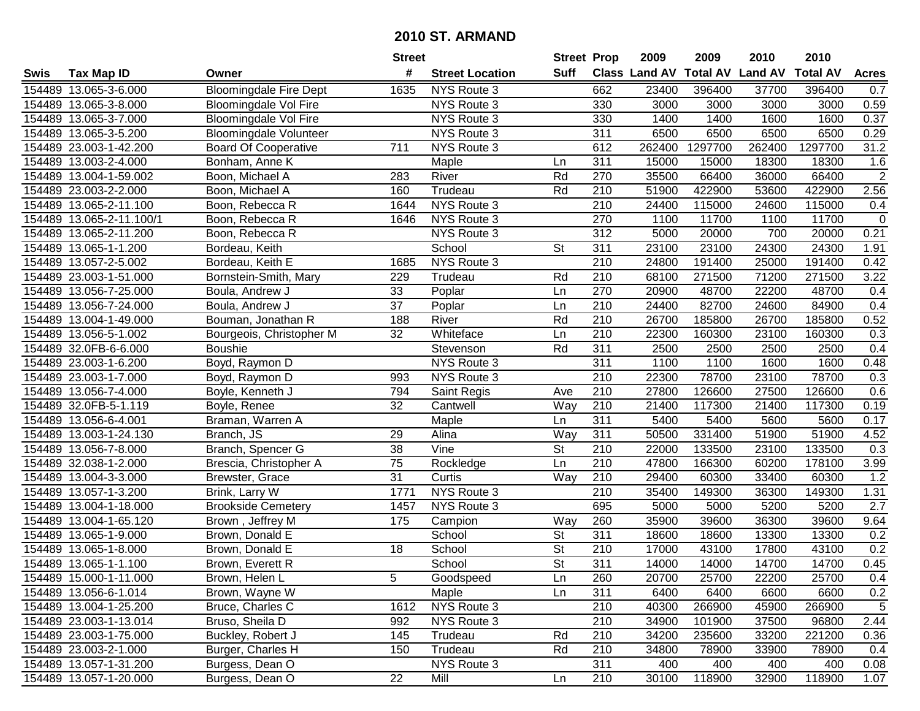# 2010 ST. ARMAND

| Swis | Tax Map ID | Owner | Street # | Street Location | Street Suff | Prop Class | 2009 Land AV | 2009 Total AV | 2010 Land AV | 2010 Total AV | Acres |
|---|---|---|---|---|---|---|---|---|---|---|---|
| 154489 | 13.065-3-6.000 | Bloomingdale Fire Dept | 1635 | NYS Route 3 | | 662 | 23400 | 396400 | 37700 | 396400 | 0.7 |
| 154489 | 13.065-3-8.000 | Bloomingdale Vol Fire | | NYS Route 3 | | 330 | 3000 | 3000 | 3000 | 3000 | 0.59 |
| 154489 | 13.065-3-7.000 | Bloomingdale Vol Fire | | NYS Route 3 | | 330 | 1400 | 1400 | 1600 | 1600 | 0.37 |
| 154489 | 13.065-3-5.200 | Bloomingdale Volunteer | | NYS Route 3 | | 311 | 6500 | 6500 | 6500 | 6500 | 0.29 |
| 154489 | 23.003-1-42.200 | Board Of Cooperative | 711 | NYS Route 3 | | 612 | 262400 | 1297700 | 262400 | 1297700 | 31.2 |
| 154489 | 13.003-2-4.000 | Bonham, Anne K | | Maple | Ln | 311 | 15000 | 15000 | 18300 | 18300 | 1.6 |
| 154489 | 13.004-1-59.002 | Boon, Michael A | 283 | River | Rd | 270 | 35500 | 66400 | 36000 | 66400 | 2 |
| 154489 | 23.003-2-2.000 | Boon, Michael A | 160 | Trudeau | Rd | 210 | 51900 | 422900 | 53600 | 422900 | 2.56 |
| 154489 | 13.065-2-11.100 | Boon, Rebecca R | 1644 | NYS Route 3 | | 210 | 24400 | 115000 | 24600 | 115000 | 0.4 |
| 154489 | 13.065-2-11.100/1 | Boon, Rebecca R | 1646 | NYS Route 3 | | 270 | 1100 | 11700 | 1100 | 11700 | 0 |
| 154489 | 13.065-2-11.200 | Boon, Rebecca R | | NYS Route 3 | | 312 | 5000 | 20000 | 700 | 20000 | 0.21 |
| 154489 | 13.065-1-1.200 | Bordeau, Keith | | School | St | 311 | 23100 | 23100 | 24300 | 24300 | 1.91 |
| 154489 | 13.057-2-5.002 | Bordeau, Keith E | 1685 | NYS Route 3 | | 210 | 24800 | 191400 | 25000 | 191400 | 0.42 |
| 154489 | 23.003-1-51.000 | Bornstein-Smith, Mary | 229 | Trudeau | Rd | 210 | 68100 | 271500 | 71200 | 271500 | 3.22 |
| 154489 | 13.056-7-25.000 | Boula, Andrew J | 33 | Poplar | Ln | 270 | 20900 | 48700 | 22200 | 48700 | 0.4 |
| 154489 | 13.056-7-24.000 | Boula, Andrew J | 37 | Poplar | Ln | 210 | 24400 | 82700 | 24600 | 84900 | 0.4 |
| 154489 | 13.004-1-49.000 | Bouman, Jonathan R | 188 | River | Rd | 210 | 26700 | 185800 | 26700 | 185800 | 0.52 |
| 154489 | 13.056-5-1.002 | Bourgeois, Christopher M | 32 | Whiteface | Ln | 210 | 22300 | 160300 | 23100 | 160300 | 0.3 |
| 154489 | 32.0FB-6-6.000 | Boushie | | Stevenson | Rd | 311 | 2500 | 2500 | 2500 | 2500 | 0.4 |
| 154489 | 23.003-1-6.200 | Boyd, Raymon D | | NYS Route 3 | | 311 | 1100 | 1100 | 1600 | 1600 | 0.48 |
| 154489 | 23.003-1-7.000 | Boyd, Raymon D | 993 | NYS Route 3 | | 210 | 22300 | 78700 | 23100 | 78700 | 0.3 |
| 154489 | 13.056-7-4.000 | Boyle, Kenneth J | 794 | Saint Regis | Ave | 210 | 27800 | 126600 | 27500 | 126600 | 0.6 |
| 154489 | 32.0FB-5-1.119 | Boyle, Renee | 32 | Cantwell | Way | 210 | 21400 | 117300 | 21400 | 117300 | 0.19 |
| 154489 | 13.056-6-4.001 | Braman, Warren A | | Maple | Ln | 311 | 5400 | 5400 | 5600 | 5600 | 0.17 |
| 154489 | 13.003-1-24.130 | Branch, JS | 29 | Alina | Way | 311 | 50500 | 331400 | 51900 | 51900 | 4.52 |
| 154489 | 13.056-7-8.000 | Branch, Spencer G | 38 | Vine | St | 210 | 22000 | 133500 | 23100 | 133500 | 0.3 |
| 154489 | 32.038-1-2.000 | Brescia, Christopher A | 75 | Rockledge | Ln | 210 | 47800 | 166300 | 60200 | 178100 | 3.99 |
| 154489 | 13.004-3-3.000 | Brewster, Grace | 31 | Curtis | Way | 210 | 29400 | 60300 | 33400 | 60300 | 1.2 |
| 154489 | 13.057-1-3.200 | Brink, Larry W | 1771 | NYS Route 3 | | 210 | 35400 | 149300 | 36300 | 149300 | 1.31 |
| 154489 | 13.004-1-18.000 | Brookside Cemetery | 1457 | NYS Route 3 | | 695 | 5000 | 5000 | 5200 | 5200 | 2.7 |
| 154489 | 13.004-1-65.120 | Brown , Jeffrey M | 175 | Campion | Way | 260 | 35900 | 39600 | 36300 | 39600 | 9.64 |
| 154489 | 13.065-1-9.000 | Brown, Donald E | | School | St | 311 | 18600 | 18600 | 13300 | 13300 | 0.2 |
| 154489 | 13.065-1-8.000 | Brown, Donald E | 18 | School | St | 210 | 17000 | 43100 | 17800 | 43100 | 0.2 |
| 154489 | 13.065-1-1.100 | Brown, Everett R | | School | St | 311 | 14000 | 14000 | 14700 | 14700 | 0.45 |
| 154489 | 15.000-1-11.000 | Brown, Helen L | 5 | Goodspeed | Ln | 260 | 20700 | 25700 | 22200 | 25700 | 0.4 |
| 154489 | 13.056-6-1.014 | Brown, Wayne W | | Maple | Ln | 311 | 6400 | 6400 | 6600 | 6600 | 0.2 |
| 154489 | 13.004-1-25.200 | Bruce, Charles C | 1612 | NYS Route 3 | | 210 | 40300 | 266900 | 45900 | 266900 | 5 |
| 154489 | 23.003-1-13.014 | Bruso, Sheila D | 992 | NYS Route 3 | | 210 | 34900 | 101900 | 37500 | 96800 | 2.44 |
| 154489 | 23.003-1-75.000 | Buckley, Robert J | 145 | Trudeau | Rd | 210 | 34200 | 235600 | 33200 | 221200 | 0.36 |
| 154489 | 23.003-2-1.000 | Burger, Charles H | 150 | Trudeau | Rd | 210 | 34800 | 78900 | 33900 | 78900 | 0.4 |
| 154489 | 13.057-1-31.200 | Burgess, Dean O | | NYS Route 3 | | 311 | 400 | 400 | 400 | 400 | 0.08 |
| 154489 | 13.057-1-20.000 | Burgess, Dean O | 22 | Mill | Ln | 210 | 30100 | 118900 | 32900 | 118900 | 1.07 |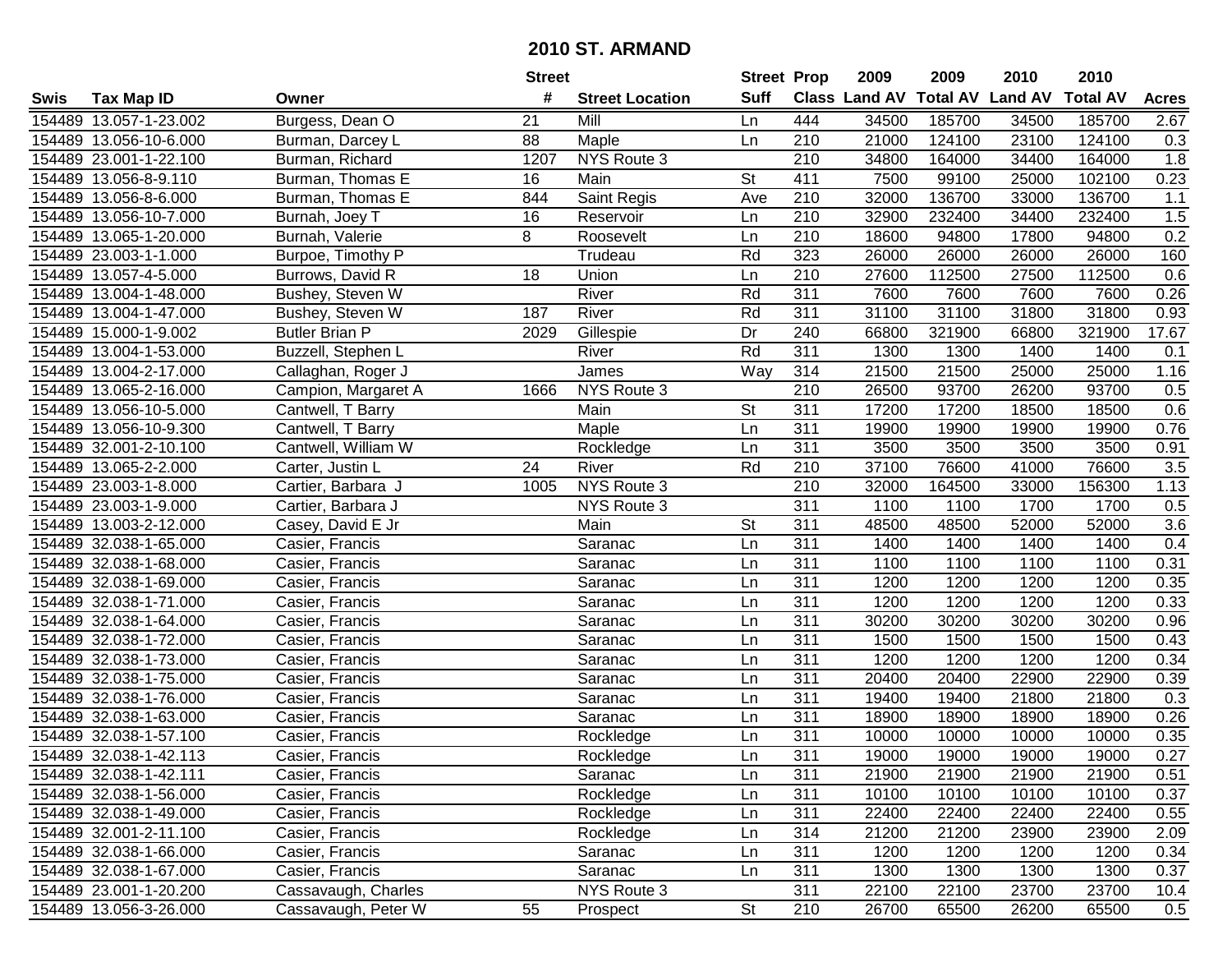# 2010 ST. ARMAND

| Swis | Tax Map ID | Owner | Street # | Street Location | Street Suff | Prop Class | 2009 Land AV | 2009 Total AV | 2010 Land AV | 2010 Total AV | Acres |
|---|---|---|---|---|---|---|---|---|---|---|---|
| 154489 | 13.057-1-23.002 | Burgess, Dean O | 21 | Mill | Ln | 444 | 34500 | 185700 | 34500 | 185700 | 2.67 |
| 154489 | 13.056-10-6.000 | Burman, Darcey L | 88 | Maple | Ln | 210 | 21000 | 124100 | 23100 | 124100 | 0.3 |
| 154489 | 23.001-1-22.100 | Burman, Richard | 1207 | NYS Route 3 | | 210 | 34800 | 164000 | 34400 | 164000 | 1.8 |
| 154489 | 13.056-8-9.110 | Burman, Thomas E | 16 | Main | St | 411 | 7500 | 99100 | 25000 | 102100 | 0.23 |
| 154489 | 13.056-8-6.000 | Burman, Thomas E | 844 | Saint Regis | Ave | 210 | 32000 | 136700 | 33000 | 136700 | 1.1 |
| 154489 | 13.056-10-7.000 | Burnah, Joey T | 16 | Reservoir | Ln | 210 | 32900 | 232400 | 34400 | 232400 | 1.5 |
| 154489 | 13.065-1-20.000 | Burnah, Valerie | 8 | Roosevelt | Ln | 210 | 18600 | 94800 | 17800 | 94800 | 0.2 |
| 154489 | 23.003-1-1.000 | Burpoe, Timothy P | | Trudeau | Rd | 323 | 26000 | 26000 | 26000 | 26000 | 160 |
| 154489 | 13.057-4-5.000 | Burrows, David R | 18 | Union | Ln | 210 | 27600 | 112500 | 27500 | 112500 | 0.6 |
| 154489 | 13.004-1-48.000 | Bushey, Steven W | | River | Rd | 311 | 7600 | 7600 | 7600 | 7600 | 0.26 |
| 154489 | 13.004-1-47.000 | Bushey, Steven W | 187 | River | Rd | 311 | 31100 | 31100 | 31800 | 31800 | 0.93 |
| 154489 | 15.000-1-9.002 | Butler Brian P | 2029 | Gillespie | Dr | 240 | 66800 | 321900 | 66800 | 321900 | 17.67 |
| 154489 | 13.004-1-53.000 | Buzzell, Stephen L | | River | Rd | 311 | 1300 | 1300 | 1400 | 1400 | 0.1 |
| 154489 | 13.004-2-17.000 | Callaghan, Roger J | | James | Way | 314 | 21500 | 21500 | 25000 | 25000 | 1.16 |
| 154489 | 13.065-2-16.000 | Campion, Margaret A | 1666 | NYS Route 3 | | 210 | 26500 | 93700 | 26200 | 93700 | 0.5 |
| 154489 | 13.056-10-5.000 | Cantwell, T Barry | | Main | St | 311 | 17200 | 17200 | 18500 | 18500 | 0.6 |
| 154489 | 13.056-10-9.300 | Cantwell, T Barry | | Maple | Ln | 311 | 19900 | 19900 | 19900 | 19900 | 0.76 |
| 154489 | 32.001-2-10.100 | Cantwell, William W | | Rockledge | Ln | 311 | 3500 | 3500 | 3500 | 3500 | 0.91 |
| 154489 | 13.065-2-2.000 | Carter, Justin L | 24 | River | Rd | 210 | 37100 | 76600 | 41000 | 76600 | 3.5 |
| 154489 | 23.003-1-8.000 | Cartier, Barbara J | 1005 | NYS Route 3 | | 210 | 32000 | 164500 | 33000 | 156300 | 1.13 |
| 154489 | 23.003-1-9.000 | Cartier, Barbara J | | NYS Route 3 | | 311 | 1100 | 1100 | 1700 | 1700 | 0.5 |
| 154489 | 13.003-2-12.000 | Casey, David E Jr | | Main | St | 311 | 48500 | 48500 | 52000 | 52000 | 3.6 |
| 154489 | 32.038-1-65.000 | Casier, Francis | | Saranac | Ln | 311 | 1400 | 1400 | 1400 | 1400 | 0.4 |
| 154489 | 32.038-1-68.000 | Casier, Francis | | Saranac | Ln | 311 | 1100 | 1100 | 1100 | 1100 | 0.31 |
| 154489 | 32.038-1-69.000 | Casier, Francis | | Saranac | Ln | 311 | 1200 | 1200 | 1200 | 1200 | 0.35 |
| 154489 | 32.038-1-71.000 | Casier, Francis | | Saranac | Ln | 311 | 1200 | 1200 | 1200 | 1200 | 0.33 |
| 154489 | 32.038-1-64.000 | Casier, Francis | | Saranac | Ln | 311 | 30200 | 30200 | 30200 | 30200 | 0.96 |
| 154489 | 32.038-1-72.000 | Casier, Francis | | Saranac | Ln | 311 | 1500 | 1500 | 1500 | 1500 | 0.43 |
| 154489 | 32.038-1-73.000 | Casier, Francis | | Saranac | Ln | 311 | 1200 | 1200 | 1200 | 1200 | 0.34 |
| 154489 | 32.038-1-75.000 | Casier, Francis | | Saranac | Ln | 311 | 20400 | 20400 | 22900 | 22900 | 0.39 |
| 154489 | 32.038-1-76.000 | Casier, Francis | | Saranac | Ln | 311 | 19400 | 19400 | 21800 | 21800 | 0.3 |
| 154489 | 32.038-1-63.000 | Casier, Francis | | Saranac | Ln | 311 | 18900 | 18900 | 18900 | 18900 | 0.26 |
| 154489 | 32.038-1-57.100 | Casier, Francis | | Rockledge | Ln | 311 | 10000 | 10000 | 10000 | 10000 | 0.35 |
| 154489 | 32.038-1-42.113 | Casier, Francis | | Rockledge | Ln | 311 | 19000 | 19000 | 19000 | 19000 | 0.27 |
| 154489 | 32.038-1-42.111 | Casier, Francis | | Saranac | Ln | 311 | 21900 | 21900 | 21900 | 21900 | 0.51 |
| 154489 | 32.038-1-56.000 | Casier, Francis | | Rockledge | Ln | 311 | 10100 | 10100 | 10100 | 10100 | 0.37 |
| 154489 | 32.038-1-49.000 | Casier, Francis | | Rockledge | Ln | 311 | 22400 | 22400 | 22400 | 22400 | 0.55 |
| 154489 | 32.001-2-11.100 | Casier, Francis | | Rockledge | Ln | 314 | 21200 | 21200 | 23900 | 23900 | 2.09 |
| 154489 | 32.038-1-66.000 | Casier, Francis | | Saranac | Ln | 311 | 1200 | 1200 | 1200 | 1200 | 0.34 |
| 154489 | 32.038-1-67.000 | Casier, Francis | | Saranac | Ln | 311 | 1300 | 1300 | 1300 | 1300 | 0.37 |
| 154489 | 23.001-1-20.200 | Cassavaugh, Charles | | NYS Route 3 | | 311 | 22100 | 22100 | 23700 | 23700 | 10.4 |
| 154489 | 13.056-3-26.000 | Cassavaugh, Peter W | 55 | Prospect | St | 210 | 26700 | 65500 | 26200 | 65500 | 0.5 |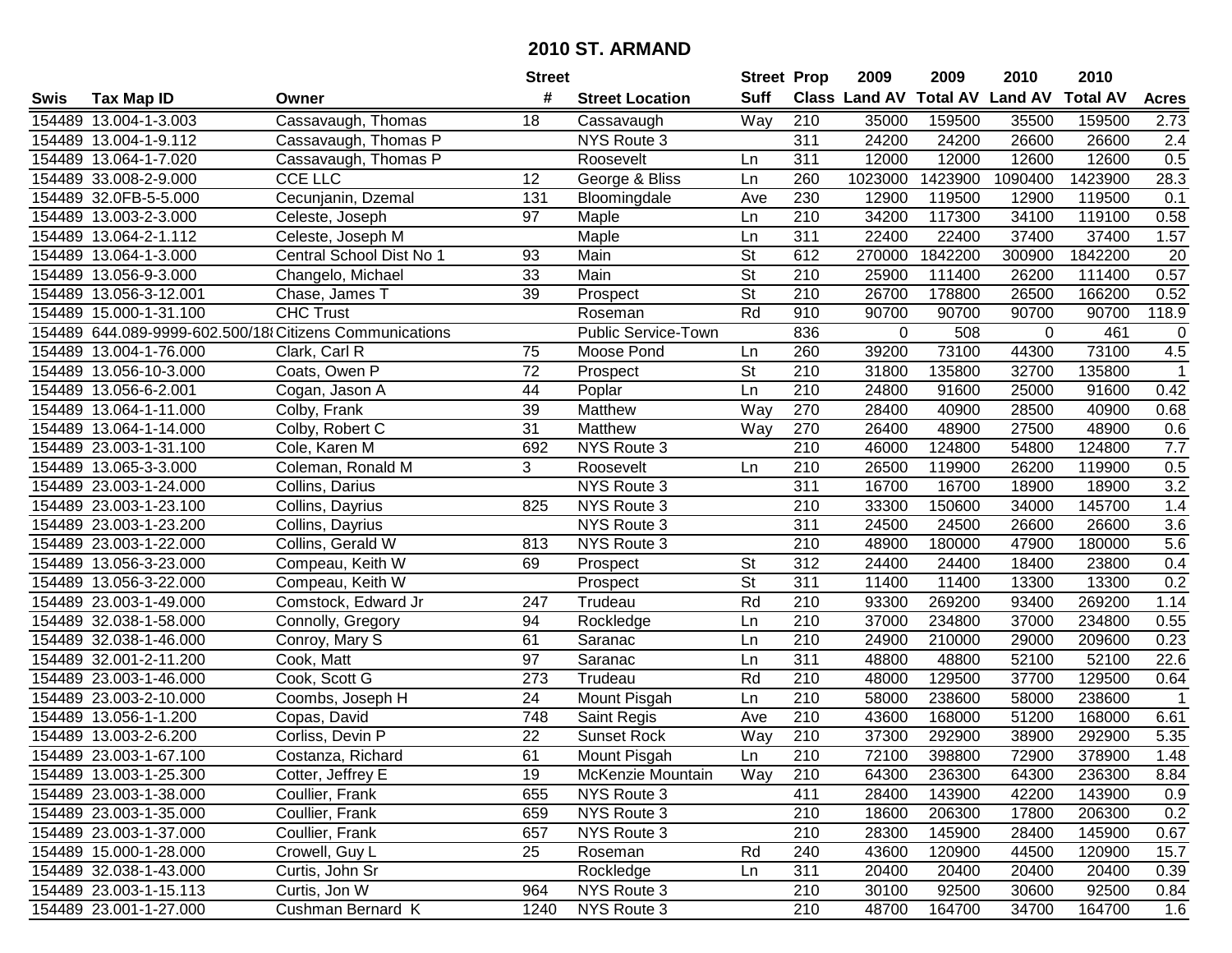# 2010 ST. ARMAND

| Swis | Tax Map ID | Owner | Street # | Street Location | Street Suff | Prop Class | 2009 Land AV | 2009 Total AV | 2010 Land AV | 2010 Total AV | Acres |
|---|---|---|---|---|---|---|---|---|---|---|---|
| 154489 | 13.004-1-3.003 | Cassavaugh, Thomas | 18 | Cassavaugh | Way | 210 | 35000 | 159500 | 35500 | 159500 | 2.73 |
| 154489 | 13.004-1-9.112 | Cassavaugh, Thomas P | | NYS Route 3 | | 311 | 24200 | 24200 | 26600 | 26600 | 2.4 |
| 154489 | 13.064-1-7.020 | Cassavaugh, Thomas P | | Roosevelt | Ln | 311 | 12000 | 12000 | 12600 | 12600 | 0.5 |
| 154489 | 33.008-2-9.000 | CCE LLC | 12 | George & Bliss | Ln | 260 | 1023000 | 1423900 | 1090400 | 1423900 | 28.3 |
| 154489 | 32.0FB-5-5.000 | Cecunjanin, Dzemal | 131 | Bloomingdale | Ave | 230 | 12900 | 119500 | 12900 | 119500 | 0.1 |
| 154489 | 13.003-2-3.000 | Celeste, Joseph | 97 | Maple | Ln | 210 | 34200 | 117300 | 34100 | 119100 | 0.58 |
| 154489 | 13.064-2-1.112 | Celeste, Joseph M | | Maple | Ln | 311 | 22400 | 22400 | 37400 | 37400 | 1.57 |
| 154489 | 13.064-1-3.000 | Central School Dist No 1 | 93 | Main | St | 612 | 270000 | 1842200 | 300900 | 1842200 | 20 |
| 154489 | 13.056-9-3.000 | Changelo, Michael | 33 | Main | St | 210 | 25900 | 111400 | 26200 | 111400 | 0.57 |
| 154489 | 13.056-3-12.001 | Chase, James T | 39 | Prospect | St | 210 | 26700 | 178800 | 26500 | 166200 | 0.52 |
| 154489 | 15.000-1-31.100 | CHC Trust | | Roseman | Rd | 910 | 90700 | 90700 | 90700 | 90700 | 118.9 |
| 154489 | 644.089-9999-602.500/18 | Citizens Communications | | Public Service-Town | | 836 | 0 | 508 | 0 | 461 | 0 |
| 154489 | 13.004-1-76.000 | Clark, Carl R | 75 | Moose Pond | Ln | 260 | 39200 | 73100 | 44300 | 73100 | 4.5 |
| 154489 | 13.056-10-3.000 | Coats, Owen P | 72 | Prospect | St | 210 | 31800 | 135800 | 32700 | 135800 | 1 |
| 154489 | 13.056-6-2.001 | Cogan, Jason A | 44 | Poplar | Ln | 210 | 24800 | 91600 | 25000 | 91600 | 0.42 |
| 154489 | 13.064-1-11.000 | Colby, Frank | 39 | Matthew | Way | 270 | 28400 | 40900 | 28500 | 40900 | 0.68 |
| 154489 | 13.064-1-14.000 | Colby, Robert C | 31 | Matthew | Way | 270 | 26400 | 48900 | 27500 | 48900 | 0.6 |
| 154489 | 23.003-1-31.100 | Cole, Karen M | 692 | NYS Route 3 | | 210 | 46000 | 124800 | 54800 | 124800 | 7.7 |
| 154489 | 13.065-3-3.000 | Coleman, Ronald M | 3 | Roosevelt | Ln | 210 | 26500 | 119900 | 26200 | 119900 | 0.5 |
| 154489 | 23.003-1-24.000 | Collins, Darius | | NYS Route 3 | | 311 | 16700 | 16700 | 18900 | 18900 | 3.2 |
| 154489 | 23.003-1-23.100 | Collins, Dayrius | 825 | NYS Route 3 | | 210 | 33300 | 150600 | 34000 | 145700 | 1.4 |
| 154489 | 23.003-1-23.200 | Collins, Dayrius | | NYS Route 3 | | 311 | 24500 | 24500 | 26600 | 26600 | 3.6 |
| 154489 | 23.003-1-22.000 | Collins, Gerald W | 813 | NYS Route 3 | | 210 | 48900 | 180000 | 47900 | 180000 | 5.6 |
| 154489 | 13.056-3-23.000 | Compeau, Keith W | 69 | Prospect | St | 312 | 24400 | 24400 | 18400 | 23800 | 0.4 |
| 154489 | 13.056-3-22.000 | Compeau, Keith W | | Prospect | St | 311 | 11400 | 11400 | 13300 | 13300 | 0.2 |
| 154489 | 23.003-1-49.000 | Comstock, Edward Jr | 247 | Trudeau | Rd | 210 | 93300 | 269200 | 93400 | 269200 | 1.14 |
| 154489 | 32.038-1-58.000 | Connolly, Gregory | 94 | Rockledge | Ln | 210 | 37000 | 234800 | 37000 | 234800 | 0.55 |
| 154489 | 32.038-1-46.000 | Conroy, Mary S | 61 | Saranac | Ln | 210 | 24900 | 210000 | 29000 | 209600 | 0.23 |
| 154489 | 32.001-2-11.200 | Cook, Matt | 97 | Saranac | Ln | 311 | 48800 | 48800 | 52100 | 52100 | 22.6 |
| 154489 | 23.003-1-46.000 | Cook, Scott G | 273 | Trudeau | Rd | 210 | 48000 | 129500 | 37700 | 129500 | 0.64 |
| 154489 | 23.003-2-10.000 | Coombs, Joseph H | 24 | Mount Pisgah | Ln | 210 | 58000 | 238600 | 58000 | 238600 | 1 |
| 154489 | 13.056-1-1.200 | Copas, David | 748 | Saint Regis | Ave | 210 | 43600 | 168000 | 51200 | 168000 | 6.61 |
| 154489 | 13.003-2-6.200 | Corliss, Devin P | 22 | Sunset Rock | Way | 210 | 37300 | 292900 | 38900 | 292900 | 5.35 |
| 154489 | 23.003-1-67.100 | Costanza, Richard | 61 | Mount Pisgah | Ln | 210 | 72100 | 398800 | 72900 | 378900 | 1.48 |
| 154489 | 13.003-1-25.300 | Cotter, Jeffrey E | 19 | McKenzie Mountain | Way | 210 | 64300 | 236300 | 64300 | 236300 | 8.84 |
| 154489 | 23.003-1-38.000 | Coullier, Frank | 655 | NYS Route 3 | | 411 | 28400 | 143900 | 42200 | 143900 | 0.9 |
| 154489 | 23.003-1-35.000 | Coullier, Frank | 659 | NYS Route 3 | | 210 | 18600 | 206300 | 17800 | 206300 | 0.2 |
| 154489 | 23.003-1-37.000 | Coullier, Frank | 657 | NYS Route 3 | | 210 | 28300 | 145900 | 28400 | 145900 | 0.67 |
| 154489 | 15.000-1-28.000 | Crowell, Guy L | 25 | Roseman | Rd | 240 | 43600 | 120900 | 44500 | 120900 | 15.7 |
| 154489 | 32.038-1-43.000 | Curtis, John Sr | | Rockledge | Ln | 311 | 20400 | 20400 | 20400 | 20400 | 0.39 |
| 154489 | 23.003-1-15.113 | Curtis, Jon W | 964 | NYS Route 3 | | 210 | 30100 | 92500 | 30600 | 92500 | 0.84 |
| 154489 | 23.001-1-27.000 | Cushman Bernard K | 1240 | NYS Route 3 | | 210 | 48700 | 164700 | 34700 | 164700 | 1.6 |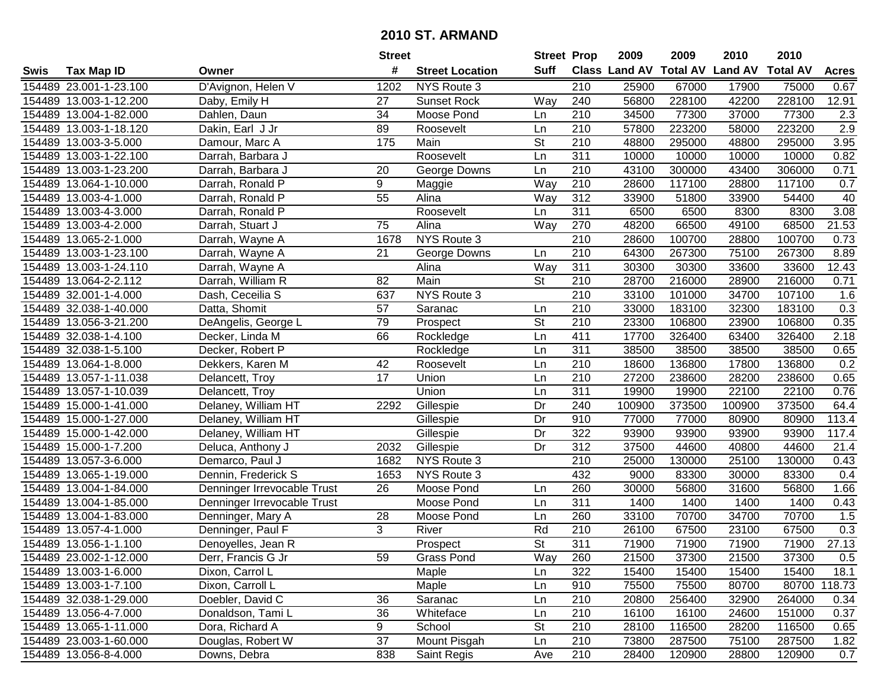# 2010 ST. ARMAND

| Swis | Tax Map ID | Owner | Street # | Street Location | Street Suff | Prop Class | 2009 Land AV | 2009 Total AV | 2010 Land AV | 2010 Total AV | Acres |
|---|---|---|---|---|---|---|---|---|---|---|---|
| 154489 | 23.001-1-23.100 | D'Avignon, Helen V | 1202 | NYS Route 3 | | 210 | 25900 | 67000 | 17900 | 75000 | 0.67 |
| 154489 | 13.003-1-12.200 | Daby, Emily H | 27 | Sunset Rock | Way | 240 | 56800 | 228100 | 42200 | 228100 | 12.91 |
| 154489 | 13.004-1-82.000 | Dahlen, Daun | 34 | Moose Pond | Ln | 210 | 34500 | 77300 | 37000 | 77300 | 2.3 |
| 154489 | 13.003-1-18.120 | Dakin, Earl J Jr | 89 | Roosevelt | Ln | 210 | 57800 | 223200 | 58000 | 223200 | 2.9 |
| 154489 | 13.003-3-5.000 | Damour, Marc A | 175 | Main | St | 210 | 48800 | 295000 | 48800 | 295000 | 3.95 |
| 154489 | 13.003-1-22.100 | Darrah, Barbara J | | Roosevelt | Ln | 311 | 10000 | 10000 | 10000 | 10000 | 0.82 |
| 154489 | 13.003-1-23.200 | Darrah, Barbara J | 20 | George Downs | Ln | 210 | 43100 | 300000 | 43400 | 306000 | 0.71 |
| 154489 | 13.064-1-10.000 | Darrah, Ronald P | 9 | Maggie | Way | 210 | 28600 | 117100 | 28800 | 117100 | 0.7 |
| 154489 | 13.003-4-1.000 | Darrah, Ronald P | 55 | Alina | Way | 312 | 33900 | 51800 | 33900 | 54400 | 40 |
| 154489 | 13.003-4-3.000 | Darrah, Ronald P | | Roosevelt | Ln | 311 | 6500 | 6500 | 8300 | 8300 | 3.08 |
| 154489 | 13.003-4-2.000 | Darrah, Stuart J | 75 | Alina | Way | 270 | 48200 | 66500 | 49100 | 68500 | 21.53 |
| 154489 | 13.065-2-1.000 | Darrah, Wayne A | 1678 | NYS Route 3 | | 210 | 28600 | 100700 | 28800 | 100700 | 0.73 |
| 154489 | 13.003-1-23.100 | Darrah, Wayne A | 21 | George Downs | Ln | 210 | 64300 | 267300 | 75100 | 267300 | 8.89 |
| 154489 | 13.003-1-24.110 | Darrah, Wayne A | | Alina | Way | 311 | 30300 | 30300 | 33600 | 33600 | 12.43 |
| 154489 | 13.064-2-2.112 | Darrah, William R | 82 | Main | St | 210 | 28700 | 216000 | 28900 | 216000 | 0.71 |
| 154489 | 32.001-1-4.000 | Dash, Ceceilia S | 637 | NYS Route 3 | | 210 | 33100 | 101000 | 34700 | 107100 | 1.6 |
| 154489 | 32.038-1-40.000 | Datta, Shomit | 57 | Saranac | Ln | 210 | 33000 | 183100 | 32300 | 183100 | 0.3 |
| 154489 | 13.056-3-21.200 | DeAngelis, George L | 79 | Prospect | St | 210 | 23300 | 106800 | 23900 | 106800 | 0.35 |
| 154489 | 32.038-1-4.100 | Decker, Linda M | 66 | Rockledge | Ln | 411 | 17700 | 326400 | 63400 | 326400 | 2.18 |
| 154489 | 32.038-1-5.100 | Decker, Robert P | | Rockledge | Ln | 311 | 38500 | 38500 | 38500 | 38500 | 0.65 |
| 154489 | 13.064-1-8.000 | Dekkers, Karen M | 42 | Roosevelt | Ln | 210 | 18600 | 136800 | 17800 | 136800 | 0.2 |
| 154489 | 13.057-1-11.038 | Delancett, Troy | 17 | Union | Ln | 210 | 27200 | 238600 | 28200 | 238600 | 0.65 |
| 154489 | 13.057-1-10.039 | Delancett, Troy | | Union | Ln | 311 | 19900 | 19900 | 22100 | 22100 | 0.76 |
| 154489 | 15.000-1-41.000 | Delaney, William HT | 2292 | Gillespie | Dr | 240 | 100900 | 373500 | 100900 | 373500 | 64.4 |
| 154489 | 15.000-1-27.000 | Delaney, William HT | | Gillespie | Dr | 910 | 77000 | 77000 | 80900 | 80900 | 113.4 |
| 154489 | 15.000-1-42.000 | Delaney, William HT | | Gillespie | Dr | 322 | 93900 | 93900 | 93900 | 93900 | 117.4 |
| 154489 | 15.000-1-7.200 | Deluca, Anthony J | 2032 | Gillespie | Dr | 312 | 37500 | 44600 | 40800 | 44600 | 21.4 |
| 154489 | 13.057-3-6.000 | Demarco, Paul J | 1682 | NYS Route 3 | | 210 | 25000 | 130000 | 25100 | 130000 | 0.43 |
| 154489 | 13.065-1-19.000 | Dennin, Frederick S | 1653 | NYS Route 3 | | 432 | 9000 | 83300 | 30000 | 83300 | 0.4 |
| 154489 | 13.004-1-84.000 | Denninger Irrevocable Trust | 26 | Moose Pond | Ln | 260 | 30000 | 56800 | 31600 | 56800 | 1.66 |
| 154489 | 13.004-1-85.000 | Denninger Irrevocable Trust | | Moose Pond | Ln | 311 | 1400 | 1400 | 1400 | 1400 | 0.43 |
| 154489 | 13.004-1-83.000 | Denninger, Mary A | 28 | Moose Pond | Ln | 260 | 33100 | 70700 | 34700 | 70700 | 1.5 |
| 154489 | 13.057-4-1.000 | Denninger, Paul F | 3 | River | Rd | 210 | 26100 | 67500 | 23100 | 67500 | 0.3 |
| 154489 | 13.056-1-1.100 | Denoyelles, Jean R | | Prospect | St | 311 | 71900 | 71900 | 71900 | 71900 | 27.13 |
| 154489 | 23.002-1-12.000 | Derr, Francis G Jr | 59 | Grass Pond | Way | 260 | 21500 | 37300 | 21500 | 37300 | 0.5 |
| 154489 | 13.003-1-6.000 | Dixon, Carrol L | | Maple | Ln | 322 | 15400 | 15400 | 15400 | 15400 | 18.1 |
| 154489 | 13.003-1-7.100 | Dixon, Carroll L | | Maple | Ln | 910 | 75500 | 75500 | 80700 | 80700 | 118.73 |
| 154489 | 32.038-1-29.000 | Doebler, David C | 36 | Saranac | Ln | 210 | 20800 | 256400 | 32900 | 264000 | 0.34 |
| 154489 | 13.056-4-7.000 | Donaldson, Tami L | 36 | Whiteface | Ln | 210 | 16100 | 16100 | 24600 | 151000 | 0.37 |
| 154489 | 13.065-1-11.000 | Dora, Richard A | 9 | School | St | 210 | 28100 | 116500 | 28200 | 116500 | 0.65 |
| 154489 | 23.003-1-60.000 | Douglas, Robert W | 37 | Mount Pisgah | Ln | 210 | 73800 | 287500 | 75100 | 287500 | 1.82 |
| 154489 | 13.056-8-4.000 | Downs, Debra | 838 | Saint Regis | Ave | 210 | 28400 | 120900 | 28800 | 120900 | 0.7 |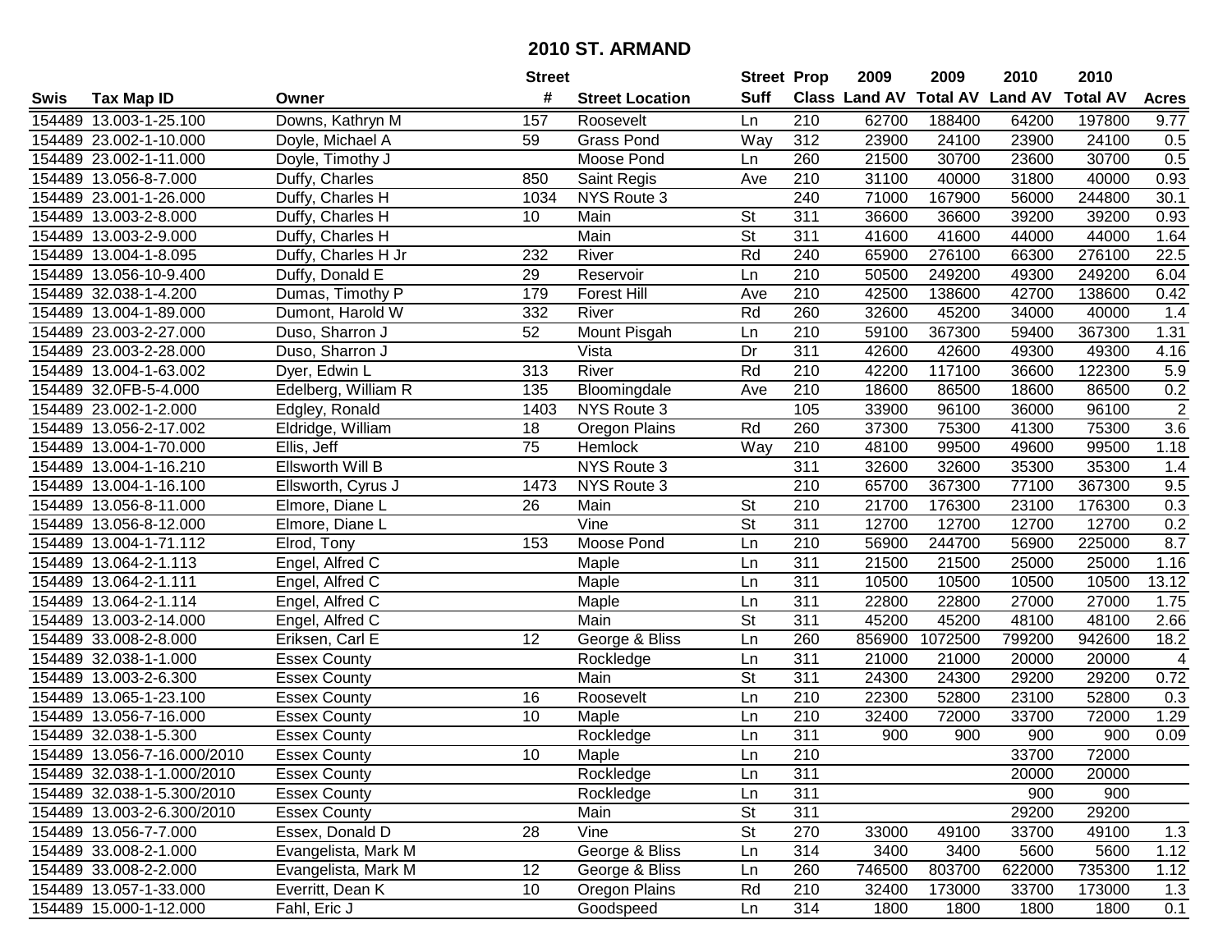# 2010 ST. ARMAND

| Swis | Tax Map ID | Owner | Street # | Street Location | Street Suff | Prop Class | 2009 Land AV | 2009 Total AV | 2010 Land AV | 2010 Total AV | Acres |
|---|---|---|---|---|---|---|---|---|---|---|---|
| 154489 | 13.003-1-25.100 | Downs, Kathryn M | 157 | Roosevelt | Ln | 210 | 62700 | 188400 | 64200 | 197800 | 9.77 |
| 154489 | 23.002-1-10.000 | Doyle, Michael A | 59 | Grass Pond | Way | 312 | 23900 | 24100 | 23900 | 24100 | 0.5 |
| 154489 | 23.002-1-11.000 | Doyle, Timothy J | | Moose Pond | Ln | 260 | 21500 | 30700 | 23600 | 30700 | 0.5 |
| 154489 | 13.056-8-7.000 | Duffy, Charles | 850 | Saint Regis | Ave | 210 | 31100 | 40000 | 31800 | 40000 | 0.93 |
| 154489 | 23.001-1-26.000 | Duffy, Charles H | 1034 | NYS Route 3 | | 240 | 71000 | 167900 | 56000 | 244800 | 30.1 |
| 154489 | 13.003-2-8.000 | Duffy, Charles H | 10 | Main | St | 311 | 36600 | 36600 | 39200 | 39200 | 0.93 |
| 154489 | 13.003-2-9.000 | Duffy, Charles H | | Main | St | 311 | 41600 | 41600 | 44000 | 44000 | 1.64 |
| 154489 | 13.004-1-8.095 | Duffy, Charles H Jr | 232 | River | Rd | 240 | 65900 | 276100 | 66300 | 276100 | 22.5 |
| 154489 | 13.056-10-9.400 | Duffy, Donald E | 29 | Reservoir | Ln | 210 | 50500 | 249200 | 49300 | 249200 | 6.04 |
| 154489 | 32.038-1-4.200 | Dumas, Timothy P | 179 | Forest Hill | Ave | 210 | 42500 | 138600 | 42700 | 138600 | 0.42 |
| 154489 | 13.004-1-89.000 | Dumont, Harold W | 332 | River | Rd | 260 | 32600 | 45200 | 34000 | 40000 | 1.4 |
| 154489 | 23.003-2-27.000 | Duso, Sharron J | 52 | Mount Pisgah | Ln | 210 | 59100 | 367300 | 59400 | 367300 | 1.31 |
| 154489 | 23.003-2-28.000 | Duso, Sharron J | | Vista | Dr | 311 | 42600 | 42600 | 49300 | 49300 | 4.16 |
| 154489 | 13.004-1-63.002 | Dyer, Edwin L | 313 | River | Rd | 210 | 42200 | 117100 | 36600 | 122300 | 5.9 |
| 154489 | 32.0FB-5-4.000 | Edelberg, William R | 135 | Bloomingdale | Ave | 210 | 18600 | 86500 | 18600 | 86500 | 0.2 |
| 154489 | 23.002-1-2.000 | Edgley, Ronald | 1403 | NYS Route 3 | | 105 | 33900 | 96100 | 36000 | 96100 | 2 |
| 154489 | 13.056-2-17.002 | Eldridge, William | 18 | Oregon Plains | Rd | 260 | 37300 | 75300 | 41300 | 75300 | 3.6 |
| 154489 | 13.004-1-70.000 | Ellis, Jeff | 75 | Hemlock | Way | 210 | 48100 | 99500 | 49600 | 99500 | 1.18 |
| 154489 | 13.004-1-16.210 | Ellsworth Will B | | NYS Route 3 | | 311 | 32600 | 32600 | 35300 | 35300 | 1.4 |
| 154489 | 13.004-1-16.100 | Ellsworth, Cyrus J | 1473 | NYS Route 3 | | 210 | 65700 | 367300 | 77100 | 367300 | 9.5 |
| 154489 | 13.056-8-11.000 | Elmore, Diane L | 26 | Main | St | 210 | 21700 | 176300 | 23100 | 176300 | 0.3 |
| 154489 | 13.056-8-12.000 | Elmore, Diane L | | Vine | St | 311 | 12700 | 12700 | 12700 | 12700 | 0.2 |
| 154489 | 13.004-1-71.112 | Elrod, Tony | 153 | Moose Pond | Ln | 210 | 56900 | 244700 | 56900 | 225000 | 8.7 |
| 154489 | 13.064-2-1.113 | Engel, Alfred C | | Maple | Ln | 311 | 21500 | 21500 | 25000 | 25000 | 1.16 |
| 154489 | 13.064-2-1.111 | Engel, Alfred C | | Maple | Ln | 311 | 10500 | 10500 | 10500 | 10500 | 13.12 |
| 154489 | 13.064-2-1.114 | Engel, Alfred C | | Maple | Ln | 311 | 22800 | 22800 | 27000 | 27000 | 1.75 |
| 154489 | 13.003-2-14.000 | Engel, Alfred C | | Main | St | 311 | 45200 | 45200 | 48100 | 48100 | 2.66 |
| 154489 | 33.008-2-8.000 | Eriksen, Carl E | 12 | George & Bliss | Ln | 260 | 856900 | 1072500 | 799200 | 942600 | 18.2 |
| 154489 | 32.038-1-1.000 | Essex County | | Rockledge | Ln | 311 | 21000 | 21000 | 20000 | 20000 | 4 |
| 154489 | 13.003-2-6.300 | Essex County | | Main | St | 311 | 24300 | 24300 | 29200 | 29200 | 0.72 |
| 154489 | 13.065-1-23.100 | Essex County | 16 | Roosevelt | Ln | 210 | 22300 | 52800 | 23100 | 52800 | 0.3 |
| 154489 | 13.056-7-16.000 | Essex County | 10 | Maple | Ln | 210 | 32400 | 72000 | 33700 | 72000 | 1.29 |
| 154489 | 32.038-1-5.300 | Essex County | | Rockledge | Ln | 311 | 900 | 900 | 900 | 900 | 0.09 |
| 154489 | 13.056-7-16.000/2010 | Essex County | 10 | Maple | Ln | 210 | | | 33700 | 72000 | |
| 154489 | 32.038-1-1.000/2010 | Essex County | | Rockledge | Ln | 311 | | | 20000 | 20000 | |
| 154489 | 32.038-1-5.300/2010 | Essex County | | Rockledge | Ln | 311 | | | 900 | 900 | |
| 154489 | 13.003-2-6.300/2010 | Essex County | | Main | St | 311 | | | 29200 | 29200 | |
| 154489 | 13.056-7-7.000 | Essex, Donald D | 28 | Vine | St | 270 | 33000 | 49100 | 33700 | 49100 | 1.3 |
| 154489 | 33.008-2-1.000 | Evangelista, Mark M | | George & Bliss | Ln | 314 | 3400 | 3400 | 5600 | 5600 | 1.12 |
| 154489 | 33.008-2-2.000 | Evangelista, Mark M | 12 | George & Bliss | Ln | 260 | 746500 | 803700 | 622000 | 735300 | 1.12 |
| 154489 | 13.057-1-33.000 | Everritt, Dean K | 10 | Oregon Plains | Rd | 210 | 32400 | 173000 | 33700 | 173000 | 1.3 |
| 154489 | 15.000-1-12.000 | Fahl, Eric J | | Goodspeed | Ln | 314 | 1800 | 1800 | 1800 | 1800 | 0.1 |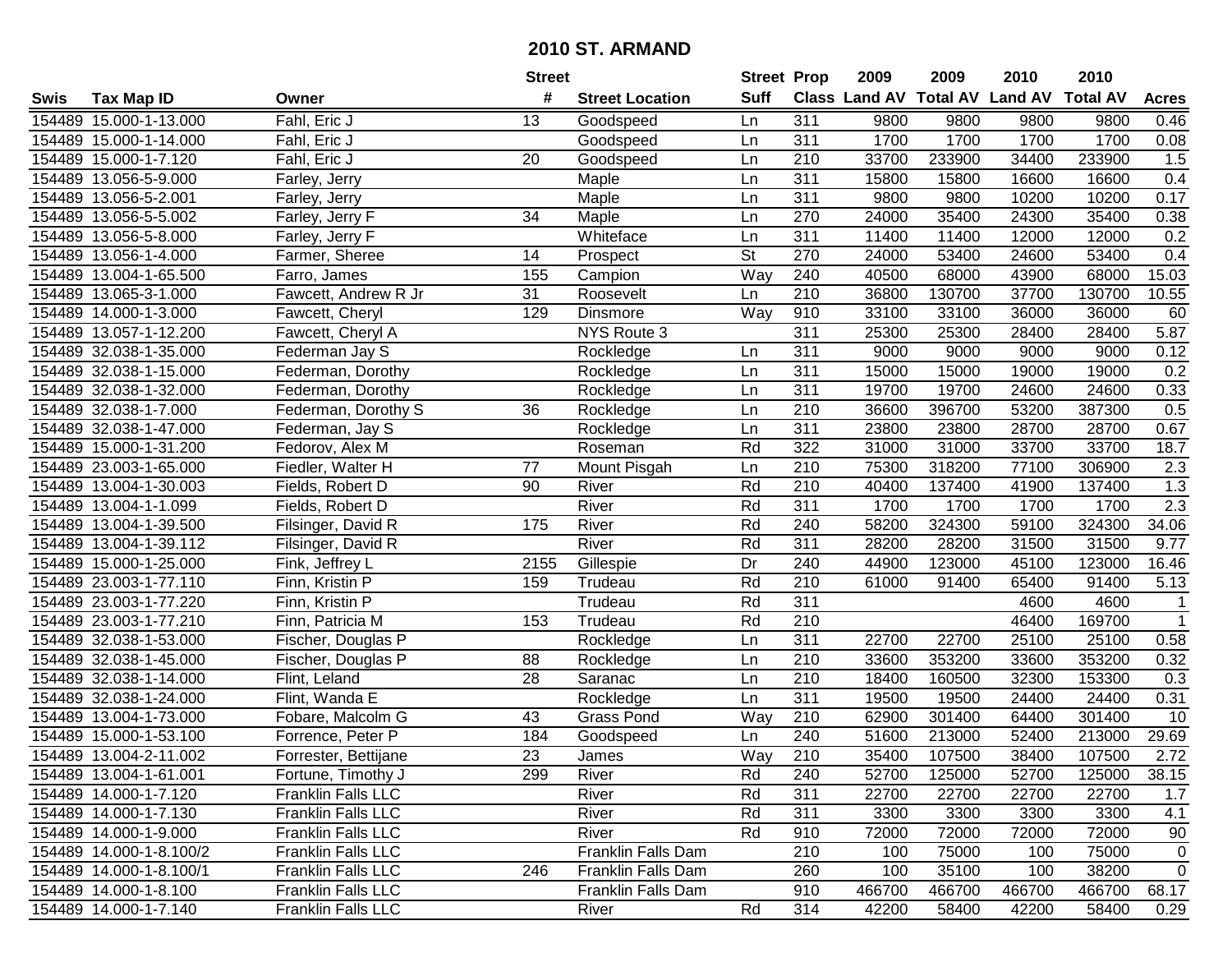# 2010 ST. ARMAND

| Swis | Tax Map ID | Owner | Street # | Street Location | Street Suff | Prop Class | 2009 Land AV | 2009 Total AV | 2010 Land AV | 2010 Total AV | Acres |
|---|---|---|---|---|---|---|---|---|---|---|---|
| 154489 | 15.000-1-13.000 | Fahl, Eric J | 13 | Goodspeed | Ln | 311 | 9800 | 9800 | 9800 | 9800 | 0.46 |
| 154489 | 15.000-1-14.000 | Fahl, Eric J | | Goodspeed | Ln | 311 | 1700 | 1700 | 1700 | 1700 | 0.08 |
| 154489 | 15.000-1-7.120 | Fahl, Eric J | 20 | Goodspeed | Ln | 210 | 33700 | 233900 | 34400 | 233900 | 1.5 |
| 154489 | 13.056-5-9.000 | Farley, Jerry | | Maple | Ln | 311 | 15800 | 15800 | 16600 | 16600 | 0.4 |
| 154489 | 13.056-5-2.001 | Farley, Jerry | | Maple | Ln | 311 | 9800 | 9800 | 10200 | 10200 | 0.17 |
| 154489 | 13.056-5-5.002 | Farley, Jerry F | 34 | Maple | Ln | 270 | 24000 | 35400 | 24300 | 35400 | 0.38 |
| 154489 | 13.056-5-8.000 | Farley, Jerry F | | Whiteface | Ln | 311 | 11400 | 11400 | 12000 | 12000 | 0.2 |
| 154489 | 13.056-1-4.000 | Farmer, Sheree | 14 | Prospect | St | 270 | 24000 | 53400 | 24600 | 53400 | 0.4 |
| 154489 | 13.004-1-65.500 | Farro, James | 155 | Campion | Way | 240 | 40500 | 68000 | 43900 | 68000 | 15.03 |
| 154489 | 13.065-3-1.000 | Fawcett, Andrew R Jr | 31 | Roosevelt | Ln | 210 | 36800 | 130700 | 37700 | 130700 | 10.55 |
| 154489 | 14.000-1-3.000 | Fawcett, Cheryl | 129 | Dinsmore | Way | 910 | 33100 | 33100 | 36000 | 36000 | 60 |
| 154489 | 13.057-1-12.200 | Fawcett, Cheryl A | | NYS Route 3 | | 311 | 25300 | 25300 | 28400 | 28400 | 5.87 |
| 154489 | 32.038-1-35.000 | Federman Jay S | | Rockledge | Ln | 311 | 9000 | 9000 | 9000 | 9000 | 0.12 |
| 154489 | 32.038-1-15.000 | Federman, Dorothy | | Rockledge | Ln | 311 | 15000 | 15000 | 19000 | 19000 | 0.2 |
| 154489 | 32.038-1-32.000 | Federman, Dorothy | | Rockledge | Ln | 311 | 19700 | 19700 | 24600 | 24600 | 0.33 |
| 154489 | 32.038-1-7.000 | Federman, Dorothy S | 36 | Rockledge | Ln | 210 | 36600 | 396700 | 53200 | 387300 | 0.5 |
| 154489 | 32.038-1-47.000 | Federman, Jay S | | Rockledge | Ln | 311 | 23800 | 23800 | 28700 | 28700 | 0.67 |
| 154489 | 15.000-1-31.200 | Fedorov, Alex M | | Roseman | Rd | 322 | 31000 | 31000 | 33700 | 33700 | 18.7 |
| 154489 | 23.003-1-65.000 | Fiedler, Walter H | 77 | Mount Pisgah | Ln | 210 | 75300 | 318200 | 77100 | 306900 | 2.3 |
| 154489 | 13.004-1-30.003 | Fields, Robert D | 90 | River | Rd | 210 | 40400 | 137400 | 41900 | 137400 | 1.3 |
| 154489 | 13.004-1-1.099 | Fields, Robert D | | River | Rd | 311 | 1700 | 1700 | 1700 | 1700 | 2.3 |
| 154489 | 13.004-1-39.500 | Filsinger, David R | 175 | River | Rd | 240 | 58200 | 324300 | 59100 | 324300 | 34.06 |
| 154489 | 13.004-1-39.112 | Filsinger, David R | | River | Rd | 311 | 28200 | 28200 | 31500 | 31500 | 9.77 |
| 154489 | 15.000-1-25.000 | Fink, Jeffrey L | 2155 | Gillespie | Dr | 240 | 44900 | 123000 | 45100 | 123000 | 16.46 |
| 154489 | 23.003-1-77.110 | Finn, Kristin P | 159 | Trudeau | Rd | 210 | 61000 | 91400 | 65400 | 91400 | 5.13 |
| 154489 | 23.003-1-77.220 | Finn, Kristin P | | Trudeau | Rd | 311 | | | 4600 | 4600 | 1 |
| 154489 | 23.003-1-77.210 | Finn, Patricia M | 153 | Trudeau | Rd | 210 | | | 46400 | 169700 | 1 |
| 154489 | 32.038-1-53.000 | Fischer, Douglas P | | Rockledge | Ln | 311 | 22700 | 22700 | 25100 | 25100 | 0.58 |
| 154489 | 32.038-1-45.000 | Fischer, Douglas P | 88 | Rockledge | Ln | 210 | 33600 | 353200 | 33600 | 353200 | 0.32 |
| 154489 | 32.038-1-14.000 | Flint, Leland | 28 | Saranac | Ln | 210 | 18400 | 160500 | 32300 | 153300 | 0.3 |
| 154489 | 32.038-1-24.000 | Flint, Wanda E | | Rockledge | Ln | 311 | 19500 | 19500 | 24400 | 24400 | 0.31 |
| 154489 | 13.004-1-73.000 | Fobare, Malcolm G | 43 | Grass Pond | Way | 210 | 62900 | 301400 | 64400 | 301400 | 10 |
| 154489 | 15.000-1-53.100 | Forrence, Peter P | 184 | Goodspeed | Ln | 240 | 51600 | 213000 | 52400 | 213000 | 29.69 |
| 154489 | 13.004-2-11.002 | Forrester, Bettijane | 23 | James | Way | 210 | 35400 | 107500 | 38400 | 107500 | 2.72 |
| 154489 | 13.004-1-61.001 | Fortune, Timothy J | 299 | River | Rd | 240 | 52700 | 125000 | 52700 | 125000 | 38.15 |
| 154489 | 14.000-1-7.120 | Franklin Falls LLC | | River | Rd | 311 | 22700 | 22700 | 22700 | 22700 | 1.7 |
| 154489 | 14.000-1-7.130 | Franklin Falls LLC | | River | Rd | 311 | 3300 | 3300 | 3300 | 3300 | 4.1 |
| 154489 | 14.000-1-9.000 | Franklin Falls LLC | | River | Rd | 910 | 72000 | 72000 | 72000 | 72000 | 90 |
| 154489 | 14.000-1-8.100/2 | Franklin Falls LLC | | Franklin Falls Dam | | 210 | 100 | 75000 | 100 | 75000 | 0 |
| 154489 | 14.000-1-8.100/1 | Franklin Falls LLC | 246 | Franklin Falls Dam | | 260 | 100 | 35100 | 100 | 38200 | 0 |
| 154489 | 14.000-1-8.100 | Franklin Falls LLC | | Franklin Falls Dam | | 910 | 466700 | 466700 | 466700 | 466700 | 68.17 |
| 154489 | 14.000-1-7.140 | Franklin Falls LLC | | River | Rd | 314 | 42200 | 58400 | 42200 | 58400 | 0.29 |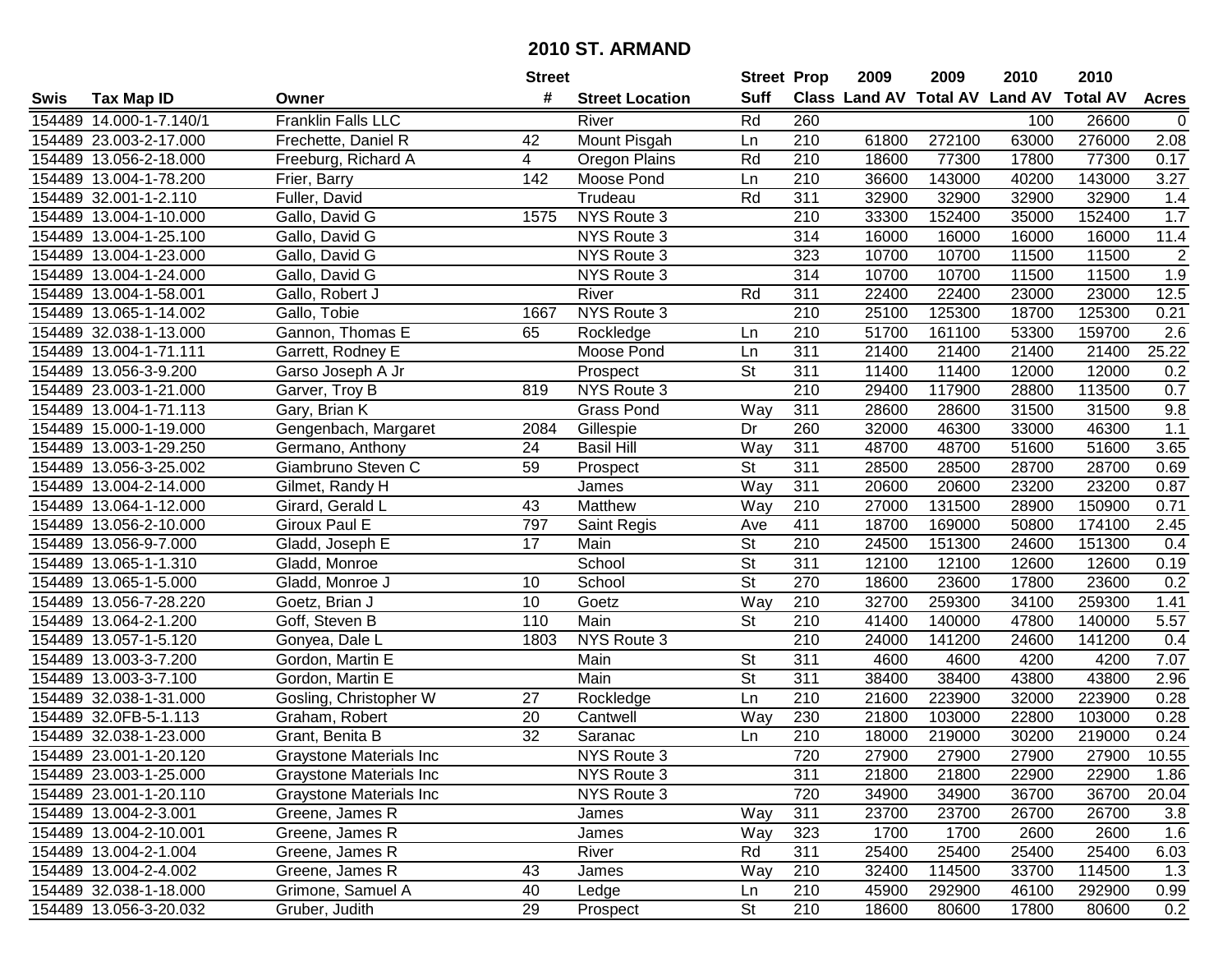# 2010 ST. ARMAND

| Swis | Tax Map ID | Owner | Street # | Street Location | Street Suff | Prop Class | 2009 Land AV | 2009 Total AV | 2010 Land AV | 2010 Total AV | Acres |
|---|---|---|---|---|---|---|---|---|---|---|---|
| 154489 | 14.000-1-7.140/1 | Franklin Falls LLC | | River | Rd | 260 | | | 100 | 26600 | 0 |
| 154489 | 23.003-2-17.000 | Frechette, Daniel R | 42 | Mount Pisgah | Ln | 210 | 61800 | 272100 | 63000 | 276000 | 2.08 |
| 154489 | 13.056-2-18.000 | Freeburg, Richard A | 4 | Oregon Plains | Rd | 210 | 18600 | 77300 | 17800 | 77300 | 0.17 |
| 154489 | 13.004-1-78.200 | Frier, Barry | 142 | Moose Pond | Ln | 210 | 36600 | 143000 | 40200 | 143000 | 3.27 |
| 154489 | 32.001-1-2.110 | Fuller, David | | Trudeau | Rd | 311 | 32900 | 32900 | 32900 | 32900 | 1.4 |
| 154489 | 13.004-1-10.000 | Gallo, David G | 1575 | NYS Route 3 | | 210 | 33300 | 152400 | 35000 | 152400 | 1.7 |
| 154489 | 13.004-1-25.100 | Gallo, David G | | NYS Route 3 | | 314 | 16000 | 16000 | 16000 | 16000 | 11.4 |
| 154489 | 13.004-1-23.000 | Gallo, David G | | NYS Route 3 | | 323 | 10700 | 10700 | 11500 | 11500 | 2 |
| 154489 | 13.004-1-24.000 | Gallo, David G | | NYS Route 3 | | 314 | 10700 | 10700 | 11500 | 11500 | 1.9 |
| 154489 | 13.004-1-58.001 | Gallo, Robert J | | River | Rd | 311 | 22400 | 22400 | 23000 | 23000 | 12.5 |
| 154489 | 13.065-1-14.002 | Gallo, Tobie | 1667 | NYS Route 3 | | 210 | 25100 | 125300 | 18700 | 125300 | 0.21 |
| 154489 | 32.038-1-13.000 | Gannon, Thomas E | 65 | Rockledge | Ln | 210 | 51700 | 161100 | 53300 | 159700 | 2.6 |
| 154489 | 13.004-1-71.111 | Garrett, Rodney E | | Moose Pond | Ln | 311 | 21400 | 21400 | 21400 | 21400 | 25.22 |
| 154489 | 13.056-3-9.200 | Garso Joseph A Jr | | Prospect | St | 311 | 11400 | 11400 | 12000 | 12000 | 0.2 |
| 154489 | 23.003-1-21.000 | Garver, Troy B | 819 | NYS Route 3 | | 210 | 29400 | 117900 | 28800 | 113500 | 0.7 |
| 154489 | 13.004-1-71.113 | Gary, Brian K | | Grass Pond | Way | 311 | 28600 | 28600 | 31500 | 31500 | 9.8 |
| 154489 | 15.000-1-19.000 | Gengenbach, Margaret | 2084 | Gillespie | Dr | 260 | 32000 | 46300 | 33000 | 46300 | 1.1 |
| 154489 | 13.003-1-29.250 | Germano, Anthony | 24 | Basil Hill | Way | 311 | 48700 | 48700 | 51600 | 51600 | 3.65 |
| 154489 | 13.056-3-25.002 | Giambruno Steven C | 59 | Prospect | St | 311 | 28500 | 28500 | 28700 | 28700 | 0.69 |
| 154489 | 13.004-2-14.000 | Gilmet, Randy H | | James | Way | 311 | 20600 | 20600 | 23200 | 23200 | 0.87 |
| 154489 | 13.064-1-12.000 | Girard, Gerald L | 43 | Matthew | Way | 210 | 27000 | 131500 | 28900 | 150900 | 0.71 |
| 154489 | 13.056-2-10.000 | Giroux Paul E | 797 | Saint Regis | Ave | 411 | 18700 | 169000 | 50800 | 174100 | 2.45 |
| 154489 | 13.056-9-7.000 | Gladd, Joseph E | 17 | Main | St | 210 | 24500 | 151300 | 24600 | 151300 | 0.4 |
| 154489 | 13.065-1-1.310 | Gladd, Monroe | | School | St | 311 | 12100 | 12100 | 12600 | 12600 | 0.19 |
| 154489 | 13.065-1-5.000 | Gladd, Monroe J | 10 | School | St | 270 | 18600 | 23600 | 17800 | 23600 | 0.2 |
| 154489 | 13.056-7-28.220 | Goetz, Brian J | 10 | Goetz | Way | 210 | 32700 | 259300 | 34100 | 259300 | 1.41 |
| 154489 | 13.064-2-1.200 | Goff, Steven B | 110 | Main | St | 210 | 41400 | 140000 | 47800 | 140000 | 5.57 |
| 154489 | 13.057-1-5.120 | Gonyea, Dale L | 1803 | NYS Route 3 | | 210 | 24000 | 141200 | 24600 | 141200 | 0.4 |
| 154489 | 13.003-3-7.200 | Gordon, Martin E | | Main | St | 311 | 4600 | 4600 | 4200 | 4200 | 7.07 |
| 154489 | 13.003-3-7.100 | Gordon, Martin E | | Main | St | 311 | 38400 | 38400 | 43800 | 43800 | 2.96 |
| 154489 | 32.038-1-31.000 | Gosling, Christopher W | 27 | Rockledge | Ln | 210 | 21600 | 223900 | 32000 | 223900 | 0.28 |
| 154489 | 32.0FB-5-1.113 | Graham, Robert | 20 | Cantwell | Way | 230 | 21800 | 103000 | 22800 | 103000 | 0.28 |
| 154489 | 32.038-1-23.000 | Grant, Benita B | 32 | Saranac | Ln | 210 | 18000 | 219000 | 30200 | 219000 | 0.24 |
| 154489 | 23.001-1-20.120 | Graystone Materials Inc | | NYS Route 3 | | 720 | 27900 | 27900 | 27900 | 27900 | 10.55 |
| 154489 | 23.003-1-25.000 | Graystone Materials Inc | | NYS Route 3 | | 311 | 21800 | 21800 | 22900 | 22900 | 1.86 |
| 154489 | 23.001-1-20.110 | Graystone Materials Inc | | NYS Route 3 | | 720 | 34900 | 34900 | 36700 | 36700 | 20.04 |
| 154489 | 13.004-2-3.001 | Greene, James R | | James | Way | 311 | 23700 | 23700 | 26700 | 26700 | 3.8 |
| 154489 | 13.004-2-10.001 | Greene, James R | | James | Way | 323 | 1700 | 1700 | 2600 | 2600 | 1.6 |
| 154489 | 13.004-2-1.004 | Greene, James R | | River | Rd | 311 | 25400 | 25400 | 25400 | 25400 | 6.03 |
| 154489 | 13.004-2-4.002 | Greene, James R | 43 | James | Way | 210 | 32400 | 114500 | 33700 | 114500 | 1.3 |
| 154489 | 32.038-1-18.000 | Grimone, Samuel A | 40 | Ledge | Ln | 210 | 45900 | 292900 | 46100 | 292900 | 0.99 |
| 154489 | 13.056-3-20.032 | Gruber, Judith | 29 | Prospect | St | 210 | 18600 | 80600 | 17800 | 80600 | 0.2 |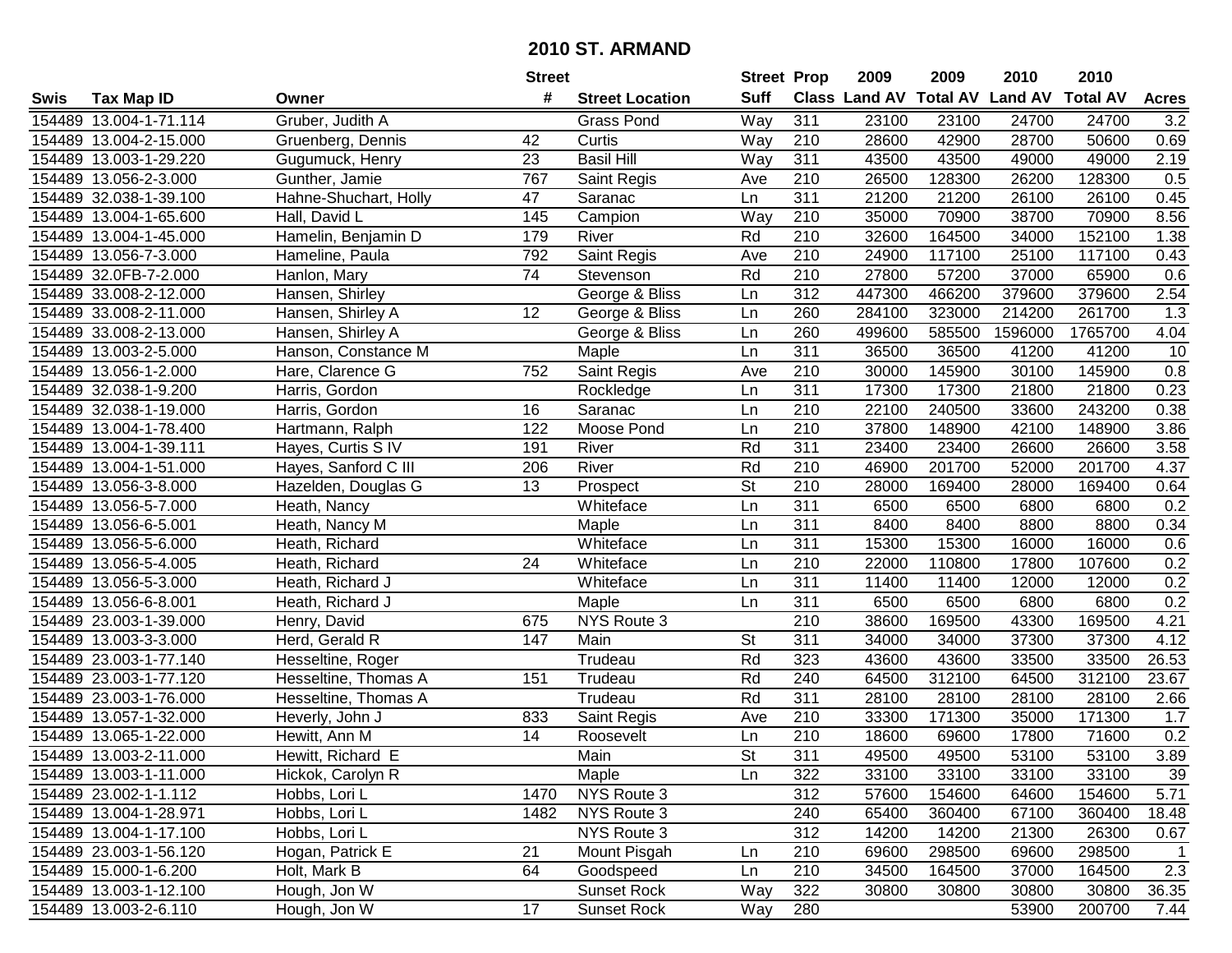# 2010 ST. ARMAND

| Swis | Tax Map ID | Owner | Street # | Street Location | Street Suff | Prop Class | 2009 Land AV | 2009 Total AV | 2010 Land AV | 2010 Total AV | Acres |
|---|---|---|---|---|---|---|---|---|---|---|---|
| 154489 | 13.004-1-71.114 | Gruber, Judith A | | Grass Pond | Way | 311 | 23100 | 23100 | 24700 | 24700 | 3.2 |
| 154489 | 13.004-2-15.000 | Gruenberg, Dennis | 42 | Curtis | Way | 210 | 28600 | 42900 | 28700 | 50600 | 0.69 |
| 154489 | 13.003-1-29.220 | Gugumuck, Henry | 23 | Basil Hill | Way | 311 | 43500 | 43500 | 49000 | 49000 | 2.19 |
| 154489 | 13.056-2-3.000 | Gunther, Jamie | 767 | Saint Regis | Ave | 210 | 26500 | 128300 | 26200 | 128300 | 0.5 |
| 154489 | 32.038-1-39.100 | Hahne-Shuchart, Holly | 47 | Saranac | Ln | 311 | 21200 | 21200 | 26100 | 26100 | 0.45 |
| 154489 | 13.004-1-65.600 | Hall, David L | 145 | Campion | Way | 210 | 35000 | 70900 | 38700 | 70900 | 8.56 |
| 154489 | 13.004-1-45.000 | Hamelin, Benjamin D | 179 | River | Rd | 210 | 32600 | 164500 | 34000 | 152100 | 1.38 |
| 154489 | 13.056-7-3.000 | Hameline, Paula | 792 | Saint Regis | Ave | 210 | 24900 | 117100 | 25100 | 117100 | 0.43 |
| 154489 | 32.0FB-7-2.000 | Hanlon, Mary | 74 | Stevenson | Rd | 210 | 27800 | 57200 | 37000 | 65900 | 0.6 |
| 154489 | 33.008-2-12.000 | Hansen, Shirley | | George & Bliss | Ln | 312 | 447300 | 466200 | 379600 | 379600 | 2.54 |
| 154489 | 33.008-2-11.000 | Hansen, Shirley A | 12 | George & Bliss | Ln | 260 | 284100 | 323000 | 214200 | 261700 | 1.3 |
| 154489 | 33.008-2-13.000 | Hansen, Shirley A | | George & Bliss | Ln | 260 | 499600 | 585500 | 1596000 | 1765700 | 4.04 |
| 154489 | 13.003-2-5.000 | Hanson, Constance M | | Maple | Ln | 311 | 36500 | 36500 | 41200 | 41200 | 10 |
| 154489 | 13.056-1-2.000 | Hare, Clarence G | 752 | Saint Regis | Ave | 210 | 30000 | 145900 | 30100 | 145900 | 0.8 |
| 154489 | 32.038-1-9.200 | Harris, Gordon | | Rockledge | Ln | 311 | 17300 | 17300 | 21800 | 21800 | 0.23 |
| 154489 | 32.038-1-19.000 | Harris, Gordon | 16 | Saranac | Ln | 210 | 22100 | 240500 | 33600 | 243200 | 0.38 |
| 154489 | 13.004-1-78.400 | Hartmann, Ralph | 122 | Moose Pond | Ln | 210 | 37800 | 148900 | 42100 | 148900 | 3.86 |
| 154489 | 13.004-1-39.111 | Hayes, Curtis S IV | 191 | River | Rd | 311 | 23400 | 23400 | 26600 | 26600 | 3.58 |
| 154489 | 13.004-1-51.000 | Hayes, Sanford C III | 206 | River | Rd | 210 | 46900 | 201700 | 52000 | 201700 | 4.37 |
| 154489 | 13.056-3-8.000 | Hazelden, Douglas G | 13 | Prospect | St | 210 | 28000 | 169400 | 28000 | 169400 | 0.64 |
| 154489 | 13.056-5-7.000 | Heath, Nancy | | Whiteface | Ln | 311 | 6500 | 6500 | 6800 | 6800 | 0.2 |
| 154489 | 13.056-6-5.001 | Heath, Nancy M | | Maple | Ln | 311 | 8400 | 8400 | 8800 | 8800 | 0.34 |
| 154489 | 13.056-5-6.000 | Heath, Richard | | Whiteface | Ln | 311 | 15300 | 15300 | 16000 | 16000 | 0.6 |
| 154489 | 13.056-5-4.005 | Heath, Richard | 24 | Whiteface | Ln | 210 | 22000 | 110800 | 17800 | 107600 | 0.2 |
| 154489 | 13.056-5-3.000 | Heath, Richard J | | Whiteface | Ln | 311 | 11400 | 11400 | 12000 | 12000 | 0.2 |
| 154489 | 13.056-6-8.001 | Heath, Richard J | | Maple | Ln | 311 | 6500 | 6500 | 6800 | 6800 | 0.2 |
| 154489 | 23.003-1-39.000 | Henry, David | 675 | NYS Route 3 | | 210 | 38600 | 169500 | 43300 | 169500 | 4.21 |
| 154489 | 13.003-3-3.000 | Herd, Gerald R | 147 | Main | St | 311 | 34000 | 34000 | 37300 | 37300 | 4.12 |
| 154489 | 23.003-1-77.140 | Hesseltine, Roger | | Trudeau | Rd | 323 | 43600 | 43600 | 33500 | 33500 | 26.53 |
| 154489 | 23.003-1-77.120 | Hesseltine, Thomas A | 151 | Trudeau | Rd | 240 | 64500 | 312100 | 64500 | 312100 | 23.67 |
| 154489 | 23.003-1-76.000 | Hesseltine, Thomas A | | Trudeau | Rd | 311 | 28100 | 28100 | 28100 | 28100 | 2.66 |
| 154489 | 13.057-1-32.000 | Heverly, John J | 833 | Saint Regis | Ave | 210 | 33300 | 171300 | 35000 | 171300 | 1.7 |
| 154489 | 13.065-1-22.000 | Hewitt, Ann M | 14 | Roosevelt | Ln | 210 | 18600 | 69600 | 17800 | 71600 | 0.2 |
| 154489 | 13.003-2-11.000 | Hewitt, Richard E | | Main | St | 311 | 49500 | 49500 | 53100 | 53100 | 3.89 |
| 154489 | 13.003-1-11.000 | Hickok, Carolyn R | | Maple | Ln | 322 | 33100 | 33100 | 33100 | 33100 | 39 |
| 154489 | 23.002-1-1.112 | Hobbs, Lori L | 1470 | NYS Route 3 | | 312 | 57600 | 154600 | 64600 | 154600 | 5.71 |
| 154489 | 13.004-1-28.971 | Hobbs, Lori L | 1482 | NYS Route 3 | | 240 | 65400 | 360400 | 67100 | 360400 | 18.48 |
| 154489 | 13.004-1-17.100 | Hobbs, Lori L | | NYS Route 3 | | 312 | 14200 | 14200 | 21300 | 26300 | 0.67 |
| 154489 | 23.003-1-56.120 | Hogan, Patrick E | 21 | Mount Pisgah | Ln | 210 | 69600 | 298500 | 69600 | 298500 | 1 |
| 154489 | 15.000-1-6.200 | Holt, Mark B | 64 | Goodspeed | Ln | 210 | 34500 | 164500 | 37000 | 164500 | 2.3 |
| 154489 | 13.003-1-12.100 | Hough, Jon W | | Sunset Rock | Way | 322 | 30800 | 30800 | 30800 | 30800 | 36.35 |
| 154489 | 13.003-2-6.110 | Hough, Jon W | 17 | Sunset Rock | Way | 280 | | | 53900 | 200700 | 7.44 |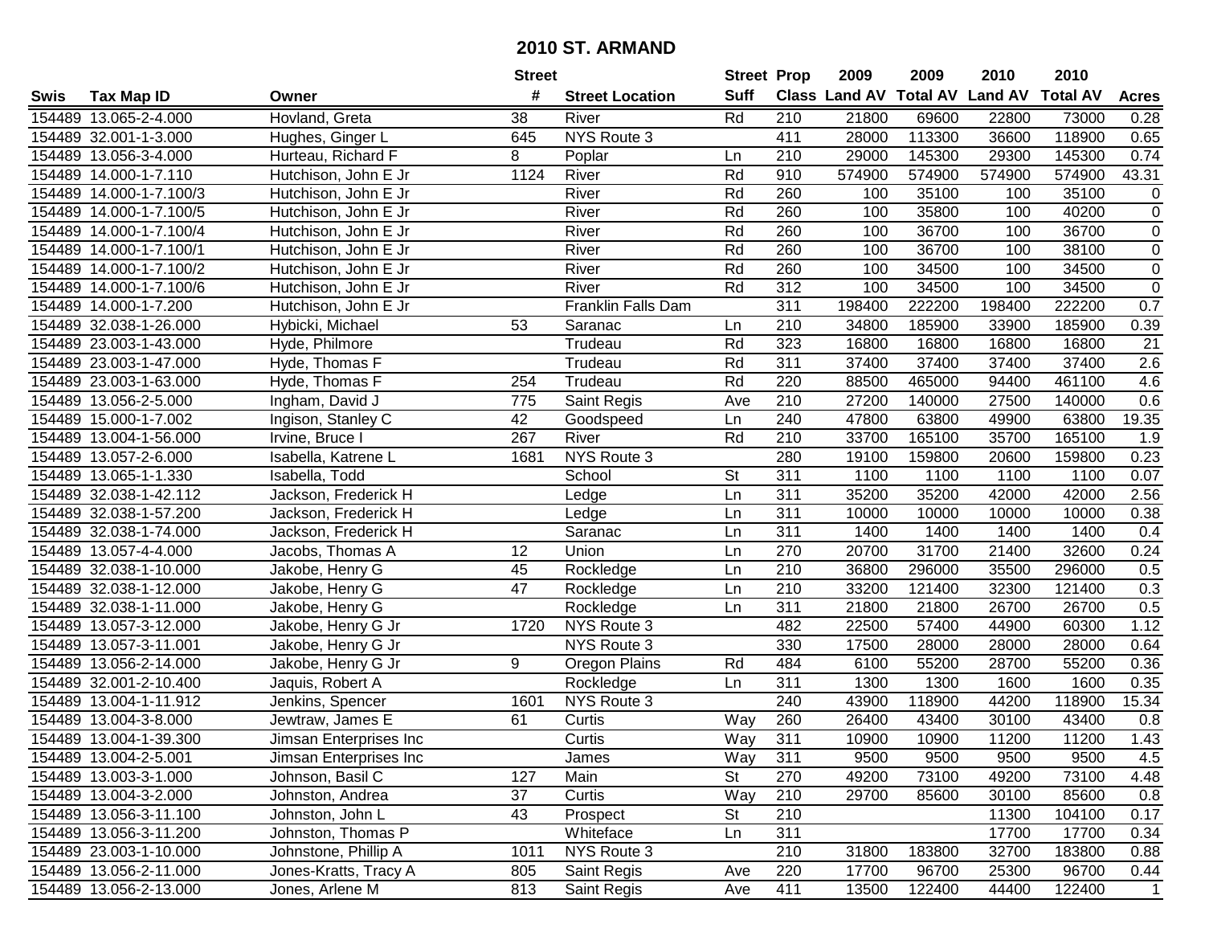# 2010 ST. ARMAND

| Swis | Tax Map ID | Owner | Street # | Street Location | Street Suff | Prop Class | 2009 Land AV | 2009 Total AV | 2010 Land AV | 2010 Total AV | Acres |
|---|---|---|---|---|---|---|---|---|---|---|---|
| 154489 | 13.065-2-4.000 | Hovland, Greta | 38 | River | Rd | 210 | 21800 | 69600 | 22800 | 73000 | 0.28 |
| 154489 | 32.001-1-3.000 | Hughes, Ginger L | 645 | NYS Route 3 | | 411 | 28000 | 113300 | 36600 | 118900 | 0.65 |
| 154489 | 13.056-3-4.000 | Hurteau, Richard F | 8 | Poplar | Ln | 210 | 29000 | 145300 | 29300 | 145300 | 0.74 |
| 154489 | 14.000-1-7.110 | Hutchison, John E Jr | 1124 | River | Rd | 910 | 574900 | 574900 | 574900 | 574900 | 43.31 |
| 154489 | 14.000-1-7.100/3 | Hutchison, John E Jr | | River | Rd | 260 | 100 | 35100 | 100 | 35100 | 0 |
| 154489 | 14.000-1-7.100/5 | Hutchison, John E Jr | | River | Rd | 260 | 100 | 35800 | 100 | 40200 | 0 |
| 154489 | 14.000-1-7.100/4 | Hutchison, John E Jr | | River | Rd | 260 | 100 | 36700 | 100 | 36700 | 0 |
| 154489 | 14.000-1-7.100/1 | Hutchison, John E Jr | | River | Rd | 260 | 100 | 36700 | 100 | 38100 | 0 |
| 154489 | 14.000-1-7.100/2 | Hutchison, John E Jr | | River | Rd | 260 | 100 | 34500 | 100 | 34500 | 0 |
| 154489 | 14.000-1-7.100/6 | Hutchison, John E Jr | | River | Rd | 312 | 100 | 34500 | 100 | 34500 | 0 |
| 154489 | 14.000-1-7.200 | Hutchison, John E Jr | | Franklin Falls Dam | | 311 | 198400 | 222200 | 198400 | 222200 | 0.7 |
| 154489 | 32.038-1-26.000 | Hybicki, Michael | 53 | Saranac | Ln | 210 | 34800 | 185900 | 33900 | 185900 | 0.39 |
| 154489 | 23.003-1-43.000 | Hyde, Philmore | | Trudeau | Rd | 323 | 16800 | 16800 | 16800 | 16800 | 21 |
| 154489 | 23.003-1-47.000 | Hyde, Thomas F | | Trudeau | Rd | 311 | 37400 | 37400 | 37400 | 37400 | 2.6 |
| 154489 | 23.003-1-63.000 | Hyde, Thomas F | 254 | Trudeau | Rd | 220 | 88500 | 465000 | 94400 | 461100 | 4.6 |
| 154489 | 13.056-2-5.000 | Ingham, David J | 775 | Saint Regis | Ave | 210 | 27200 | 140000 | 27500 | 140000 | 0.6 |
| 154489 | 15.000-1-7.002 | Ingison, Stanley C | 42 | Goodspeed | Ln | 240 | 47800 | 63800 | 49900 | 63800 | 19.35 |
| 154489 | 13.004-1-56.000 | Irvine, Bruce I | 267 | River | Rd | 210 | 33700 | 165100 | 35700 | 165100 | 1.9 |
| 154489 | 13.057-2-6.000 | Isabella, Katrene L | 1681 | NYS Route 3 | | 280 | 19100 | 159800 | 20600 | 159800 | 0.23 |
| 154489 | 13.065-1-1.330 | Isabella, Todd | | School | St | 311 | 1100 | 1100 | 1100 | 1100 | 0.07 |
| 154489 | 32.038-1-42.112 | Jackson, Frederick H | | Ledge | Ln | 311 | 35200 | 35200 | 42000 | 42000 | 2.56 |
| 154489 | 32.038-1-57.200 | Jackson, Frederick H | | Ledge | Ln | 311 | 10000 | 10000 | 10000 | 10000 | 0.38 |
| 154489 | 32.038-1-74.000 | Jackson, Frederick H | | Saranac | Ln | 311 | 1400 | 1400 | 1400 | 1400 | 0.4 |
| 154489 | 13.057-4-4.000 | Jacobs, Thomas A | 12 | Union | Ln | 270 | 20700 | 31700 | 21400 | 32600 | 0.24 |
| 154489 | 32.038-1-10.000 | Jakobe, Henry G | 45 | Rockledge | Ln | 210 | 36800 | 296000 | 35500 | 296000 | 0.5 |
| 154489 | 32.038-1-12.000 | Jakobe, Henry G | 47 | Rockledge | Ln | 210 | 33200 | 121400 | 32300 | 121400 | 0.3 |
| 154489 | 32.038-1-11.000 | Jakobe, Henry G | | Rockledge | Ln | 311 | 21800 | 21800 | 26700 | 26700 | 0.5 |
| 154489 | 13.057-3-12.000 | Jakobe, Henry G Jr | 1720 | NYS Route 3 | | 482 | 22500 | 57400 | 44900 | 60300 | 1.12 |
| 154489 | 13.057-3-11.001 | Jakobe, Henry G Jr | | NYS Route 3 | | 330 | 17500 | 28000 | 28000 | 28000 | 0.64 |
| 154489 | 13.056-2-14.000 | Jakobe, Henry G Jr | 9 | Oregon Plains | Rd | 484 | 6100 | 55200 | 28700 | 55200 | 0.36 |
| 154489 | 32.001-2-10.400 | Jaquis, Robert A | | Rockledge | Ln | 311 | 1300 | 1300 | 1600 | 1600 | 0.35 |
| 154489 | 13.004-1-11.912 | Jenkins, Spencer | 1601 | NYS Route 3 | | 240 | 43900 | 118900 | 44200 | 118900 | 15.34 |
| 154489 | 13.004-3-8.000 | Jewtraw, James E | 61 | Curtis | Way | 260 | 26400 | 43400 | 30100 | 43400 | 0.8 |
| 154489 | 13.004-1-39.300 | Jimsan Enterprises Inc | | Curtis | Way | 311 | 10900 | 10900 | 11200 | 11200 | 1.43 |
| 154489 | 13.004-2-5.001 | Jimsan Enterprises Inc | | James | Way | 311 | 9500 | 9500 | 9500 | 9500 | 4.5 |
| 154489 | 13.003-3-1.000 | Johnson, Basil C | 127 | Main | St | 270 | 49200 | 73100 | 49200 | 73100 | 4.48 |
| 154489 | 13.004-3-2.000 | Johnston, Andrea | 37 | Curtis | Way | 210 | 29700 | 85600 | 30100 | 85600 | 0.8 |
| 154489 | 13.056-3-11.100 | Johnston, John L | 43 | Prospect | St | 210 | | | 11300 | 104100 | 0.17 |
| 154489 | 13.056-3-11.200 | Johnston, Thomas P | | Whiteface | Ln | 311 | | | 17700 | 17700 | 0.34 |
| 154489 | 23.003-1-10.000 | Johnstone, Phillip A | 1011 | NYS Route 3 | | 210 | 31800 | 183800 | 32700 | 183800 | 0.88 |
| 154489 | 13.056-2-11.000 | Jones-Kratts, Tracy A | 805 | Saint Regis | Ave | 220 | 17700 | 96700 | 25300 | 96700 | 0.44 |
| 154489 | 13.056-2-13.000 | Jones, Arlene M | 813 | Saint Regis | Ave | 411 | 13500 | 122400 | 44400 | 122400 | 1 |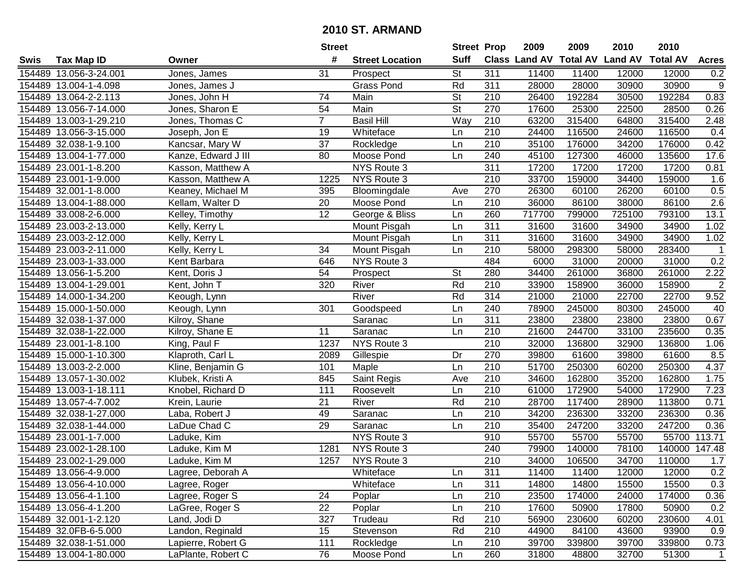# 2010 ST. ARMAND

| Swis | Tax Map ID | Owner | Street # | Street Location | Street Suff | Prop Class | 2009 Land AV | 2009 Total AV | 2010 Land AV | 2010 Total AV | Acres |
|---|---|---|---|---|---|---|---|---|---|---|---|
| 154489 | 13.056-3-24.001 | Jones, James | 31 | Prospect | St | 311 | 11400 | 11400 | 12000 | 12000 | 0.2 |
| 154489 | 13.004-1-4.098 | Jones, James J | | Grass Pond | Rd | 311 | 28000 | 28000 | 30900 | 30900 | 9 |
| 154489 | 13.064-2-2.113 | Jones, John H | 74 | Main | St | 210 | 26400 | 192284 | 30500 | 192284 | 0.83 |
| 154489 | 13.056-7-14.000 | Jones, Sharon E | 54 | Main | St | 270 | 17600 | 25300 | 22500 | 28500 | 0.26 |
| 154489 | 13.003-1-29.210 | Jones, Thomas C | 7 | Basil Hill | Way | 210 | 63200 | 315400 | 64800 | 315400 | 2.48 |
| 154489 | 13.056-3-15.000 | Joseph, Jon E | 19 | Whiteface | Ln | 210 | 24400 | 116500 | 24600 | 116500 | 0.4 |
| 154489 | 32.038-1-9.100 | Kancsar, Mary W | 37 | Rockledge | Ln | 210 | 35100 | 176000 | 34200 | 176000 | 0.42 |
| 154489 | 13.004-1-77.000 | Kanze, Edward J III | 80 | Moose Pond | Ln | 240 | 45100 | 127300 | 46000 | 135600 | 17.6 |
| 154489 | 23.001-1-8.200 | Kasson, Matthew A | | NYS Route 3 | | 311 | 17200 | 17200 | 17200 | 17200 | 0.81 |
| 154489 | 23.001-1-9.000 | Kasson, Matthew A | 1225 | NYS Route 3 | | 210 | 33700 | 159000 | 34400 | 159000 | 1.6 |
| 154489 | 32.001-1-8.000 | Keaney, Michael M | 395 | Bloomingdale | Ave | 270 | 26300 | 60100 | 26200 | 60100 | 0.5 |
| 154489 | 13.004-1-88.000 | Kellam, Walter D | 20 | Moose Pond | Ln | 210 | 36000 | 86100 | 38000 | 86100 | 2.6 |
| 154489 | 33.008-2-6.000 | Kelley, Timothy | 12 | George & Bliss | Ln | 260 | 717700 | 799000 | 725100 | 793100 | 13.1 |
| 154489 | 23.003-2-13.000 | Kelly, Kerry L | | Mount Pisgah | Ln | 311 | 31600 | 31600 | 34900 | 34900 | 1.02 |
| 154489 | 23.003-2-12.000 | Kelly, Kerry L | | Mount Pisgah | Ln | 311 | 31600 | 31600 | 34900 | 34900 | 1.02 |
| 154489 | 23.003-2-11.000 | Kelly, Kerry L | 34 | Mount Pisgah | Ln | 210 | 58000 | 298300 | 58000 | 283400 | 1 |
| 154489 | 23.003-1-33.000 | Kent Barbara | 646 | NYS Route 3 | | 484 | 6000 | 31000 | 20000 | 31000 | 0.2 |
| 154489 | 13.056-1-5.200 | Kent, Doris J | 54 | Prospect | St | 280 | 34400 | 261000 | 36800 | 261000 | 2.22 |
| 154489 | 13.004-1-29.001 | Kent, John T | 320 | River | Rd | 210 | 33900 | 158900 | 36000 | 158900 | 2 |
| 154489 | 14.000-1-34.200 | Keough, Lynn | | River | Rd | 314 | 21000 | 21000 | 22700 | 22700 | 9.52 |
| 154489 | 15.000-1-50.000 | Keough, Lynn | 301 | Goodspeed | Ln | 240 | 78900 | 245000 | 80300 | 245000 | 40 |
| 154489 | 32.038-1-37.000 | Kilroy, Shane | | Saranac | Ln | 311 | 23800 | 23800 | 23800 | 23800 | 0.67 |
| 154489 | 32.038-1-22.000 | Kilroy, Shane E | 11 | Saranac | Ln | 210 | 21600 | 244700 | 33100 | 235600 | 0.35 |
| 154489 | 23.001-1-8.100 | King, Paul F | 1237 | NYS Route 3 | | 210 | 32000 | 136800 | 32900 | 136800 | 1.06 |
| 154489 | 15.000-1-10.300 | Klaproth, Carl L | 2089 | Gillespie | Dr | 270 | 39800 | 61600 | 39800 | 61600 | 8.5 |
| 154489 | 13.003-2-2.000 | Kline, Benjamin G | 101 | Maple | Ln | 210 | 51700 | 250300 | 60200 | 250300 | 4.37 |
| 154489 | 13.057-1-30.002 | Klubek, Kristi A | 845 | Saint Regis | Ave | 210 | 34600 | 162800 | 35200 | 162800 | 1.75 |
| 154489 | 13.003-1-18.111 | Knobel, Richard D | 111 | Roosevelt | Ln | 210 | 61000 | 172900 | 54000 | 172900 | 7.23 |
| 154489 | 13.057-4-7.002 | Krein, Laurie | 21 | River | Rd | 210 | 28700 | 117400 | 28900 | 113800 | 0.71 |
| 154489 | 32.038-1-27.000 | Laba, Robert J | 49 | Saranac | Ln | 210 | 34200 | 236300 | 33200 | 236300 | 0.36 |
| 154489 | 32.038-1-44.000 | LaDue Chad C | 29 | Saranac | Ln | 210 | 35400 | 247200 | 33200 | 247200 | 0.36 |
| 154489 | 23.001-1-7.000 | Laduke, Kim | | NYS Route 3 | | 910 | 55700 | 55700 | 55700 | 55700 | 113.71 |
| 154489 | 23.002-1-28.100 | Laduke, Kim M | 1281 | NYS Route 3 | | 240 | 79900 | 140000 | 78100 | 140000 | 147.48 |
| 154489 | 23.002-1-29.000 | Laduke, Kim M | 1257 | NYS Route 3 | | 210 | 34000 | 106500 | 34700 | 110000 | 1.7 |
| 154489 | 13.056-4-9.000 | Lagree, Deborah A | | Whiteface | Ln | 311 | 11400 | 11400 | 12000 | 12000 | 0.2 |
| 154489 | 13.056-4-10.000 | Lagree, Roger | | Whiteface | Ln | 311 | 14800 | 14800 | 15500 | 15500 | 0.3 |
| 154489 | 13.056-4-1.100 | Lagree, Roger S | 24 | Poplar | Ln | 210 | 23500 | 174000 | 24000 | 174000 | 0.36 |
| 154489 | 13.056-4-1.200 | LaGree, Roger S | 22 | Poplar | Ln | 210 | 17600 | 50900 | 17800 | 50900 | 0.2 |
| 154489 | 32.001-1-2.120 | Land, Jodi D | 327 | Trudeau | Rd | 210 | 56900 | 230600 | 60200 | 230600 | 4.01 |
| 154489 | 32.0FB-6-5.000 | Landon, Reginald | 15 | Stevenson | Rd | 210 | 44900 | 84100 | 43600 | 93900 | 0.9 |
| 154489 | 32.038-1-51.000 | Lapierre, Robert G | 111 | Rockledge | Ln | 210 | 39700 | 339800 | 39700 | 339800 | 0.73 |
| 154489 | 13.004-1-80.000 | LaPlante, Robert C | 76 | Moose Pond | Ln | 260 | 31800 | 48800 | 32700 | 51300 | 1 |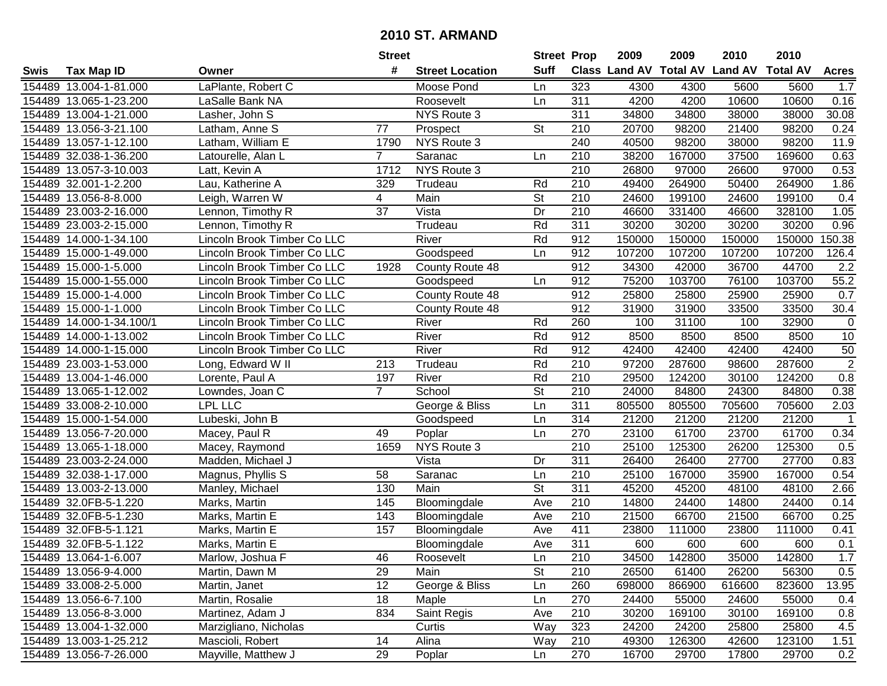# 2010 ST. ARMAND

| Swis | Tax Map ID | Owner | Street # | Street Location | Street Suff | Prop Class | 2009 Land AV | 2009 Total AV | 2010 Land AV | 2010 Total AV | Acres |
|---|---|---|---|---|---|---|---|---|---|---|---|
| 154489 | 13.004-1-81.000 | LaPlante, Robert C | | Moose Pond | Ln | 323 | 4300 | 4300 | 5600 | 5600 | 1.7 |
| 154489 | 13.065-1-23.200 | LaSalle Bank NA | | Roosevelt | Ln | 311 | 4200 | 4200 | 10600 | 10600 | 0.16 |
| 154489 | 13.004-1-21.000 | Lasher, John S | | NYS Route 3 | | 311 | 34800 | 34800 | 38000 | 38000 | 30.08 |
| 154489 | 13.056-3-21.100 | Latham, Anne S | 77 | Prospect | St | 210 | 20700 | 98200 | 21400 | 98200 | 0.24 |
| 154489 | 13.057-1-12.100 | Latham, William E | 1790 | NYS Route 3 | | 240 | 40500 | 98200 | 38000 | 98200 | 11.9 |
| 154489 | 32.038-1-36.200 | Latourelle, Alan L | 7 | Saranac | Ln | 210 | 38200 | 167000 | 37500 | 169600 | 0.63 |
| 154489 | 13.057-3-10.003 | Latt, Kevin A | 1712 | NYS Route 3 | | 210 | 26800 | 97000 | 26600 | 97000 | 0.53 |
| 154489 | 32.001-1-2.200 | Lau, Katherine A | 329 | Trudeau | Rd | 210 | 49400 | 264900 | 50400 | 264900 | 1.86 |
| 154489 | 13.056-8-8.000 | Leigh, Warren W | 4 | Main | St | 210 | 24600 | 199100 | 24600 | 199100 | 0.4 |
| 154489 | 23.003-2-16.000 | Lennon, Timothy R | 37 | Vista | Dr | 210 | 46600 | 331400 | 46600 | 328100 | 1.05 |
| 154489 | 23.003-2-15.000 | Lennon, Timothy R | | Trudeau | Rd | 311 | 30200 | 30200 | 30200 | 30200 | 0.96 |
| 154489 | 14.000-1-34.100 | Lincoln Brook Timber Co LLC | | River | Rd | 912 | 150000 | 150000 | 150000 | 150000 | 150.38 |
| 154489 | 15.000-1-49.000 | Lincoln Brook Timber Co LLC | | Goodspeed | Ln | 912 | 107200 | 107200 | 107200 | 107200 | 126.4 |
| 154489 | 15.000-1-5.000 | Lincoln Brook Timber Co LLC | 1928 | County Route 48 | | 912 | 34300 | 42000 | 36700 | 44700 | 2.2 |
| 154489 | 15.000-1-55.000 | Lincoln Brook Timber Co LLC | | Goodspeed | Ln | 912 | 75200 | 103700 | 76100 | 103700 | 55.2 |
| 154489 | 15.000-1-4.000 | Lincoln Brook Timber Co LLC | | County Route 48 | | 912 | 25800 | 25800 | 25900 | 25900 | 0.7 |
| 154489 | 15.000-1-1.000 | Lincoln Brook Timber Co LLC | | County Route 48 | | 912 | 31900 | 31900 | 33500 | 33500 | 30.4 |
| 154489 | 14.000-1-34.100/1 | Lincoln Brook Timber Co LLC | | River | Rd | 260 | 100 | 31100 | 100 | 32900 | 0 |
| 154489 | 14.000-1-13.002 | Lincoln Brook Timber Co LLC | | River | Rd | 912 | 8500 | 8500 | 8500 | 8500 | 10 |
| 154489 | 14.000-1-15.000 | Lincoln Brook Timber Co LLC | | River | Rd | 912 | 42400 | 42400 | 42400 | 42400 | 50 |
| 154489 | 23.003-1-53.000 | Long, Edward W II | 213 | Trudeau | Rd | 210 | 97200 | 287600 | 98600 | 287600 | 2 |
| 154489 | 13.004-1-46.000 | Lorente, Paul A | 197 | River | Rd | 210 | 29500 | 124200 | 30100 | 124200 | 0.8 |
| 154489 | 13.065-1-12.002 | Lowndes, Joan C | 7 | School | St | 210 | 24000 | 84800 | 24300 | 84800 | 0.38 |
| 154489 | 33.008-2-10.000 | LPL LLC | | George & Bliss | Ln | 311 | 805500 | 805500 | 705600 | 705600 | 2.03 |
| 154489 | 15.000-1-54.000 | Lubeski, John B | | Goodspeed | Ln | 314 | 21200 | 21200 | 21200 | 21200 | 1 |
| 154489 | 13.056-7-20.000 | Macey, Paul R | 49 | Poplar | Ln | 270 | 23100 | 61700 | 23700 | 61700 | 0.34 |
| 154489 | 13.065-1-18.000 | Macey, Raymond | 1659 | NYS Route 3 | | 210 | 25100 | 125300 | 26200 | 125300 | 0.5 |
| 154489 | 23.003-2-24.000 | Madden, Michael J | | Vista | Dr | 311 | 26400 | 26400 | 27700 | 27700 | 0.83 |
| 154489 | 32.038-1-17.000 | Magnus, Phyllis S | 58 | Saranac | Ln | 210 | 25100 | 167000 | 35900 | 167000 | 0.54 |
| 154489 | 13.003-2-13.000 | Manley, Michael | 130 | Main | St | 311 | 45200 | 45200 | 48100 | 48100 | 2.66 |
| 154489 | 32.0FB-5-1.220 | Marks, Martin | 145 | Bloomingdale | Ave | 210 | 14800 | 24400 | 14800 | 24400 | 0.14 |
| 154489 | 32.0FB-5-1.230 | Marks, Martin E | 143 | Bloomingdale | Ave | 210 | 21500 | 66700 | 21500 | 66700 | 0.25 |
| 154489 | 32.0FB-5-1.121 | Marks, Martin E | 157 | Bloomingdale | Ave | 411 | 23800 | 111000 | 23800 | 111000 | 0.41 |
| 154489 | 32.0FB-5-1.122 | Marks, Martin E | | Bloomingdale | Ave | 311 | 600 | 600 | 600 | 600 | 0.1 |
| 154489 | 13.064-1-6.007 | Marlow, Joshua F | 46 | Roosevelt | Ln | 210 | 34500 | 142800 | 35000 | 142800 | 1.7 |
| 154489 | 13.056-9-4.000 | Martin, Dawn M | 29 | Main | St | 210 | 26500 | 61400 | 26200 | 56300 | 0.5 |
| 154489 | 33.008-2-5.000 | Martin, Janet | 12 | George & Bliss | Ln | 260 | 698000 | 866900 | 616600 | 823600 | 13.95 |
| 154489 | 13.056-6-7.100 | Martin, Rosalie | 18 | Maple | Ln | 270 | 24400 | 55000 | 24600 | 55000 | 0.4 |
| 154489 | 13.056-8-3.000 | Martinez, Adam J | 834 | Saint Regis | Ave | 210 | 30200 | 169100 | 30100 | 169100 | 0.8 |
| 154489 | 13.004-1-32.000 | Marzigliano, Nicholas | | Curtis | Way | 323 | 24200 | 24200 | 25800 | 25800 | 4.5 |
| 154489 | 13.003-1-25.212 | Mascioli, Robert | 14 | Alina | Way | 210 | 49300 | 126300 | 42600 | 123100 | 1.51 |
| 154489 | 13.056-7-26.000 | Mayville, Matthew J | 29 | Poplar | Ln | 270 | 16700 | 29700 | 17800 | 29700 | 0.2 |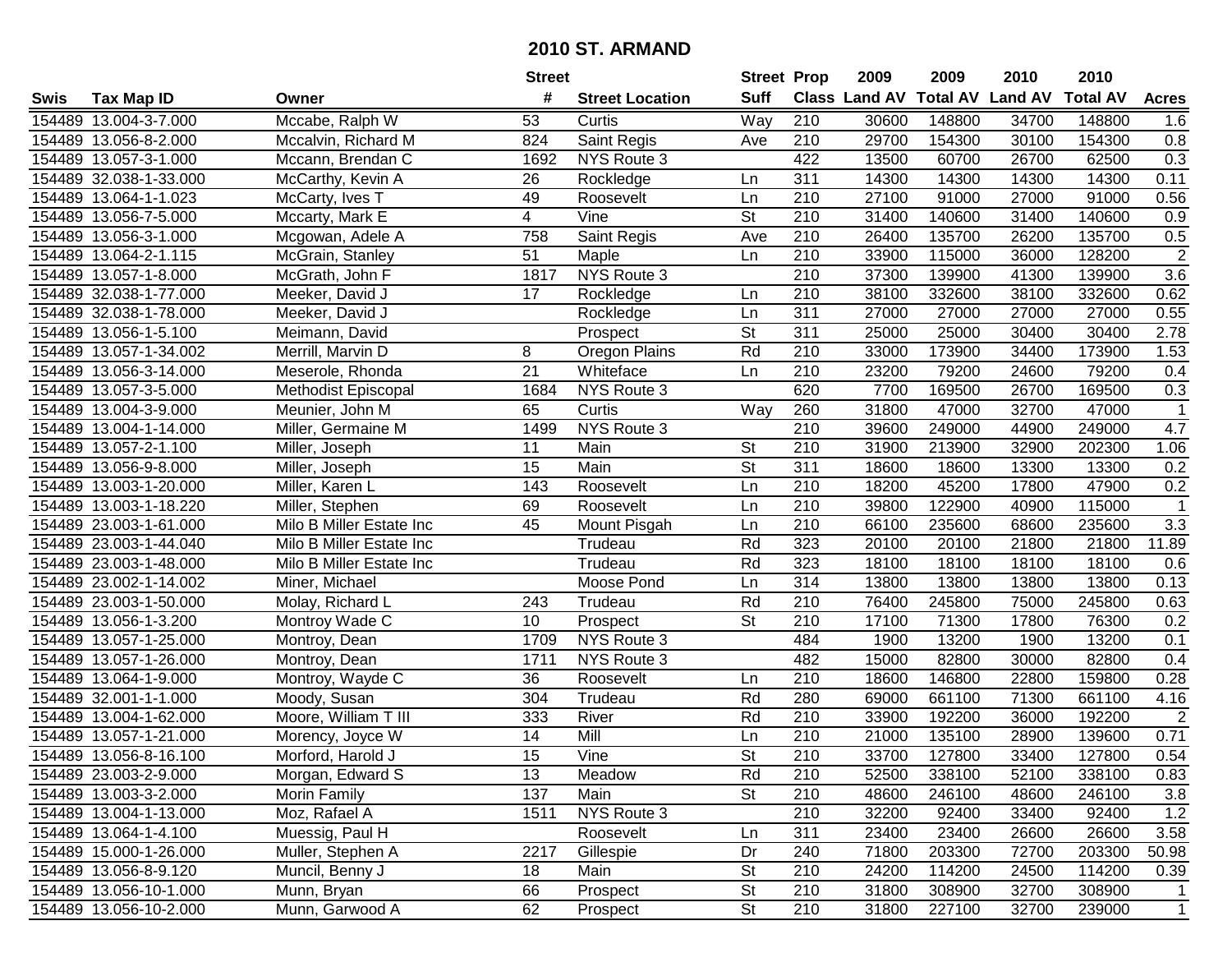# 2010 ST. ARMAND

| Swis | Tax Map ID | Owner | Street # | Street Location | Street Suff | Prop Class | 2009 Land AV | 2009 Total AV | 2010 Land AV | 2010 Total AV | Acres |
|---|---|---|---|---|---|---|---|---|---|---|---|
| 154489 | 13.004-3-7.000 | Mccabe, Ralph W | 53 | Curtis | Way | 210 | 30600 | 148800 | 34700 | 148800 | 1.6 |
| 154489 | 13.056-8-2.000 | Mccalvin, Richard M | 824 | Saint Regis | Ave | 210 | 29700 | 154300 | 30100 | 154300 | 0.8 |
| 154489 | 13.057-3-1.000 | Mccann, Brendan C | 1692 | NYS Route 3 | | 422 | 13500 | 60700 | 26700 | 62500 | 0.3 |
| 154489 | 32.038-1-33.000 | McCarthy, Kevin A | 26 | Rockledge | Ln | 311 | 14300 | 14300 | 14300 | 14300 | 0.11 |
| 154489 | 13.064-1-1.023 | McCarty, Ives T | 49 | Roosevelt | Ln | 210 | 27100 | 91000 | 27000 | 91000 | 0.56 |
| 154489 | 13.056-7-5.000 | Mccarty, Mark E | 4 | Vine | St | 210 | 31400 | 140600 | 31400 | 140600 | 0.9 |
| 154489 | 13.056-3-1.000 | Mcgowan, Adele A | 758 | Saint Regis | Ave | 210 | 26400 | 135700 | 26200 | 135700 | 0.5 |
| 154489 | 13.064-2-1.115 | McGrain, Stanley | 51 | Maple | Ln | 210 | 33900 | 115000 | 36000 | 128200 | 2 |
| 154489 | 13.057-1-8.000 | McGrath, John F | 1817 | NYS Route 3 | | 210 | 37300 | 139900 | 41300 | 139900 | 3.6 |
| 154489 | 32.038-1-77.000 | Meeker, David J | 17 | Rockledge | Ln | 210 | 38100 | 332600 | 38100 | 332600 | 0.62 |
| 154489 | 32.038-1-78.000 | Meeker, David J | | Rockledge | Ln | 311 | 27000 | 27000 | 27000 | 27000 | 0.55 |
| 154489 | 13.056-1-5.100 | Meimann, David | | Prospect | St | 311 | 25000 | 25000 | 30400 | 30400 | 2.78 |
| 154489 | 13.057-1-34.002 | Merrill, Marvin D | 8 | Oregon Plains | Rd | 210 | 33000 | 173900 | 34400 | 173900 | 1.53 |
| 154489 | 13.056-3-14.000 | Meserole, Rhonda | 21 | Whiteface | Ln | 210 | 23200 | 79200 | 24600 | 79200 | 0.4 |
| 154489 | 13.057-3-5.000 | Methodist Episcopal | 1684 | NYS Route 3 | | 620 | 7700 | 169500 | 26700 | 169500 | 0.3 |
| 154489 | 13.004-3-9.000 | Meunier, John M | 65 | Curtis | Way | 260 | 31800 | 47000 | 32700 | 47000 | 1 |
| 154489 | 13.004-1-14.000 | Miller, Germaine M | 1499 | NYS Route 3 | | 210 | 39600 | 249000 | 44900 | 249000 | 4.7 |
| 154489 | 13.057-2-1.100 | Miller, Joseph | 11 | Main | St | 210 | 31900 | 213900 | 32900 | 202300 | 1.06 |
| 154489 | 13.056-9-8.000 | Miller, Joseph | 15 | Main | St | 311 | 18600 | 18600 | 13300 | 13300 | 0.2 |
| 154489 | 13.003-1-20.000 | Miller, Karen L | 143 | Roosevelt | Ln | 210 | 18200 | 45200 | 17800 | 47900 | 0.2 |
| 154489 | 13.003-1-18.220 | Miller, Stephen | 69 | Roosevelt | Ln | 210 | 39800 | 122900 | 40900 | 115000 | 1 |
| 154489 | 23.003-1-61.000 | Milo B Miller Estate Inc | 45 | Mount Pisgah | Ln | 210 | 66100 | 235600 | 68600 | 235600 | 3.3 |
| 154489 | 23.003-1-44.040 | Milo B Miller Estate Inc | | Trudeau | Rd | 323 | 20100 | 20100 | 21800 | 21800 | 11.89 |
| 154489 | 23.003-1-48.000 | Milo B Miller Estate Inc | | Trudeau | Rd | 323 | 18100 | 18100 | 18100 | 18100 | 0.6 |
| 154489 | 23.002-1-14.002 | Miner, Michael | | Moose Pond | Ln | 314 | 13800 | 13800 | 13800 | 13800 | 0.13 |
| 154489 | 23.003-1-50.000 | Molay, Richard L | 243 | Trudeau | Rd | 210 | 76400 | 245800 | 75000 | 245800 | 0.63 |
| 154489 | 13.056-1-3.200 | Montroy Wade C | 10 | Prospect | St | 210 | 17100 | 71300 | 17800 | 76300 | 0.2 |
| 154489 | 13.057-1-25.000 | Montroy, Dean | 1709 | NYS Route 3 | | 484 | 1900 | 13200 | 1900 | 13200 | 0.1 |
| 154489 | 13.057-1-26.000 | Montroy, Dean | 1711 | NYS Route 3 | | 482 | 15000 | 82800 | 30000 | 82800 | 0.4 |
| 154489 | 13.064-1-9.000 | Montroy, Wayde C | 36 | Roosevelt | Ln | 210 | 18600 | 146800 | 22800 | 159800 | 0.28 |
| 154489 | 32.001-1-1.000 | Moody, Susan | 304 | Trudeau | Rd | 280 | 69000 | 661100 | 71300 | 661100 | 4.16 |
| 154489 | 13.004-1-62.000 | Moore, William T III | 333 | River | Rd | 210 | 33900 | 192200 | 36000 | 192200 | 2 |
| 154489 | 13.057-1-21.000 | Morency, Joyce W | 14 | Mill | Ln | 210 | 21000 | 135100 | 28900 | 139600 | 0.71 |
| 154489 | 13.056-8-16.100 | Morford, Harold J | 15 | Vine | St | 210 | 33700 | 127800 | 33400 | 127800 | 0.54 |
| 154489 | 23.003-2-9.000 | Morgan, Edward S | 13 | Meadow | Rd | 210 | 52500 | 338100 | 52100 | 338100 | 0.83 |
| 154489 | 13.003-3-2.000 | Morin Family | 137 | Main | St | 210 | 48600 | 246100 | 48600 | 246100 | 3.8 |
| 154489 | 13.004-1-13.000 | Moz, Rafael A | 1511 | NYS Route 3 | | 210 | 32200 | 92400 | 33400 | 92400 | 1.2 |
| 154489 | 13.064-1-4.100 | Muessig, Paul H | | Roosevelt | Ln | 311 | 23400 | 23400 | 26600 | 26600 | 3.58 |
| 154489 | 15.000-1-26.000 | Muller, Stephen A | 2217 | Gillespie | Dr | 240 | 71800 | 203300 | 72700 | 203300 | 50.98 |
| 154489 | 13.056-8-9.120 | Muncil, Benny J | 18 | Main | St | 210 | 24200 | 114200 | 24500 | 114200 | 0.39 |
| 154489 | 13.056-10-1.000 | Munn, Bryan | 66 | Prospect | St | 210 | 31800 | 308900 | 32700 | 308900 | 1 |
| 154489 | 13.056-10-2.000 | Munn, Garwood A | 62 | Prospect | St | 210 | 31800 | 227100 | 32700 | 239000 | 1 |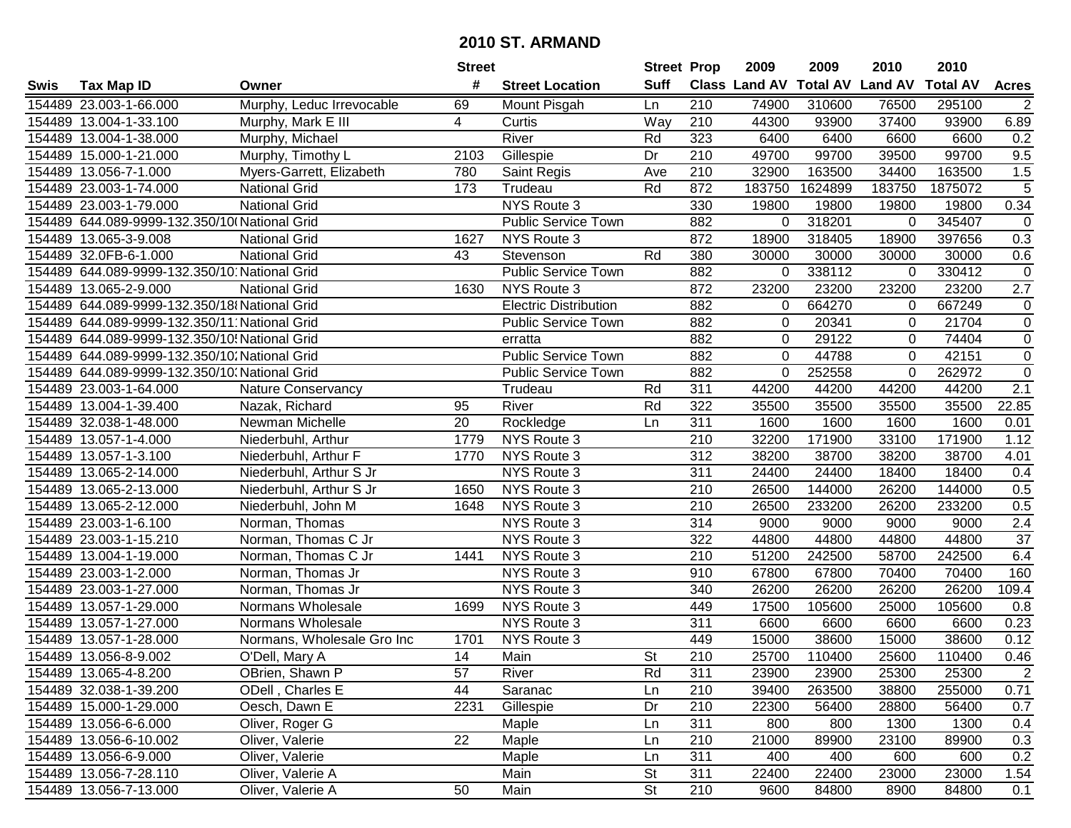# 2010 ST. ARMAND

| Swis | Tax Map ID | Owner | Street # | Street Location | Street Suff | Prop Class | 2009 Land AV | 2009 Total AV | 2010 Land AV | 2010 Total AV | Acres |
|---|---|---|---|---|---|---|---|---|---|---|---|
| 154489 | 23.003-1-66.000 | Murphy, Leduc Irrevocable | 69 | Mount Pisgah | Ln | 210 | 74900 | 310600 | 76500 | 295100 | 2 |
| 154489 | 13.004-1-33.100 | Murphy, Mark E III | 4 | Curtis | Way | 210 | 44300 | 93900 | 37400 | 93900 | 6.89 |
| 154489 | 13.004-1-38.000 | Murphy, Michael | | River | Rd | 323 | 6400 | 6400 | 6600 | 6600 | 0.2 |
| 154489 | 15.000-1-21.000 | Murphy, Timothy L | 2103 | Gillespie | Dr | 210 | 49700 | 99700 | 39500 | 99700 | 9.5 |
| 154489 | 13.056-7-1.000 | Myers-Garrett, Elizabeth | 780 | Saint Regis | Ave | 210 | 32900 | 163500 | 34400 | 163500 | 1.5 |
| 154489 | 23.003-1-74.000 | National Grid | 173 | Trudeau | Rd | 872 | 183750 | 1624899 | 183750 | 1875072 | 5 |
| 154489 | 23.003-1-79.000 | National Grid | | NYS Route 3 | | 330 | 19800 | 19800 | 19800 | 19800 | 0.34 |
| 154489 | 644.089-9999-132.350/10( | National Grid | | Public Service Town | | 882 | 0 | 318201 | 0 | 345407 | 0 |
| 154489 | 13.065-3-9.008 | National Grid | 1627 | NYS Route 3 | | 872 | 18900 | 318405 | 18900 | 397656 | 0.3 |
| 154489 | 32.0FB-6-1.000 | National Grid | 43 | Stevenson | Rd | 380 | 30000 | 30000 | 30000 | 30000 | 0.6 |
| 154489 | 644.089-9999-132.350/10 | National Grid | | Public Service Town | | 882 | 0 | 338112 | 0 | 330412 | 0 |
| 154489 | 13.065-2-9.000 | National Grid | 1630 | NYS Route 3 | | 872 | 23200 | 23200 | 23200 | 23200 | 2.7 |
| 154489 | 644.089-9999-132.350/18 | National Grid | | Electric Distribution | | 882 | 0 | 664270 | 0 | 667249 | 0 |
| 154489 | 644.089-9999-132.350/11 | National Grid | | Public Service Town | | 882 | 0 | 20341 | 0 | 21704 | 0 |
| 154489 | 644.089-9999-132.350/10 | National Grid | | erratta | | 882 | 0 | 29122 | 0 | 74404 | 0 |
| 154489 | 644.089-9999-132.350/10 | National Grid | | Public Service Town | | 882 | 0 | 44788 | 0 | 42151 | 0 |
| 154489 | 644.089-9999-132.350/10 | National Grid | | Public Service Town | | 882 | 0 | 252558 | 0 | 262972 | 0 |
| 154489 | 23.003-1-64.000 | Nature Conservancy | | Trudeau | Rd | 311 | 44200 | 44200 | 44200 | 44200 | 2.1 |
| 154489 | 13.004-1-39.400 | Nazak, Richard | 95 | River | Rd | 322 | 35500 | 35500 | 35500 | 35500 | 22.85 |
| 154489 | 32.038-1-48.000 | Newman Michelle | 20 | Rockledge | Ln | 311 | 1600 | 1600 | 1600 | 1600 | 0.01 |
| 154489 | 13.057-1-4.000 | Niederbuhl, Arthur | 1779 | NYS Route 3 | | 210 | 32200 | 171900 | 33100 | 171900 | 1.12 |
| 154489 | 13.057-1-3.100 | Niederbuhl, Arthur F | 1770 | NYS Route 3 | | 312 | 38200 | 38700 | 38200 | 38700 | 4.01 |
| 154489 | 13.065-2-14.000 | Niederbuhl, Arthur S Jr | | NYS Route 3 | | 311 | 24400 | 24400 | 18400 | 18400 | 0.4 |
| 154489 | 13.065-2-13.000 | Niederbuhl, Arthur S Jr | 1650 | NYS Route 3 | | 210 | 26500 | 144000 | 26200 | 144000 | 0.5 |
| 154489 | 13.065-2-12.000 | Niederbuhl, John M | 1648 | NYS Route 3 | | 210 | 26500 | 233200 | 26200 | 233200 | 0.5 |
| 154489 | 23.003-1-6.100 | Norman, Thomas | | NYS Route 3 | | 314 | 9000 | 9000 | 9000 | 9000 | 2.4 |
| 154489 | 23.003-1-15.210 | Norman, Thomas C Jr | | NYS Route 3 | | 322 | 44800 | 44800 | 44800 | 44800 | 37 |
| 154489 | 13.004-1-19.000 | Norman, Thomas C Jr | 1441 | NYS Route 3 | | 210 | 51200 | 242500 | 58700 | 242500 | 6.4 |
| 154489 | 23.003-1-2.000 | Norman, Thomas Jr | | NYS Route 3 | | 910 | 67800 | 67800 | 70400 | 70400 | 160 |
| 154489 | 23.003-1-27.000 | Norman, Thomas Jr | | NYS Route 3 | | 340 | 26200 | 26200 | 26200 | 26200 | 109.4 |
| 154489 | 13.057-1-29.000 | Normans Wholesale | 1699 | NYS Route 3 | | 449 | 17500 | 105600 | 25000 | 105600 | 0.8 |
| 154489 | 13.057-1-27.000 | Normans Wholesale | | NYS Route 3 | | 311 | 6600 | 6600 | 6600 | 6600 | 0.23 |
| 154489 | 13.057-1-28.000 | Normans, Wholesale Gro Inc | 1701 | NYS Route 3 | | 449 | 15000 | 38600 | 15000 | 38600 | 0.12 |
| 154489 | 13.056-8-9.002 | O'Dell, Mary A | 14 | Main | St | 210 | 25700 | 110400 | 25600 | 110400 | 0.46 |
| 154489 | 13.065-4-8.200 | OBrien, Shawn P | 57 | River | Rd | 311 | 23900 | 23900 | 25300 | 25300 | 2 |
| 154489 | 32.038-1-39.200 | ODell , Charles E | 44 | Saranac | Ln | 210 | 39400 | 263500 | 38800 | 255000 | 0.71 |
| 154489 | 15.000-1-29.000 | Oesch, Dawn E | 2231 | Gillespie | Dr | 210 | 22300 | 56400 | 28800 | 56400 | 0.7 |
| 154489 | 13.056-6-6.000 | Oliver, Roger G | | Maple | Ln | 311 | 800 | 800 | 1300 | 1300 | 0.4 |
| 154489 | 13.056-6-10.002 | Oliver, Valerie | 22 | Maple | Ln | 210 | 21000 | 89900 | 23100 | 89900 | 0.3 |
| 154489 | 13.056-6-9.000 | Oliver, Valerie | | Maple | Ln | 311 | 400 | 400 | 600 | 600 | 0.2 |
| 154489 | 13.056-7-28.110 | Oliver, Valerie A | | Main | St | 311 | 22400 | 22400 | 23000 | 23000 | 1.54 |
| 154489 | 13.056-7-13.000 | Oliver, Valerie A | 50 | Main | St | 210 | 9600 | 84800 | 8900 | 84800 | 0.1 |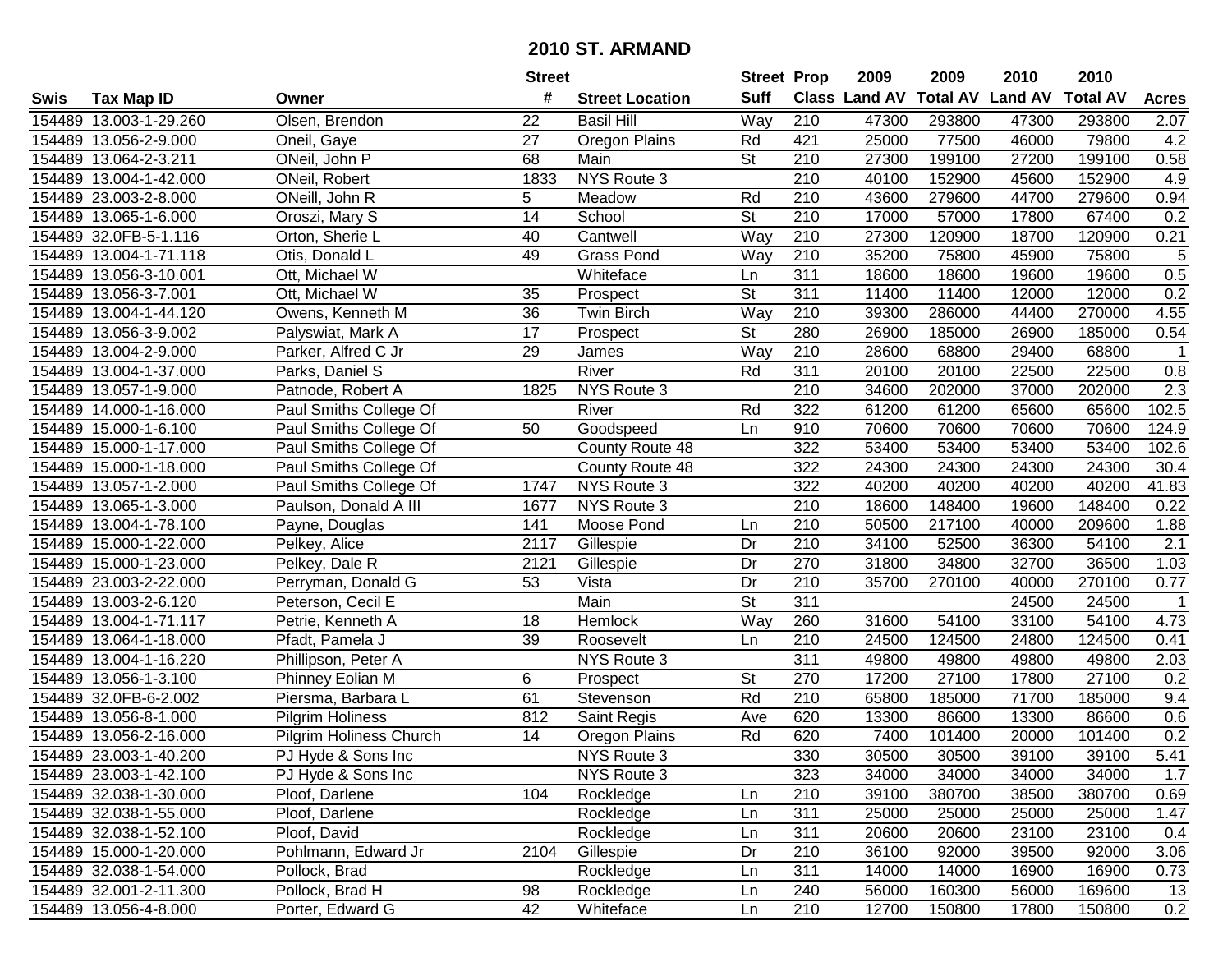# 2010 ST. ARMAND

| Swis | Tax Map ID | Owner | Street # | Street Location | Street Suff | Prop Class | 2009 Land AV | 2009 Total AV | 2010 Land AV | 2010 Total AV | Acres |
|---|---|---|---|---|---|---|---|---|---|---|---|
| 154489 | 13.003-1-29.260 | Olsen, Brendon | 22 | Basil Hill | Way | 210 | 47300 | 293800 | 47300 | 293800 | 2.07 |
| 154489 | 13.056-2-9.000 | Oneil, Gaye | 27 | Oregon Plains | Rd | 421 | 25000 | 77500 | 46000 | 79800 | 4.2 |
| 154489 | 13.064-2-3.211 | ONeil, John P | 68 | Main | St | 210 | 27300 | 199100 | 27200 | 199100 | 0.58 |
| 154489 | 13.004-1-42.000 | ONeil, Robert | 1833 | NYS Route 3 | | 210 | 40100 | 152900 | 45600 | 152900 | 4.9 |
| 154489 | 23.003-2-8.000 | ONeill, John R | 5 | Meadow | Rd | 210 | 43600 | 279600 | 44700 | 279600 | 0.94 |
| 154489 | 13.065-1-6.000 | Oroszi, Mary S | 14 | School | St | 210 | 17000 | 57000 | 17800 | 67400 | 0.2 |
| 154489 | 32.0FB-5-1.116 | Orton, Sherie L | 40 | Cantwell | Way | 210 | 27300 | 120900 | 18700 | 120900 | 0.21 |
| 154489 | 13.004-1-71.118 | Otis, Donald L | 49 | Grass Pond | Way | 210 | 35200 | 75800 | 45900 | 75800 | 5 |
| 154489 | 13.056-3-10.001 | Ott, Michael W | | Whiteface | Ln | 311 | 18600 | 18600 | 19600 | 19600 | 0.5 |
| 154489 | 13.056-3-7.001 | Ott, Michael W | 35 | Prospect | St | 311 | 11400 | 11400 | 12000 | 12000 | 0.2 |
| 154489 | 13.004-1-44.120 | Owens, Kenneth M | 36 | Twin Birch | Way | 210 | 39300 | 286000 | 44400 | 270000 | 4.55 |
| 154489 | 13.056-3-9.002 | Palyswiat, Mark A | 17 | Prospect | St | 280 | 26900 | 185000 | 26900 | 185000 | 0.54 |
| 154489 | 13.004-2-9.000 | Parker, Alfred C Jr | 29 | James | Way | 210 | 28600 | 68800 | 29400 | 68800 | 1 |
| 154489 | 13.004-1-37.000 | Parks, Daniel S | | River | Rd | 311 | 20100 | 20100 | 22500 | 22500 | 0.8 |
| 154489 | 13.057-1-9.000 | Patnode, Robert A | 1825 | NYS Route 3 | | 210 | 34600 | 202000 | 37000 | 202000 | 2.3 |
| 154489 | 14.000-1-16.000 | Paul Smiths College Of | | River | Rd | 322 | 61200 | 61200 | 65600 | 65600 | 102.5 |
| 154489 | 15.000-1-6.100 | Paul Smiths College Of | 50 | Goodspeed | Ln | 910 | 70600 | 70600 | 70600 | 70600 | 124.9 |
| 154489 | 15.000-1-17.000 | Paul Smiths College Of | | County Route 48 | | 322 | 53400 | 53400 | 53400 | 53400 | 102.6 |
| 154489 | 15.000-1-18.000 | Paul Smiths College Of | | County Route 48 | | 322 | 24300 | 24300 | 24300 | 24300 | 30.4 |
| 154489 | 13.057-1-2.000 | Paul Smiths College Of | 1747 | NYS Route 3 | | 322 | 40200 | 40200 | 40200 | 40200 | 41.83 |
| 154489 | 13.065-1-3.000 | Paulson, Donald A III | 1677 | NYS Route 3 | | 210 | 18600 | 148400 | 19600 | 148400 | 0.22 |
| 154489 | 13.004-1-78.100 | Payne, Douglas | 141 | Moose Pond | Ln | 210 | 50500 | 217100 | 40000 | 209600 | 1.88 |
| 154489 | 15.000-1-22.000 | Pelkey, Alice | 2117 | Gillespie | Dr | 210 | 34100 | 52500 | 36300 | 54100 | 2.1 |
| 154489 | 15.000-1-23.000 | Pelkey, Dale R | 2121 | Gillespie | Dr | 270 | 31800 | 34800 | 32700 | 36500 | 1.03 |
| 154489 | 23.003-2-22.000 | Perryman, Donald G | 53 | Vista | Dr | 210 | 35700 | 270100 | 40000 | 270100 | 0.77 |
| 154489 | 13.003-2-6.120 | Peterson, Cecil E | | Main | St | 311 | | | 24500 | 24500 | 1 |
| 154489 | 13.004-1-71.117 | Petrie, Kenneth A | 18 | Hemlock | Way | 260 | 31600 | 54100 | 33100 | 54100 | 4.73 |
| 154489 | 13.064-1-18.000 | Pfadt, Pamela J | 39 | Roosevelt | Ln | 210 | 24500 | 124500 | 24800 | 124500 | 0.41 |
| 154489 | 13.004-1-16.220 | Phillipson, Peter A | | NYS Route 3 | | 311 | 49800 | 49800 | 49800 | 49800 | 2.03 |
| 154489 | 13.056-1-3.100 | Phinney Eolian M | 6 | Prospect | St | 270 | 17200 | 27100 | 17800 | 27100 | 0.2 |
| 154489 | 32.0FB-6-2.002 | Piersma, Barbara L | 61 | Stevenson | Rd | 210 | 65800 | 185000 | 71700 | 185000 | 9.4 |
| 154489 | 13.056-8-1.000 | Pilgrim Holiness | 812 | Saint Regis | Ave | 620 | 13300 | 86600 | 13300 | 86600 | 0.6 |
| 154489 | 13.056-2-16.000 | Pilgrim Holiness Church | 14 | Oregon Plains | Rd | 620 | 7400 | 101400 | 20000 | 101400 | 0.2 |
| 154489 | 23.003-1-40.200 | PJ Hyde & Sons Inc | | NYS Route 3 | | 330 | 30500 | 30500 | 39100 | 39100 | 5.41 |
| 154489 | 23.003-1-42.100 | PJ Hyde & Sons Inc | | NYS Route 3 | | 323 | 34000 | 34000 | 34000 | 34000 | 1.7 |
| 154489 | 32.038-1-30.000 | Ploof, Darlene | 104 | Rockledge | Ln | 210 | 39100 | 380700 | 38500 | 380700 | 0.69 |
| 154489 | 32.038-1-55.000 | Ploof, Darlene | | Rockledge | Ln | 311 | 25000 | 25000 | 25000 | 25000 | 1.47 |
| 154489 | 32.038-1-52.100 | Ploof, David | | Rockledge | Ln | 311 | 20600 | 20600 | 23100 | 23100 | 0.4 |
| 154489 | 15.000-1-20.000 | Pohlmann, Edward Jr | 2104 | Gillespie | Dr | 210 | 36100 | 92000 | 39500 | 92000 | 3.06 |
| 154489 | 32.038-1-54.000 | Pollock, Brad | | Rockledge | Ln | 311 | 14000 | 14000 | 16900 | 16900 | 0.73 |
| 154489 | 32.001-2-11.300 | Pollock, Brad H | 98 | Rockledge | Ln | 240 | 56000 | 160300 | 56000 | 169600 | 13 |
| 154489 | 13.056-4-8.000 | Porter, Edward G | 42 | Whiteface | Ln | 210 | 12700 | 150800 | 17800 | 150800 | 0.2 |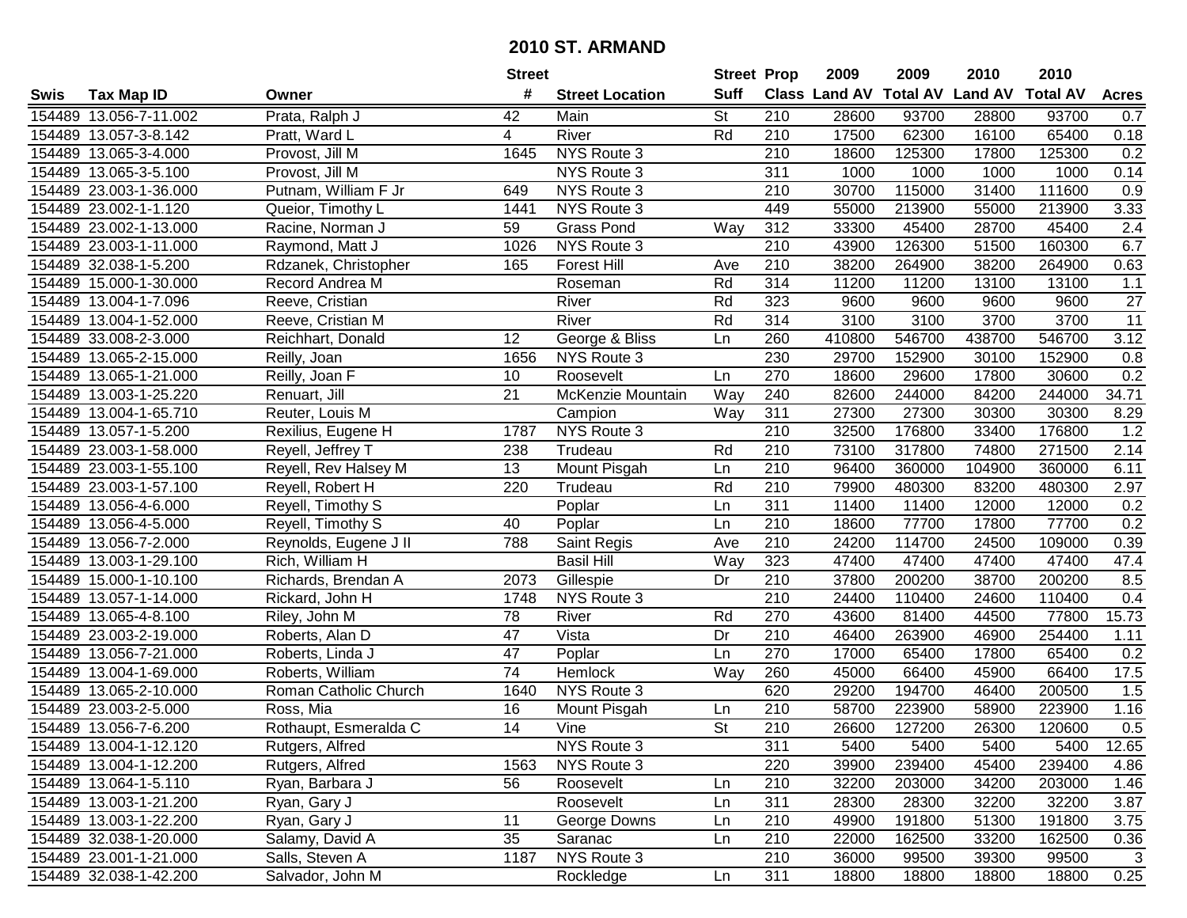# 2010 ST. ARMAND

| Swis | Tax Map ID | Owner | Street # | Street Location | Street Suff | Prop Class | 2009 Land AV | 2009 Total AV | 2010 Land AV | 2010 Total AV | Acres |
|---|---|---|---|---|---|---|---|---|---|---|---|
| 154489 | 13.056-7-11.002 | Prata, Ralph J | 42 | Main | St | 210 | 28600 | 93700 | 28800 | 93700 | 0.7 |
| 154489 | 13.057-3-8.142 | Pratt, Ward L | 4 | River | Rd | 210 | 17500 | 62300 | 16100 | 65400 | 0.18 |
| 154489 | 13.065-3-4.000 | Provost, Jill M | 1645 | NYS Route 3 | | 210 | 18600 | 125300 | 17800 | 125300 | 0.2 |
| 154489 | 13.065-3-5.100 | Provost, Jill M | | NYS Route 3 | | 311 | 1000 | 1000 | 1000 | 1000 | 0.14 |
| 154489 | 23.003-1-36.000 | Putnam, William F Jr | 649 | NYS Route 3 | | 210 | 30700 | 115000 | 31400 | 111600 | 0.9 |
| 154489 | 23.002-1-1.120 | Queior, Timothy L | 1441 | NYS Route 3 | | 449 | 55000 | 213900 | 55000 | 213900 | 3.33 |
| 154489 | 23.002-1-13.000 | Racine, Norman J | 59 | Grass Pond | Way | 312 | 33300 | 45400 | 28700 | 45400 | 2.4 |
| 154489 | 23.003-1-11.000 | Raymond, Matt J | 1026 | NYS Route 3 | | 210 | 43900 | 126300 | 51500 | 160300 | 6.7 |
| 154489 | 32.038-1-5.200 | Rdzanek, Christopher | 165 | Forest Hill | Ave | 210 | 38200 | 264900 | 38200 | 264900 | 0.63 |
| 154489 | 15.000-1-30.000 | Record Andrea M | | Roseman | Rd | 314 | 11200 | 11200 | 13100 | 13100 | 1.1 |
| 154489 | 13.004-1-7.096 | Reeve, Cristian | | River | Rd | 323 | 9600 | 9600 | 9600 | 9600 | 27 |
| 154489 | 13.004-1-52.000 | Reeve, Cristian M | | River | Rd | 314 | 3100 | 3100 | 3700 | 3700 | 11 |
| 154489 | 33.008-2-3.000 | Reichhart, Donald | 12 | George & Bliss | Ln | 260 | 410800 | 546700 | 438700 | 546700 | 3.12 |
| 154489 | 13.065-2-15.000 | Reilly, Joan | 1656 | NYS Route 3 | | 230 | 29700 | 152900 | 30100 | 152900 | 0.8 |
| 154489 | 13.065-1-21.000 | Reilly, Joan F | 10 | Roosevelt | Ln | 270 | 18600 | 29600 | 17800 | 30600 | 0.2 |
| 154489 | 13.003-1-25.220 | Renuart, Jill | 21 | McKenzie Mountain | Way | 240 | 82600 | 244000 | 84200 | 244000 | 34.71 |
| 154489 | 13.004-1-65.710 | Reuter, Louis M | | Campion | Way | 311 | 27300 | 27300 | 30300 | 30300 | 8.29 |
| 154489 | 13.057-1-5.200 | Rexilius, Eugene H | 1787 | NYS Route 3 | | 210 | 32500 | 176800 | 33400 | 176800 | 1.2 |
| 154489 | 23.003-1-58.000 | Reyell, Jeffrey T | 238 | Trudeau | Rd | 210 | 73100 | 317800 | 74800 | 271500 | 2.14 |
| 154489 | 23.003-1-55.100 | Reyell, Rev Halsey M | 13 | Mount Pisgah | Ln | 210 | 96400 | 360000 | 104900 | 360000 | 6.11 |
| 154489 | 23.003-1-57.100 | Reyell, Robert H | 220 | Trudeau | Rd | 210 | 79900 | 480300 | 83200 | 480300 | 2.97 |
| 154489 | 13.056-4-6.000 | Reyell, Timothy S | | Poplar | Ln | 311 | 11400 | 11400 | 12000 | 12000 | 0.2 |
| 154489 | 13.056-4-5.000 | Reyell, Timothy S | 40 | Poplar | Ln | 210 | 18600 | 77700 | 17800 | 77700 | 0.2 |
| 154489 | 13.056-7-2.000 | Reynolds, Eugene J II | 788 | Saint Regis | Ave | 210 | 24200 | 114700 | 24500 | 109000 | 0.39 |
| 154489 | 13.003-1-29.100 | Rich, William H | | Basil Hill | Way | 323 | 47400 | 47400 | 47400 | 47400 | 47.4 |
| 154489 | 15.000-1-10.100 | Richards, Brendan A | 2073 | Gillespie | Dr | 210 | 37800 | 200200 | 38700 | 200200 | 8.5 |
| 154489 | 13.057-1-14.000 | Rickard, John H | 1748 | NYS Route 3 | | 210 | 24400 | 110400 | 24600 | 110400 | 0.4 |
| 154489 | 13.065-4-8.100 | Riley, John M | 78 | River | Rd | 270 | 43600 | 81400 | 44500 | 77800 | 15.73 |
| 154489 | 23.003-2-19.000 | Roberts, Alan D | 47 | Vista | Dr | 210 | 46400 | 263900 | 46900 | 254400 | 1.11 |
| 154489 | 13.056-7-21.000 | Roberts, Linda J | 47 | Poplar | Ln | 270 | 17000 | 65400 | 17800 | 65400 | 0.2 |
| 154489 | 13.004-1-69.000 | Roberts, William | 74 | Hemlock | Way | 260 | 45000 | 66400 | 45900 | 66400 | 17.5 |
| 154489 | 13.065-2-10.000 | Roman Catholic Church | 1640 | NYS Route 3 | | 620 | 29200 | 194700 | 46400 | 200500 | 1.5 |
| 154489 | 23.003-2-5.000 | Ross, Mia | 16 | Mount Pisgah | Ln | 210 | 58700 | 223900 | 58900 | 223900 | 1.16 |
| 154489 | 13.056-7-6.200 | Rothaupt, Esmeralda C | 14 | Vine | St | 210 | 26600 | 127200 | 26300 | 120600 | 0.5 |
| 154489 | 13.004-1-12.120 | Rutgers, Alfred | | NYS Route 3 | | 311 | 5400 | 5400 | 5400 | 5400 | 12.65 |
| 154489 | 13.004-1-12.200 | Rutgers, Alfred | 1563 | NYS Route 3 | | 220 | 39900 | 239400 | 45400 | 239400 | 4.86 |
| 154489 | 13.064-1-5.110 | Ryan, Barbara J | 56 | Roosevelt | Ln | 210 | 32200 | 203000 | 34200 | 203000 | 1.46 |
| 154489 | 13.003-1-21.200 | Ryan, Gary J | | Roosevelt | Ln | 311 | 28300 | 28300 | 32200 | 32200 | 3.87 |
| 154489 | 13.003-1-22.200 | Ryan, Gary J | 11 | George Downs | Ln | 210 | 49900 | 191800 | 51300 | 191800 | 3.75 |
| 154489 | 32.038-1-20.000 | Salamy, David A | 35 | Saranac | Ln | 210 | 22000 | 162500 | 33200 | 162500 | 0.36 |
| 154489 | 23.001-1-21.000 | Salls, Steven A | 1187 | NYS Route 3 | | 210 | 36000 | 99500 | 39300 | 99500 | 3 |
| 154489 | 32.038-1-42.200 | Salvador, John M | | Rockledge | Ln | 311 | 18800 | 18800 | 18800 | 18800 | 0.25 |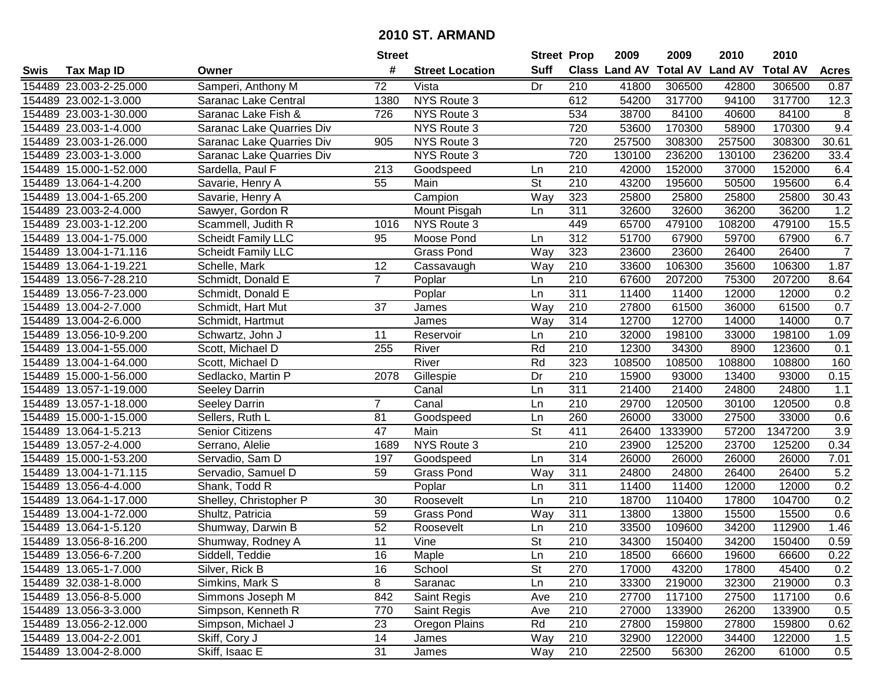# 2010 ST. ARMAND

| Swis | Tax Map ID | Owner | Street # | Street Location | Street Suff | Prop Class | 2009 Land AV | 2009 Total AV | 2010 Land AV | 2010 Total AV | Acres |
|---|---|---|---|---|---|---|---|---|---|---|---|
| 154489 | 23.003-2-25.000 | Samperi, Anthony M | 72 | Vista | Dr | 210 | 41800 | 306500 | 42800 | 306500 | 0.87 |
| 154489 | 23.002-1-3.000 | Saranac Lake Central | 1380 | NYS Route 3 | | 612 | 54200 | 317700 | 94100 | 317700 | 12.3 |
| 154489 | 23.003-1-30.000 | Saranac Lake Fish & | 726 | NYS Route 3 | | 534 | 38700 | 84100 | 40600 | 84100 | 8 |
| 154489 | 23.003-1-4.000 | Saranac Lake Quarries Div | | NYS Route 3 | | 720 | 53600 | 170300 | 58900 | 170300 | 9.4 |
| 154489 | 23.003-1-26.000 | Saranac Lake Quarries Div | 905 | NYS Route 3 | | 720 | 257500 | 308300 | 257500 | 308300 | 30.61 |
| 154489 | 23.003-1-3.000 | Saranac Lake Quarries Div | | NYS Route 3 | | 720 | 130100 | 236200 | 130100 | 236200 | 33.4 |
| 154489 | 15.000-1-52.000 | Sardella, Paul F | 213 | Goodspeed | Ln | 210 | 42000 | 152000 | 37000 | 152000 | 6.4 |
| 154489 | 13.064-1-4.200 | Savarie, Henry A | 55 | Main | St | 210 | 43200 | 195600 | 50500 | 195600 | 6.4 |
| 154489 | 13.004-1-65.200 | Savarie, Henry A | | Campion | Way | 323 | 25800 | 25800 | 25800 | 25800 | 30.43 |
| 154489 | 23.003-2-4.000 | Sawyer, Gordon R | | Mount Pisgah | Ln | 311 | 32600 | 32600 | 36200 | 36200 | 1.2 |
| 154489 | 23.003-1-12.200 | Scammell, Judith R | 1016 | NYS Route 3 | | 449 | 65700 | 479100 | 108200 | 479100 | 15.5 |
| 154489 | 13.004-1-75.000 | Scheidt Family LLC | 95 | Moose Pond | Ln | 312 | 51700 | 67900 | 59700 | 67900 | 6.7 |
| 154489 | 13.004-1-71.116 | Scheidt Family LLC | | Grass Pond | Way | 323 | 23600 | 23600 | 26400 | 26400 | 7 |
| 154489 | 13.064-1-19.221 | Schelle, Mark | 12 | Cassavaugh | Way | 210 | 33600 | 106300 | 35600 | 106300 | 1.87 |
| 154489 | 13.056-7-28.210 | Schmidt, Donald E | 7 | Poplar | Ln | 210 | 67600 | 207200 | 75300 | 207200 | 8.64 |
| 154489 | 13.056-7-23.000 | Schmidt, Donald E | | Poplar | Ln | 311 | 11400 | 11400 | 12000 | 12000 | 0.2 |
| 154489 | 13.004-2-7.000 | Schmidt, Hart Mut | 37 | James | Way | 210 | 27800 | 61500 | 36000 | 61500 | 0.7 |
| 154489 | 13.004-2-6.000 | Schmidt, Hartmut | | James | Way | 314 | 12700 | 12700 | 14000 | 14000 | 0.7 |
| 154489 | 13.056-10-9.200 | Schwartz, John J | 11 | Reservoir | Ln | 210 | 32000 | 198100 | 33000 | 198100 | 1.09 |
| 154489 | 13.004-1-55.000 | Scott, Michael D | 255 | River | Rd | 210 | 12300 | 34300 | 8900 | 123600 | 0.1 |
| 154489 | 13.004-1-64.000 | Scott, Michael D | | River | Rd | 323 | 108500 | 108500 | 108800 | 108800 | 160 |
| 154489 | 15.000-1-56.000 | Sedlacko, Martin P | 2078 | Gillespie | Dr | 210 | 15900 | 93000 | 13400 | 93000 | 0.15 |
| 154489 | 13.057-1-19.000 | Seeley Darrin | | Canal | Ln | 311 | 21400 | 21400 | 24800 | 24800 | 1.1 |
| 154489 | 13.057-1-18.000 | Seeley Darrin | 7 | Canal | Ln | 210 | 29700 | 120500 | 30100 | 120500 | 0.8 |
| 154489 | 15.000-1-15.000 | Sellers, Ruth L | 81 | Goodspeed | Ln | 260 | 26000 | 33000 | 27500 | 33000 | 0.6 |
| 154489 | 13.064-1-5.213 | Senior Citizens | 47 | Main | St | 411 | 26400 | 1333900 | 57200 | 1347200 | 3.9 |
| 154489 | 13.057-2-4.000 | Serrano, Alelie | 1689 | NYS Route 3 | | 210 | 23900 | 125200 | 23700 | 125200 | 0.34 |
| 154489 | 15.000-1-53.200 | Servadio, Sam D | 197 | Goodspeed | Ln | 314 | 26000 | 26000 | 26000 | 26000 | 7.01 |
| 154489 | 13.004-1-71.115 | Servadio, Samuel D | 59 | Grass Pond | Way | 311 | 24800 | 24800 | 26400 | 26400 | 5.2 |
| 154489 | 13.056-4-4.000 | Shank, Todd R | | Poplar | Ln | 311 | 11400 | 11400 | 12000 | 12000 | 0.2 |
| 154489 | 13.064-1-17.000 | Shelley, Christopher P | 30 | Roosevelt | Ln | 210 | 18700 | 110400 | 17800 | 104700 | 0.2 |
| 154489 | 13.004-1-72.000 | Shultz, Patricia | 59 | Grass Pond | Way | 311 | 13800 | 13800 | 15500 | 15500 | 0.6 |
| 154489 | 13.064-1-5.120 | Shumway, Darwin B | 52 | Roosevelt | Ln | 210 | 33500 | 109600 | 34200 | 112900 | 1.46 |
| 154489 | 13.056-8-16.200 | Shumway, Rodney A | 11 | Vine | St | 210 | 34300 | 150400 | 34200 | 150400 | 0.59 |
| 154489 | 13.056-6-7.200 | Siddell, Teddie | 16 | Maple | Ln | 210 | 18500 | 66600 | 19600 | 66600 | 0.22 |
| 154489 | 13.065-1-7.000 | Silver, Rick B | 16 | School | St | 270 | 17000 | 43200 | 17800 | 45400 | 0.2 |
| 154489 | 32.038-1-8.000 | Simkins, Mark S | 8 | Saranac | Ln | 210 | 33300 | 219000 | 32300 | 219000 | 0.3 |
| 154489 | 13.056-8-5.000 | Simmons Joseph M | 842 | Saint Regis | Ave | 210 | 27700 | 117100 | 27500 | 117100 | 0.6 |
| 154489 | 13.056-3-3.000 | Simpson, Kenneth R | 770 | Saint Regis | Ave | 210 | 27000 | 133900 | 26200 | 133900 | 0.5 |
| 154489 | 13.056-2-12.000 | Simpson, Michael J | 23 | Oregon Plains | Rd | 210 | 27800 | 159800 | 27800 | 159800 | 0.62 |
| 154489 | 13.004-2-2.001 | Skiff, Cory J | 14 | James | Way | 210 | 32900 | 122000 | 34400 | 122000 | 1.5 |
| 154489 | 13.004-2-8.000 | Skiff, Isaac E | 31 | James | Way | 210 | 22500 | 56300 | 26200 | 61000 | 0.5 |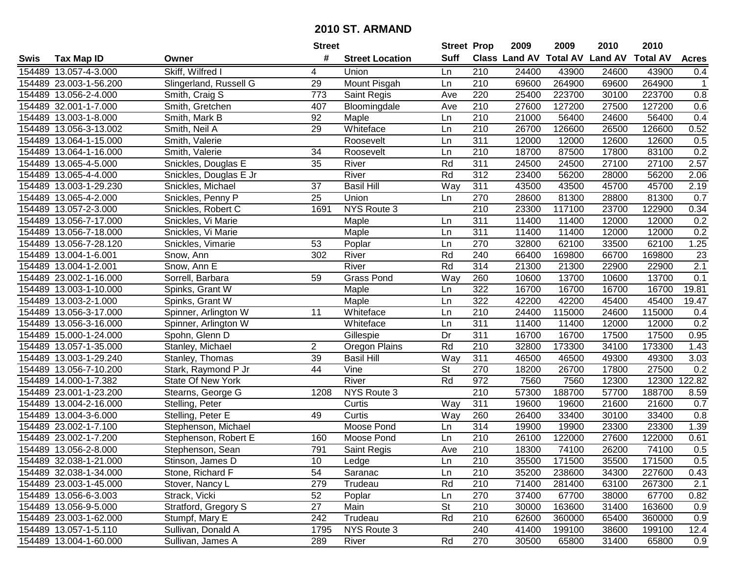# 2010 ST. ARMAND

| Swis | Tax Map ID | Owner | Street # | Street Location | Street Suff | Prop Class | 2009 Land AV | 2009 Total AV | 2010 Land AV | 2010 Total AV | Acres |
|---|---|---|---|---|---|---|---|---|---|---|---|
| 154489 | 13.057-4-3.000 | Skiff, Wilfred I | 4 | Union | Ln | 210 | 24400 | 43900 | 24600 | 43900 | 0.4 |
| 154489 | 23.003-1-56.200 | Slingerland, Russell G | 29 | Mount Pisgah | Ln | 210 | 69600 | 264900 | 69600 | 264900 | 1 |
| 154489 | 13.056-2-4.000 | Smith, Craig S | 773 | Saint Regis | Ave | 220 | 25400 | 223700 | 30100 | 223700 | 0.8 |
| 154489 | 32.001-1-7.000 | Smith, Gretchen | 407 | Bloomingdale | Ave | 210 | 27600 | 127200 | 27500 | 127200 | 0.6 |
| 154489 | 13.003-1-8.000 | Smith, Mark B | 92 | Maple | Ln | 210 | 21000 | 56400 | 24600 | 56400 | 0.4 |
| 154489 | 13.056-3-13.002 | Smith, Neil A | 29 | Whiteface | Ln | 210 | 26700 | 126600 | 26500 | 126600 | 0.52 |
| 154489 | 13.064-1-15.000 | Smith, Valerie | | Roosevelt | Ln | 311 | 12000 | 12000 | 12600 | 12600 | 0.5 |
| 154489 | 13.064-1-16.000 | Smith, Valerie | 34 | Roosevelt | Ln | 210 | 18700 | 87500 | 17800 | 83100 | 0.2 |
| 154489 | 13.065-4-5.000 | Snickles, Douglas E | 35 | River | Rd | 311 | 24500 | 24500 | 27100 | 27100 | 2.57 |
| 154489 | 13.065-4-4.000 | Snickles, Douglas E Jr | | River | Rd | 312 | 23400 | 56200 | 28000 | 56200 | 2.06 |
| 154489 | 13.003-1-29.230 | Snickles, Michael | 37 | Basil Hill | Way | 311 | 43500 | 43500 | 45700 | 45700 | 2.19 |
| 154489 | 13.065-4-2.000 | Snickles, Penny P | 25 | Union | Ln | 270 | 28600 | 81300 | 28800 | 81300 | 0.7 |
| 154489 | 13.057-2-3.000 | Snickles, Robert C | 1691 | NYS Route 3 | | 210 | 23300 | 117100 | 23700 | 122900 | 0.34 |
| 154489 | 13.056-7-17.000 | Snickles, Vi Marie | | Maple | Ln | 311 | 11400 | 11400 | 12000 | 12000 | 0.2 |
| 154489 | 13.056-7-18.000 | Snickles, Vi Marie | | Maple | Ln | 311 | 11400 | 11400 | 12000 | 12000 | 0.2 |
| 154489 | 13.056-7-28.120 | Snickles, Vimarie | 53 | Poplar | Ln | 270 | 32800 | 62100 | 33500 | 62100 | 1.25 |
| 154489 | 13.004-1-6.001 | Snow, Ann | 302 | River | Rd | 240 | 66400 | 169800 | 66700 | 169800 | 23 |
| 154489 | 13.004-1-2.001 | Snow, Ann E | | River | Rd | 314 | 21300 | 21300 | 22900 | 22900 | 2.1 |
| 154489 | 23.002-1-16.000 | Sorrell, Barbara | 59 | Grass Pond | Way | 260 | 10600 | 13700 | 10600 | 13700 | 0.1 |
| 154489 | 13.003-1-10.000 | Spinks, Grant W | | Maple | Ln | 322 | 16700 | 16700 | 16700 | 16700 | 19.81 |
| 154489 | 13.003-2-1.000 | Spinks, Grant W | | Maple | Ln | 322 | 42200 | 42200 | 45400 | 45400 | 19.47 |
| 154489 | 13.056-3-17.000 | Spinner, Arlington W | 11 | Whiteface | Ln | 210 | 24400 | 115000 | 24600 | 115000 | 0.4 |
| 154489 | 13.056-3-16.000 | Spinner, Arlington W | | Whiteface | Ln | 311 | 11400 | 11400 | 12000 | 12000 | 0.2 |
| 154489 | 15.000-1-24.000 | Spohn, Glenn D | | Gillespie | Dr | 311 | 16700 | 16700 | 17500 | 17500 | 0.95 |
| 154489 | 13.057-1-35.000 | Stanley, Michael | 2 | Oregon Plains | Rd | 210 | 32800 | 173300 | 34100 | 173300 | 1.43 |
| 154489 | 13.003-1-29.240 | Stanley, Thomas | 39 | Basil Hill | Way | 311 | 46500 | 46500 | 49300 | 49300 | 3.03 |
| 154489 | 13.056-7-10.200 | Stark, Raymond P Jr | 44 | Vine | St | 270 | 18200 | 26700 | 17800 | 27500 | 0.2 |
| 154489 | 14.000-1-7.382 | State Of New York | | River | Rd | 972 | 7560 | 7560 | 12300 | 12300 | 122.82 |
| 154489 | 23.001-1-23.200 | Stearns, George G | 1208 | NYS Route 3 | | 210 | 57300 | 188700 | 57700 | 188700 | 8.59 |
| 154489 | 13.004-2-16.000 | Stelling, Peter | | Curtis | Way | 311 | 19600 | 19600 | 21600 | 21600 | 0.7 |
| 154489 | 13.004-3-6.000 | Stelling, Peter E | 49 | Curtis | Way | 260 | 26400 | 33400 | 30100 | 33400 | 0.8 |
| 154489 | 23.002-1-7.100 | Stephenson, Michael | | Moose Pond | Ln | 314 | 19900 | 19900 | 23300 | 23300 | 1.39 |
| 154489 | 23.002-1-7.200 | Stephenson, Robert E | 160 | Moose Pond | Ln | 210 | 26100 | 122000 | 27600 | 122000 | 0.61 |
| 154489 | 13.056-2-8.000 | Stephenson, Sean | 791 | Saint Regis | Ave | 210 | 18300 | 74100 | 26200 | 74100 | 0.5 |
| 154489 | 32.038-1-21.000 | Stinson, James D | 10 | Ledge | Ln | 210 | 35500 | 171500 | 35500 | 171500 | 0.5 |
| 154489 | 32.038-1-34.000 | Stone, Richard F | 54 | Saranac | Ln | 210 | 35200 | 238600 | 34300 | 227600 | 0.43 |
| 154489 | 23.003-1-45.000 | Stover, Nancy L | 279 | Trudeau | Rd | 210 | 71400 | 281400 | 63100 | 267300 | 2.1 |
| 154489 | 13.056-6-3.003 | Strack, Vicki | 52 | Poplar | Ln | 270 | 37400 | 67700 | 38000 | 67700 | 0.82 |
| 154489 | 13.056-9-5.000 | Stratford, Gregory S | 27 | Main | St | 210 | 30000 | 163600 | 31400 | 163600 | 0.9 |
| 154489 | 23.003-1-62.000 | Stumpf, Mary E | 242 | Trudeau | Rd | 210 | 62600 | 360000 | 65400 | 360000 | 0.9 |
| 154489 | 13.057-1-5.110 | Sullivan, Donald A | 1795 | NYS Route 3 | | 240 | 41400 | 199100 | 38600 | 199100 | 12.4 |
| 154489 | 13.004-1-60.000 | Sullivan, James A | 289 | River | Rd | 270 | 30500 | 65800 | 31400 | 65800 | 0.9 |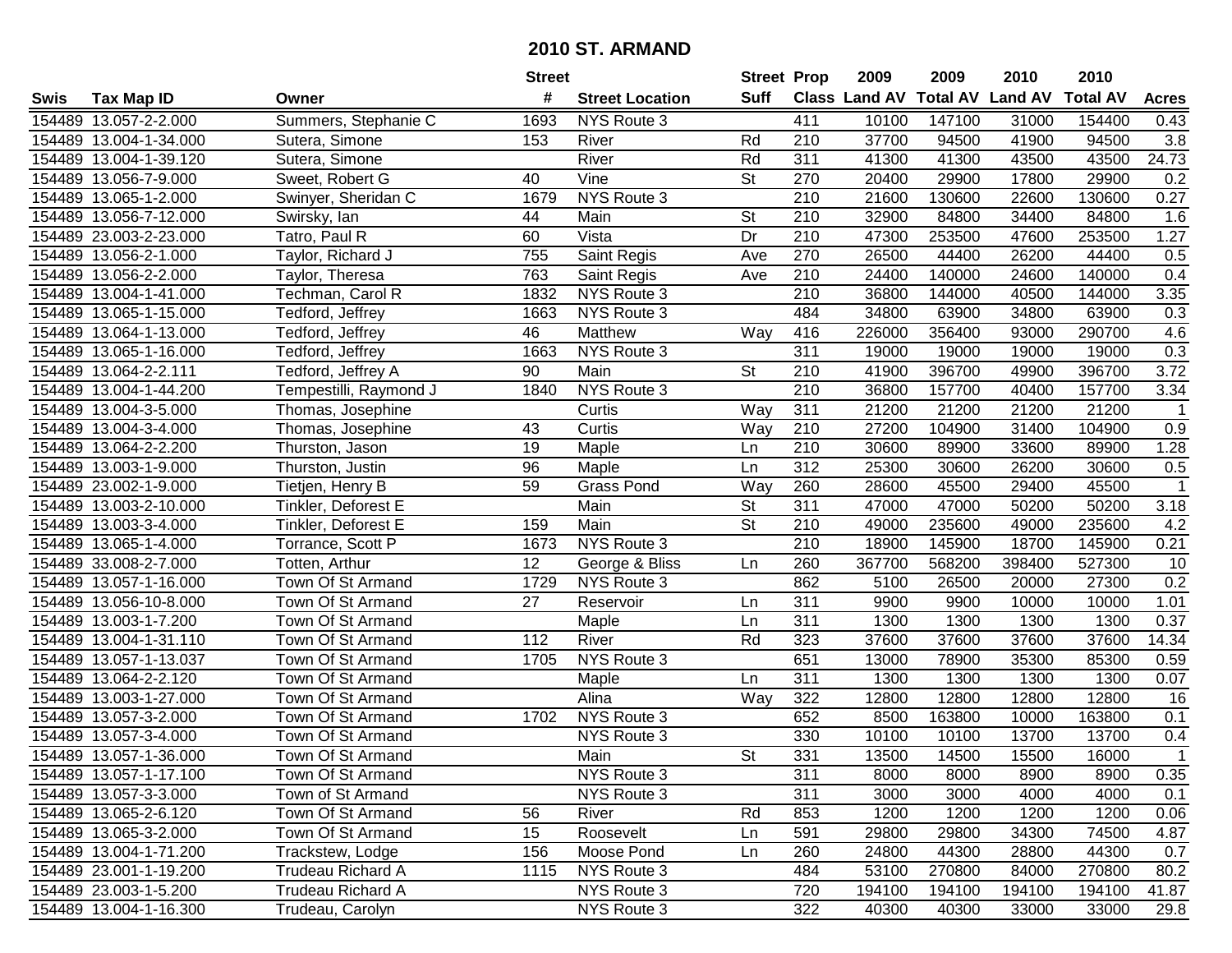# 2010 ST. ARMAND

| Swis | Tax Map ID | Owner | Street # | Street Location | Street Suff | Prop Class | 2009 Land AV | 2009 Total AV | 2010 Land AV | 2010 Total AV | Acres |
|---|---|---|---|---|---|---|---|---|---|---|---|
| 154489 | 13.057-2-2.000 | Summers, Stephanie C | 1693 | NYS Route 3 | | 411 | 10100 | 147100 | 31000 | 154400 | 0.43 |
| 154489 | 13.004-1-34.000 | Sutera, Simone | 153 | River | Rd | 210 | 37700 | 94500 | 41900 | 94500 | 3.8 |
| 154489 | 13.004-1-39.120 | Sutera, Simone | | River | Rd | 311 | 41300 | 41300 | 43500 | 43500 | 24.73 |
| 154489 | 13.056-7-9.000 | Sweet, Robert G | 40 | Vine | St | 270 | 20400 | 29900 | 17800 | 29900 | 0.2 |
| 154489 | 13.065-1-2.000 | Swinyer, Sheridan C | 1679 | NYS Route 3 | | 210 | 21600 | 130600 | 22600 | 130600 | 0.27 |
| 154489 | 13.056-7-12.000 | Swirsky, Ian | 44 | Main | St | 210 | 32900 | 84800 | 34400 | 84800 | 1.6 |
| 154489 | 23.003-2-23.000 | Tatro, Paul R | 60 | Vista | Dr | 210 | 47300 | 253500 | 47600 | 253500 | 1.27 |
| 154489 | 13.056-2-1.000 | Taylor, Richard J | 755 | Saint Regis | Ave | 270 | 26500 | 44400 | 26200 | 44400 | 0.5 |
| 154489 | 13.056-2-2.000 | Taylor, Theresa | 763 | Saint Regis | Ave | 210 | 24400 | 140000 | 24600 | 140000 | 0.4 |
| 154489 | 13.004-1-41.000 | Techman, Carol R | 1832 | NYS Route 3 | | 210 | 36800 | 144000 | 40500 | 144000 | 3.35 |
| 154489 | 13.065-1-15.000 | Tedford, Jeffrey | 1663 | NYS Route 3 | | 484 | 34800 | 63900 | 34800 | 63900 | 0.3 |
| 154489 | 13.064-1-13.000 | Tedford, Jeffrey | 46 | Matthew | Way | 416 | 226000 | 356400 | 93000 | 290700 | 4.6 |
| 154489 | 13.065-1-16.000 | Tedford, Jeffrey | 1663 | NYS Route 3 | | 311 | 19000 | 19000 | 19000 | 19000 | 0.3 |
| 154489 | 13.064-2-2.111 | Tedford, Jeffrey A | 90 | Main | St | 210 | 41900 | 396700 | 49900 | 396700 | 3.72 |
| 154489 | 13.004-1-44.200 | Tempestilli, Raymond J | 1840 | NYS Route 3 | | 210 | 36800 | 157700 | 40400 | 157700 | 3.34 |
| 154489 | 13.004-3-5.000 | Thomas, Josephine | | Curtis | Way | 311 | 21200 | 21200 | 21200 | 21200 | 1 |
| 154489 | 13.004-3-4.000 | Thomas, Josephine | 43 | Curtis | Way | 210 | 27200 | 104900 | 31400 | 104900 | 0.9 |
| 154489 | 13.064-2-2.200 | Thurston, Jason | 19 | Maple | Ln | 210 | 30600 | 89900 | 33600 | 89900 | 1.28 |
| 154489 | 13.003-1-9.000 | Thurston, Justin | 96 | Maple | Ln | 312 | 25300 | 30600 | 26200 | 30600 | 0.5 |
| 154489 | 23.002-1-9.000 | Tietjen, Henry B | 59 | Grass Pond | Way | 260 | 28600 | 45500 | 29400 | 45500 | 1 |
| 154489 | 13.003-2-10.000 | Tinkler, Deforest E | | Main | St | 311 | 47000 | 47000 | 50200 | 50200 | 3.18 |
| 154489 | 13.003-3-4.000 | Tinkler, Deforest E | 159 | Main | St | 210 | 49000 | 235600 | 49000 | 235600 | 4.2 |
| 154489 | 13.065-1-4.000 | Torrance, Scott P | 1673 | NYS Route 3 | | 210 | 18900 | 145900 | 18700 | 145900 | 0.21 |
| 154489 | 33.008-2-7.000 | Totten, Arthur | 12 | George & Bliss | Ln | 260 | 367700 | 568200 | 398400 | 527300 | 10 |
| 154489 | 13.057-1-16.000 | Town Of St Armand | 1729 | NYS Route 3 | | 862 | 5100 | 26500 | 20000 | 27300 | 0.2 |
| 154489 | 13.056-10-8.000 | Town Of St Armand | 27 | Reservoir | Ln | 311 | 9900 | 9900 | 10000 | 10000 | 1.01 |
| 154489 | 13.003-1-7.200 | Town Of St Armand | | Maple | Ln | 311 | 1300 | 1300 | 1300 | 1300 | 0.37 |
| 154489 | 13.004-1-31.110 | Town Of St Armand | 112 | River | Rd | 323 | 37600 | 37600 | 37600 | 37600 | 14.34 |
| 154489 | 13.057-1-13.037 | Town Of St Armand | 1705 | NYS Route 3 | | 651 | 13000 | 78900 | 35300 | 85300 | 0.59 |
| 154489 | 13.064-2-2.120 | Town Of St Armand | | Maple | Ln | 311 | 1300 | 1300 | 1300 | 1300 | 0.07 |
| 154489 | 13.003-1-27.000 | Town Of St Armand | | Alina | Way | 322 | 12800 | 12800 | 12800 | 12800 | 16 |
| 154489 | 13.057-3-2.000 | Town Of St Armand | 1702 | NYS Route 3 | | 652 | 8500 | 163800 | 10000 | 163800 | 0.1 |
| 154489 | 13.057-3-4.000 | Town Of St Armand | | NYS Route 3 | | 330 | 10100 | 10100 | 13700 | 13700 | 0.4 |
| 154489 | 13.057-1-36.000 | Town Of St Armand | | Main | St | 331 | 13500 | 14500 | 15500 | 16000 | 1 |
| 154489 | 13.057-1-17.100 | Town Of St Armand | | NYS Route 3 | | 311 | 8000 | 8000 | 8900 | 8900 | 0.35 |
| 154489 | 13.057-3-3.000 | Town of St Armand | | NYS Route 3 | | 311 | 3000 | 3000 | 4000 | 4000 | 0.1 |
| 154489 | 13.065-2-6.120 | Town Of St Armand | 56 | River | Rd | 853 | 1200 | 1200 | 1200 | 1200 | 0.06 |
| 154489 | 13.065-3-2.000 | Town Of St Armand | 15 | Roosevelt | Ln | 591 | 29800 | 29800 | 34300 | 74500 | 4.87 |
| 154489 | 13.004-1-71.200 | Trackstew, Lodge | 156 | Moose Pond | Ln | 260 | 24800 | 44300 | 28800 | 44300 | 0.7 |
| 154489 | 23.001-1-19.200 | Trudeau Richard A | 1115 | NYS Route 3 | | 484 | 53100 | 270800 | 84000 | 270800 | 80.2 |
| 154489 | 23.003-1-5.200 | Trudeau Richard A | | NYS Route 3 | | 720 | 194100 | 194100 | 194100 | 194100 | 41.87 |
| 154489 | 13.004-1-16.300 | Trudeau, Carolyn | | NYS Route 3 | | 322 | 40300 | 40300 | 33000 | 33000 | 29.8 |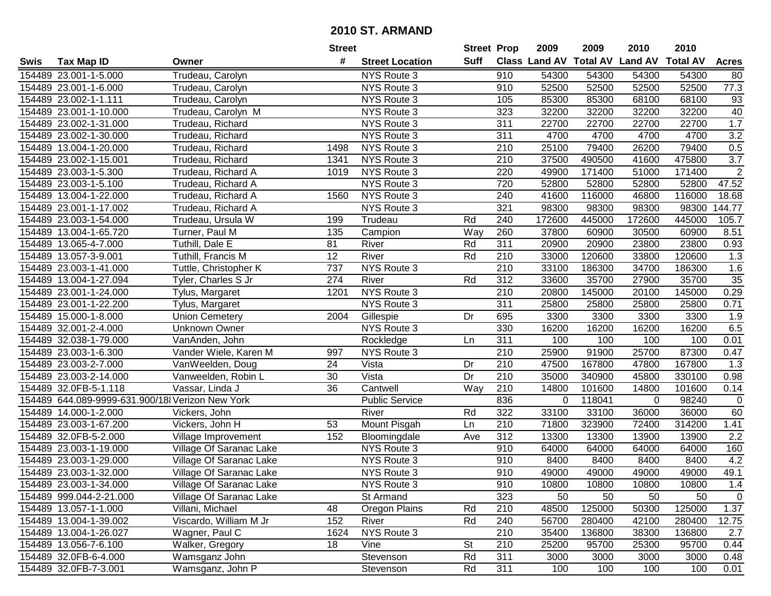# 2010 ST. ARMAND

| Swis | Tax Map ID | Owner | Street # | Street Location | Street Suff | Prop Class | 2009 Land AV | 2009 Total AV | 2010 Land AV | 2010 Total AV | Acres |
|---|---|---|---|---|---|---|---|---|---|---|---|
| 154489 | 23.001-1-5.000 | Trudeau, Carolyn | | NYS Route 3 | | 910 | 54300 | 54300 | 54300 | 54300 | 80 |
| 154489 | 23.001-1-6.000 | Trudeau, Carolyn | | NYS Route 3 | | 910 | 52500 | 52500 | 52500 | 52500 | 77.3 |
| 154489 | 23.002-1-1.111 | Trudeau, Carolyn | | NYS Route 3 | | 105 | 85300 | 85300 | 68100 | 68100 | 93 |
| 154489 | 23.001-1-10.000 | Trudeau, Carolyn M | | NYS Route 3 | | 323 | 32200 | 32200 | 32200 | 32200 | 40 |
| 154489 | 23.002-1-31.000 | Trudeau, Richard | | NYS Route 3 | | 311 | 22700 | 22700 | 22700 | 22700 | 1.7 |
| 154489 | 23.002-1-30.000 | Trudeau, Richard | | NYS Route 3 | | 311 | 4700 | 4700 | 4700 | 4700 | 3.2 |
| 154489 | 13.004-1-20.000 | Trudeau, Richard | 1498 | NYS Route 3 | | 210 | 25100 | 79400 | 26200 | 79400 | 0.5 |
| 154489 | 23.002-1-15.001 | Trudeau, Richard | 1341 | NYS Route 3 | | 210 | 37500 | 490500 | 41600 | 475800 | 3.7 |
| 154489 | 23.003-1-5.300 | Trudeau, Richard A | 1019 | NYS Route 3 | | 220 | 49900 | 171400 | 51000 | 171400 | 2 |
| 154489 | 23.003-1-5.100 | Trudeau, Richard A | | NYS Route 3 | | 720 | 52800 | 52800 | 52800 | 52800 | 47.52 |
| 154489 | 13.004-1-22.000 | Trudeau, Richard A | 1560 | NYS Route 3 | | 240 | 41600 | 116000 | 46800 | 116000 | 18.68 |
| 154489 | 23.001-1-17.002 | Trudeau, Richard A | | NYS Route 3 | | 321 | 98300 | 98300 | 98300 | 98300 | 144.77 |
| 154489 | 23.003-1-54.000 | Trudeau, Ursula W | 199 | Trudeau | Rd | 240 | 172600 | 445000 | 172600 | 445000 | 105.7 |
| 154489 | 13.004-1-65.720 | Turner, Paul M | 135 | Campion | Way | 260 | 37800 | 60900 | 30500 | 60900 | 8.51 |
| 154489 | 13.065-4-7.000 | Tuthill, Dale E | 81 | River | Rd | 311 | 20900 | 20900 | 23800 | 23800 | 0.93 |
| 154489 | 13.057-3-9.001 | Tuthill, Francis M | 12 | River | Rd | 210 | 33000 | 120600 | 33800 | 120600 | 1.3 |
| 154489 | 23.003-1-41.000 | Tuttle, Christopher K | 737 | NYS Route 3 | | 210 | 33100 | 186300 | 34700 | 186300 | 1.6 |
| 154489 | 13.004-1-27.094 | Tyler, Charles S Jr | 274 | River | Rd | 312 | 33600 | 35700 | 27900 | 35700 | 35 |
| 154489 | 23.001-1-24.000 | Tylus, Margaret | 1201 | NYS Route 3 | | 210 | 20800 | 145000 | 20100 | 145000 | 0.29 |
| 154489 | 23.001-1-22.200 | Tylus, Margaret | | NYS Route 3 | | 311 | 25800 | 25800 | 25800 | 25800 | 0.71 |
| 154489 | 15.000-1-8.000 | Union Cemetery | 2004 | Gillespie | Dr | 695 | 3300 | 3300 | 3300 | 3300 | 1.9 |
| 154489 | 32.001-2-4.000 | Unknown Owner | | NYS Route 3 | | 330 | 16200 | 16200 | 16200 | 16200 | 6.5 |
| 154489 | 32.038-1-79.000 | VanAnden, John | | Rockledge | Ln | 311 | 100 | 100 | 100 | 100 | 0.01 |
| 154489 | 23.003-1-6.300 | Vander Wiele, Karen M | 997 | NYS Route 3 | | 210 | 25900 | 91900 | 25700 | 87300 | 0.47 |
| 154489 | 23.003-2-7.000 | VanWeelden, Doug | 24 | Vista | Dr | 210 | 47500 | 167800 | 47800 | 167800 | 1.3 |
| 154489 | 23.003-2-14.000 | Vanweelden, Robin L | 30 | Vista | Dr | 210 | 35000 | 340900 | 45800 | 330100 | 0.98 |
| 154489 | 32.0FB-5-1.118 | Vassar, Linda J | 36 | Cantwell | Way | 210 | 14800 | 101600 | 14800 | 101600 | 0.14 |
| 154489 | 644.089-9999-631.900/18 | Verizon New York | | Public Service | | 836 | 0 | 118041 | 0 | 98240 | 0 |
| 154489 | 14.000-1-2.000 | Vickers, John | | River | Rd | 322 | 33100 | 33100 | 36000 | 36000 | 60 |
| 154489 | 23.003-1-67.200 | Vickers, John H | 53 | Mount Pisgah | Ln | 210 | 71800 | 323900 | 72400 | 314200 | 1.41 |
| 154489 | 32.0FB-5-2.000 | Village Improvement | 152 | Bloomingdale | Ave | 312 | 13300 | 13300 | 13900 | 13900 | 2.2 |
| 154489 | 23.003-1-19.000 | Village Of Saranac Lake | | NYS Route 3 | | 910 | 64000 | 64000 | 64000 | 64000 | 160 |
| 154489 | 23.003-1-29.000 | Village Of Saranac Lake | | NYS Route 3 | | 910 | 8400 | 8400 | 8400 | 8400 | 4.2 |
| 154489 | 23.003-1-32.000 | Village Of Saranac Lake | | NYS Route 3 | | 910 | 49000 | 49000 | 49000 | 49000 | 49.1 |
| 154489 | 23.003-1-34.000 | Village Of Saranac Lake | | NYS Route 3 | | 910 | 10800 | 10800 | 10800 | 10800 | 1.4 |
| 154489 | 999.044-2-21.000 | Village Of Saranac Lake | | St Armand | | 323 | 50 | 50 | 50 | 50 | 0 |
| 154489 | 13.057-1-1.000 | Villani, Michael | 48 | Oregon Plains | Rd | 210 | 48500 | 125000 | 50300 | 125000 | 1.37 |
| 154489 | 13.004-1-39.002 | Viscardo, William M Jr | 152 | River | Rd | 240 | 56700 | 280400 | 42100 | 280400 | 12.75 |
| 154489 | 13.004-1-26.027 | Wagner, Paul C | 1624 | NYS Route 3 | | 210 | 35400 | 136800 | 38300 | 136800 | 2.7 |
| 154489 | 13.056-7-6.100 | Walker, Gregory | 18 | Vine | St | 210 | 25200 | 95700 | 25300 | 95700 | 0.44 |
| 154489 | 32.0FB-6-4.000 | Wamsganz John | | Stevenson | Rd | 311 | 3000 | 3000 | 3000 | 3000 | 0.48 |
| 154489 | 32.0FB-7-3.001 | Wamsganz, John P | | Stevenson | Rd | 311 | 100 | 100 | 100 | 100 | 0.01 |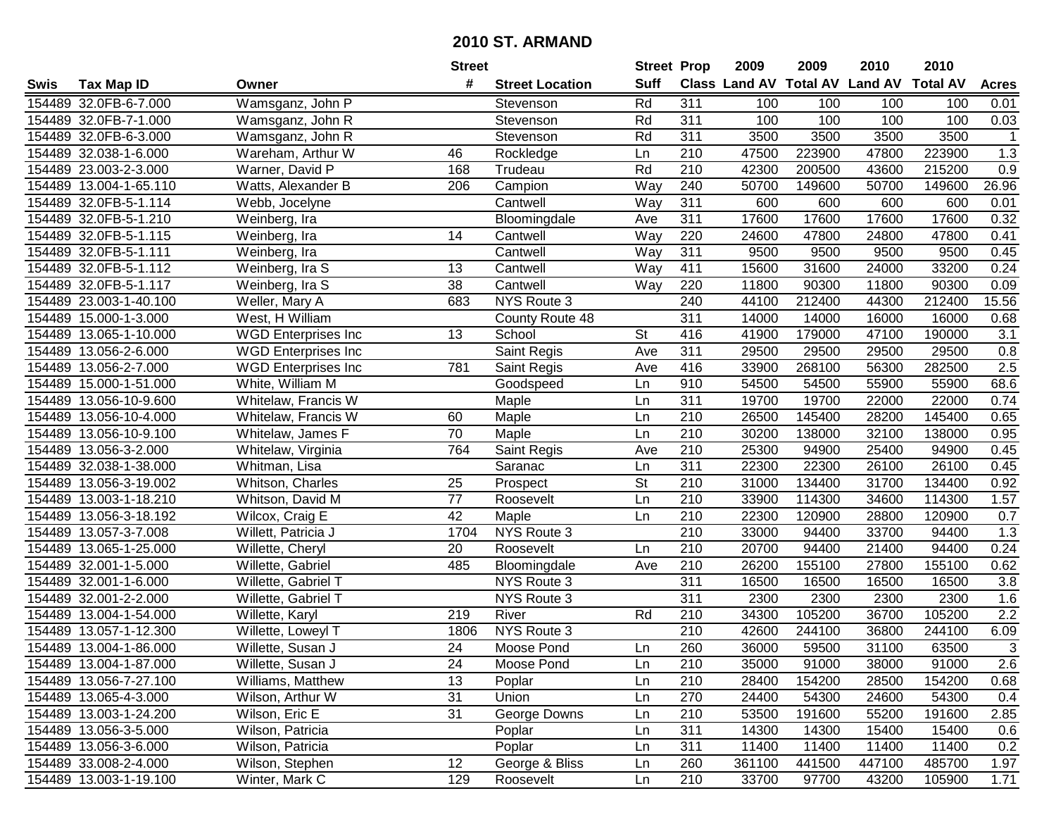# 2010 ST. ARMAND

| Swis | Tax Map ID | Owner | Street # | Street Location | Street Suff | Prop Class | 2009 Land AV | 2009 Total AV | 2010 Land AV | 2010 Total AV | Acres |
|---|---|---|---|---|---|---|---|---|---|---|---|
| 154489 | 32.0FB-6-7.000 | Wamsganz, John P | | Stevenson | Rd | 311 | 100 | 100 | 100 | 100 | 0.01 |
| 154489 | 32.0FB-7-1.000 | Wamsganz, John R | | Stevenson | Rd | 311 | 100 | 100 | 100 | 100 | 0.03 |
| 154489 | 32.0FB-6-3.000 | Wamsganz, John R | | Stevenson | Rd | 311 | 3500 | 3500 | 3500 | 3500 | 1 |
| 154489 | 32.038-1-6.000 | Wareham, Arthur W | 46 | Rockledge | Ln | 210 | 47500 | 223900 | 47800 | 223900 | 1.3 |
| 154489 | 23.003-2-3.000 | Warner, David P | 168 | Trudeau | Rd | 210 | 42300 | 200500 | 43600 | 215200 | 0.9 |
| 154489 | 13.004-1-65.110 | Watts, Alexander B | 206 | Campion | Way | 240 | 50700 | 149600 | 50700 | 149600 | 26.96 |
| 154489 | 32.0FB-5-1.114 | Webb, Jocelyne | | Cantwell | Way | 311 | 600 | 600 | 600 | 600 | 0.01 |
| 154489 | 32.0FB-5-1.210 | Weinberg, Ira | | Bloomingdale | Ave | 311 | 17600 | 17600 | 17600 | 17600 | 0.32 |
| 154489 | 32.0FB-5-1.115 | Weinberg, Ira | 14 | Cantwell | Way | 220 | 24600 | 47800 | 24800 | 47800 | 0.41 |
| 154489 | 32.0FB-5-1.111 | Weinberg, Ira | | Cantwell | Way | 311 | 9500 | 9500 | 9500 | 9500 | 0.45 |
| 154489 | 32.0FB-5-1.112 | Weinberg, Ira S | 13 | Cantwell | Way | 411 | 15600 | 31600 | 24000 | 33200 | 0.24 |
| 154489 | 32.0FB-5-1.117 | Weinberg, Ira S | 38 | Cantwell | Way | 220 | 11800 | 90300 | 11800 | 90300 | 0.09 |
| 154489 | 23.003-1-40.100 | Weller, Mary A | 683 | NYS Route 3 | | 240 | 44100 | 212400 | 44300 | 212400 | 15.56 |
| 154489 | 15.000-1-3.000 | West, H William | | County Route 48 | | 311 | 14000 | 14000 | 16000 | 16000 | 0.68 |
| 154489 | 13.065-1-10.000 | WGD Enterprises Inc | 13 | School | St | 416 | 41900 | 179000 | 47100 | 190000 | 3.1 |
| 154489 | 13.056-2-6.000 | WGD Enterprises Inc | | Saint Regis | Ave | 311 | 29500 | 29500 | 29500 | 29500 | 0.8 |
| 154489 | 13.056-2-7.000 | WGD Enterprises Inc | 781 | Saint Regis | Ave | 416 | 33900 | 268100 | 56300 | 282500 | 2.5 |
| 154489 | 15.000-1-51.000 | White, William M | | Goodspeed | Ln | 910 | 54500 | 54500 | 55900 | 55900 | 68.6 |
| 154489 | 13.056-10-9.600 | Whitelaw, Francis W | | Maple | Ln | 311 | 19700 | 19700 | 22000 | 22000 | 0.74 |
| 154489 | 13.056-10-4.000 | Whitelaw, Francis W | 60 | Maple | Ln | 210 | 26500 | 145400 | 28200 | 145400 | 0.65 |
| 154489 | 13.056-10-9.100 | Whitelaw, James F | 70 | Maple | Ln | 210 | 30200 | 138000 | 32100 | 138000 | 0.95 |
| 154489 | 13.056-3-2.000 | Whitelaw, Virginia | 764 | Saint Regis | Ave | 210 | 25300 | 94900 | 25400 | 94900 | 0.45 |
| 154489 | 32.038-1-38.000 | Whitman, Lisa | | Saranac | Ln | 311 | 22300 | 22300 | 26100 | 26100 | 0.45 |
| 154489 | 13.056-3-19.002 | Whitson, Charles | 25 | Prospect | St | 210 | 31000 | 134400 | 31700 | 134400 | 0.92 |
| 154489 | 13.003-1-18.210 | Whitson, David M | 77 | Roosevelt | Ln | 210 | 33900 | 114300 | 34600 | 114300 | 1.57 |
| 154489 | 13.056-3-18.192 | Wilcox, Craig E | 42 | Maple | Ln | 210 | 22300 | 120900 | 28800 | 120900 | 0.7 |
| 154489 | 13.057-3-7.008 | Willett, Patricia J | 1704 | NYS Route 3 | | 210 | 33000 | 94400 | 33700 | 94400 | 1.3 |
| 154489 | 13.065-1-25.000 | Willette, Cheryl | 20 | Roosevelt | Ln | 210 | 20700 | 94400 | 21400 | 94400 | 0.24 |
| 154489 | 32.001-1-5.000 | Willette, Gabriel | 485 | Bloomingdale | Ave | 210 | 26200 | 155100 | 27800 | 155100 | 0.62 |
| 154489 | 32.001-1-6.000 | Willette, Gabriel T | | NYS Route 3 | | 311 | 16500 | 16500 | 16500 | 16500 | 3.8 |
| 154489 | 32.001-2-2.000 | Willette, Gabriel T | | NYS Route 3 | | 311 | 2300 | 2300 | 2300 | 2300 | 1.6 |
| 154489 | 13.004-1-54.000 | Willette, Karyl | 219 | River | Rd | 210 | 34300 | 105200 | 36700 | 105200 | 2.2 |
| 154489 | 13.057-1-12.300 | Willette, Loweyl T | 1806 | NYS Route 3 | | 210 | 42600 | 244100 | 36800 | 244100 | 6.09 |
| 154489 | 13.004-1-86.000 | Willette, Susan J | 24 | Moose Pond | Ln | 260 | 36000 | 59500 | 31100 | 63500 | 3 |
| 154489 | 13.004-1-87.000 | Willette, Susan J | 24 | Moose Pond | Ln | 210 | 35000 | 91000 | 38000 | 91000 | 2.6 |
| 154489 | 13.056-7-27.100 | Williams, Matthew | 13 | Poplar | Ln | 210 | 28400 | 154200 | 28500 | 154200 | 0.68 |
| 154489 | 13.065-4-3.000 | Wilson, Arthur W | 31 | Union | Ln | 270 | 24400 | 54300 | 24600 | 54300 | 0.4 |
| 154489 | 13.003-1-24.200 | Wilson, Eric E | 31 | George Downs | Ln | 210 | 53500 | 191600 | 55200 | 191600 | 2.85 |
| 154489 | 13.056-3-5.000 | Wilson, Patricia | | Poplar | Ln | 311 | 14300 | 14300 | 15400 | 15400 | 0.6 |
| 154489 | 13.056-3-6.000 | Wilson, Patricia | | Poplar | Ln | 311 | 11400 | 11400 | 11400 | 11400 | 0.2 |
| 154489 | 33.008-2-4.000 | Wilson, Stephen | 12 | George & Bliss | Ln | 260 | 361100 | 441500 | 447100 | 485700 | 1.97 |
| 154489 | 13.003-1-19.100 | Winter, Mark C | 129 | Roosevelt | Ln | 210 | 33700 | 97700 | 43200 | 105900 | 1.71 |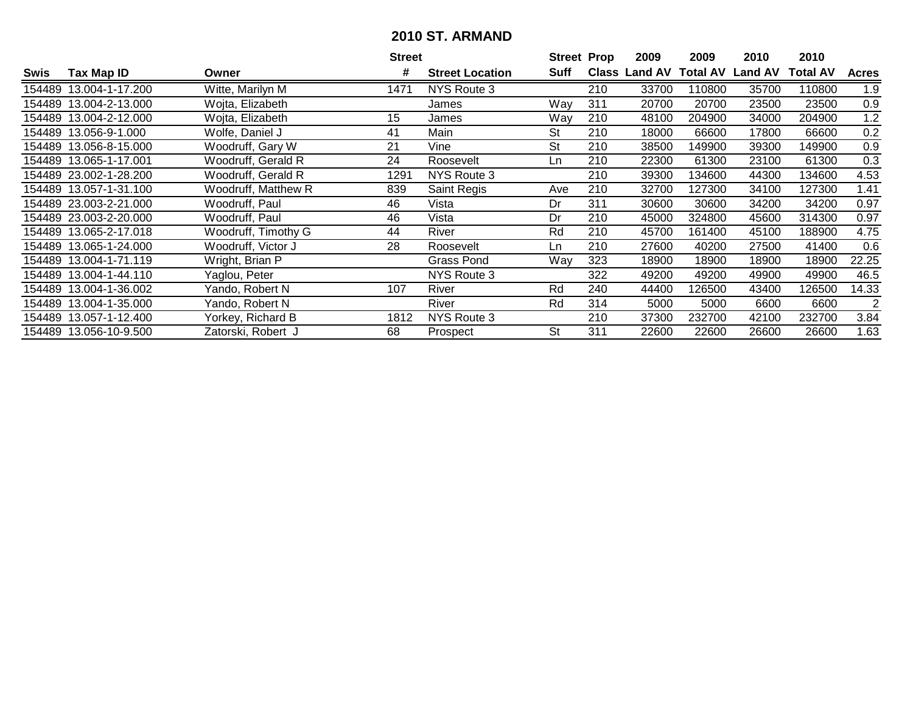## 2010 ST. ARMAND

| Swis | Tax Map ID | Owner | Street # | Street Location | Street Suff | Prop Class | 2009 Land AV | 2009 Total AV | 2010 Land AV | 2010 Total AV | Acres |
|---|---|---|---|---|---|---|---|---|---|---|---|
| 154489 | 13.004-1-17.200 | Witte, Marilyn M | 1471 | NYS Route 3 | | 210 | 33700 | 110800 | 35700 | 110800 | 1.9 |
| 154489 | 13.004-2-13.000 | Wojta, Elizabeth | | James | Way | 311 | 20700 | 20700 | 23500 | 23500 | 0.9 |
| 154489 | 13.004-2-12.000 | Wojta, Elizabeth | 15 | James | Way | 210 | 48100 | 204900 | 34000 | 204900 | 1.2 |
| 154489 | 13.056-9-1.000 | Wolfe, Daniel J | 41 | Main | St | 210 | 18000 | 66600 | 17800 | 66600 | 0.2 |
| 154489 | 13.056-8-15.000 | Woodruff, Gary W | 21 | Vine | St | 210 | 38500 | 149900 | 39300 | 149900 | 0.9 |
| 154489 | 13.065-1-17.001 | Woodruff, Gerald R | 24 | Roosevelt | Ln | 210 | 22300 | 61300 | 23100 | 61300 | 0.3 |
| 154489 | 23.002-1-28.200 | Woodruff, Gerald R | 1291 | NYS Route 3 | | 210 | 39300 | 134600 | 44300 | 134600 | 4.53 |
| 154489 | 13.057-1-31.100 | Woodruff, Matthew R | 839 | Saint Regis | Ave | 210 | 32700 | 127300 | 34100 | 127300 | 1.41 |
| 154489 | 23.003-2-21.000 | Woodruff, Paul | 46 | Vista | Dr | 311 | 30600 | 30600 | 34200 | 34200 | 0.97 |
| 154489 | 23.003-2-20.000 | Woodruff, Paul | 46 | Vista | Dr | 210 | 45000 | 324800 | 45600 | 314300 | 0.97 |
| 154489 | 13.065-2-17.018 | Woodruff, Timothy G | 44 | River | Rd | 210 | 45700 | 161400 | 45100 | 188900 | 4.75 |
| 154489 | 13.065-1-24.000 | Woodruff, Victor J | 28 | Roosevelt | Ln | 210 | 27600 | 40200 | 27500 | 41400 | 0.6 |
| 154489 | 13.004-1-71.119 | Wright, Brian P | | Grass Pond | Way | 323 | 18900 | 18900 | 18900 | 18900 | 22.25 |
| 154489 | 13.004-1-44.110 | Yaglou, Peter | | NYS Route 3 | | 322 | 49200 | 49200 | 49900 | 49900 | 46.5 |
| 154489 | 13.004-1-36.002 | Yando, Robert N | 107 | River | Rd | 240 | 44400 | 126500 | 43400 | 126500 | 14.33 |
| 154489 | 13.004-1-35.000 | Yando, Robert N | | River | Rd | 314 | 5000 | 5000 | 6600 | 6600 | 2 |
| 154489 | 13.057-1-12.400 | Yorkey, Richard B | 1812 | NYS Route 3 | | 210 | 37300 | 232700 | 42100 | 232700 | 3.84 |
| 154489 | 13.056-10-9.500 | Zatorski, Robert J | 68 | Prospect | St | 311 | 22600 | 22600 | 26600 | 26600 | 1.63 |